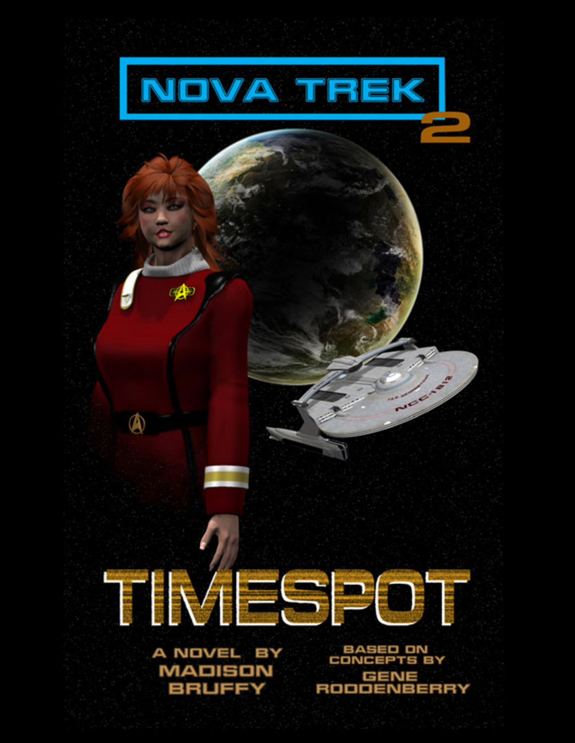# NOVA TREK 2

# TIMESPOT

A NOVEL BY
MADISON BRUFFY

BASED ON
CONCEPTS BY
GENE
RODDENBERRY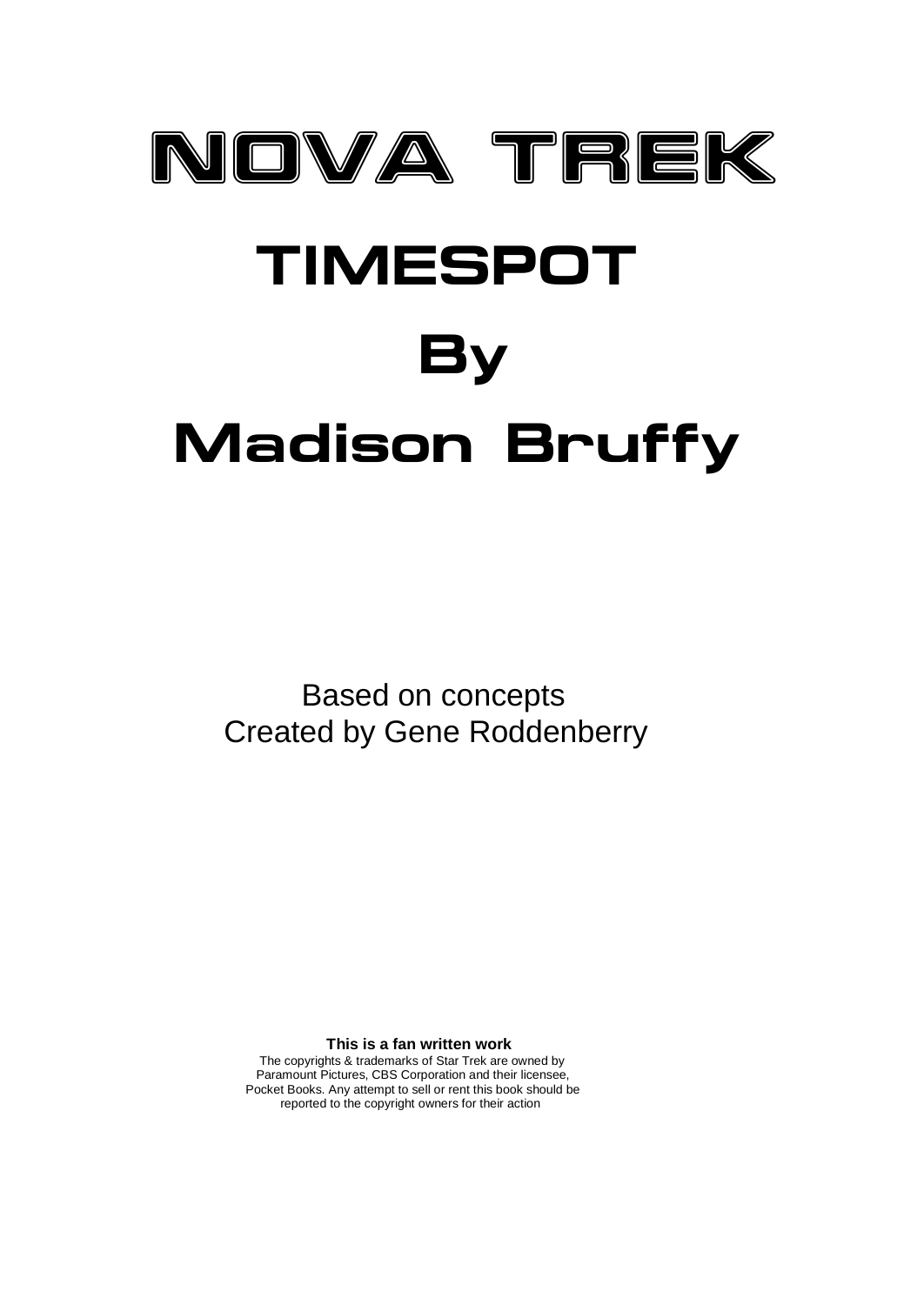# NOVA TREK

## TIMESPOT

## By

## Madison Bruffy

Based on concepts
Created by Gene Roddenberry

**This is a fan written work**
The copyrights & trademarks of Star Trek are owned by Paramount Pictures, CBS Corporation and their licensee, Pocket Books. Any attempt to sell or rent this book should be reported to the copyright owners for their action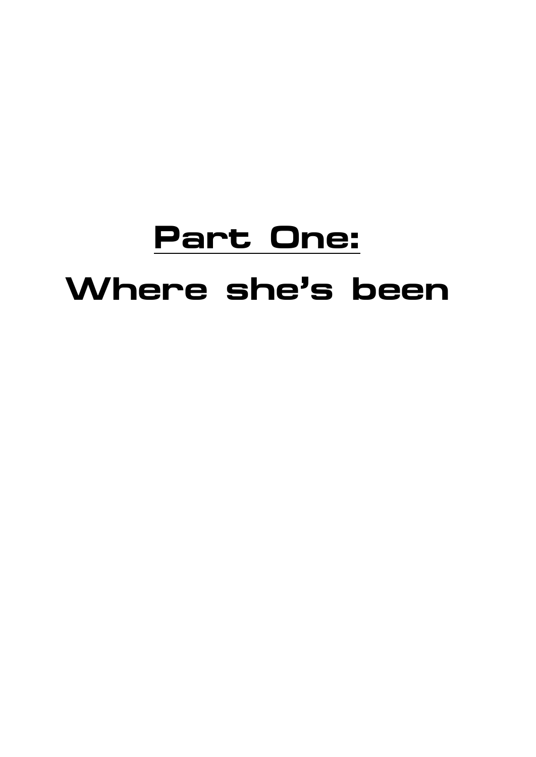# Part One:

# Where she's been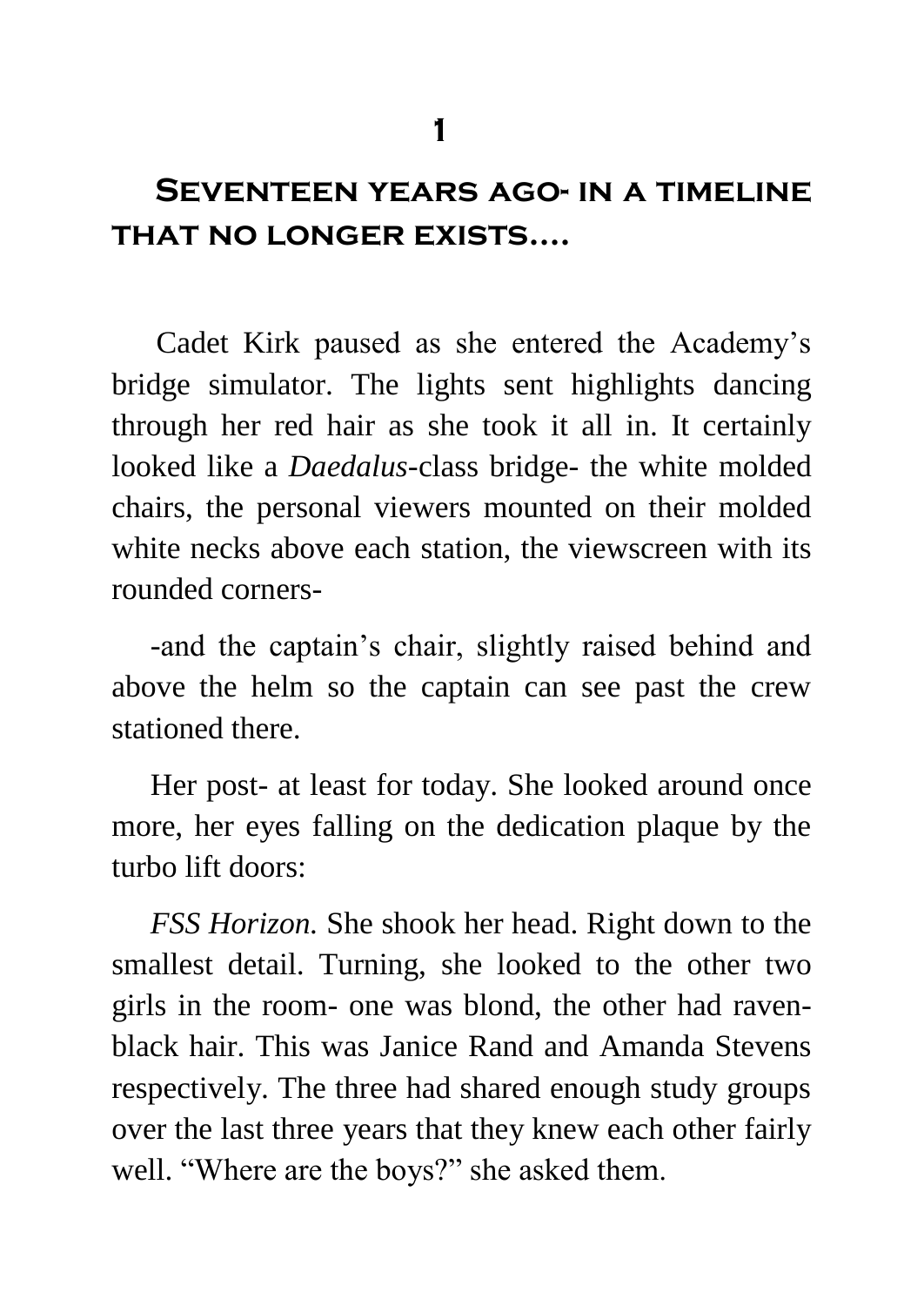# 1

## Seventeen years ago- in a timeline that no longer exists....

Cadet Kirk paused as she entered the Academy's bridge simulator. The lights sent highlights dancing through her red hair as she took it all in. It certainly looked like a *Daedalus*-class bridge- the white molded chairs, the personal viewers mounted on their molded white necks above each station, the viewscreen with its rounded corners-

-and the captain's chair, slightly raised behind and above the helm so the captain can see past the crew stationed there.

Her post- at least for today. She looked around once more, her eyes falling on the dedication plaque by the turbo lift doors:

*FSS Horizon.* She shook her head. Right down to the smallest detail. Turning, she looked to the other two girls in the room- one was blond, the other had raven-black hair. This was Janice Rand and Amanda Stevens respectively. The three had shared enough study groups over the last three years that they knew each other fairly well. "Where are the boys?" she asked them.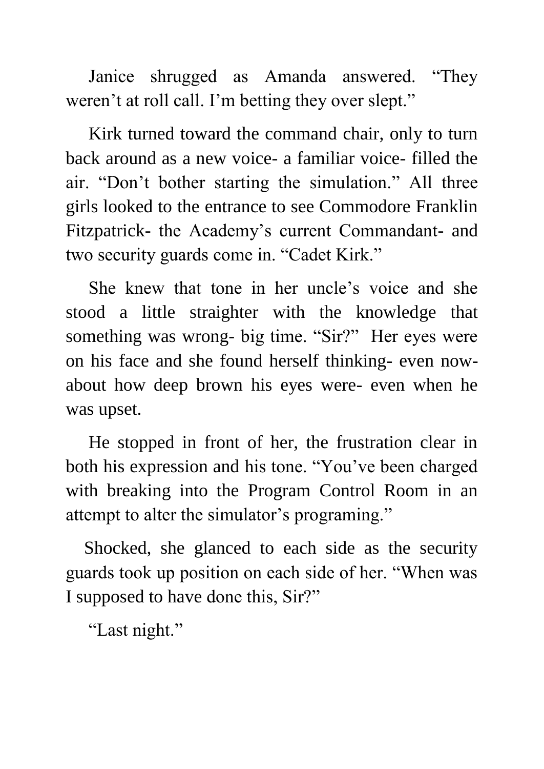Janice shrugged as Amanda answered. “They weren’t at roll call. I’m betting they over slept.”

Kirk turned toward the command chair, only to turn back around as a new voice- a familiar voice- filled the air. “Don’t bother starting the simulation.” All three girls looked to the entrance to see Commodore Franklin Fitzpatrick- the Academy’s current Commandant- and two security guards come in. “Cadet Kirk.”

She knew that tone in her uncle’s voice and she stood a little straighter with the knowledge that something was wrong- big time. “Sir?” Her eyes were on his face and she found herself thinking- even now- about how deep brown his eyes were- even when he was upset.

He stopped in front of her, the frustration clear in both his expression and his tone. “You’ve been charged with breaking into the Program Control Room in an attempt to alter the simulator’s programing.”

Shocked, she glanced to each side as the security guards took up position on each side of her. “When was I supposed to have done this, Sir?”

“Last night.”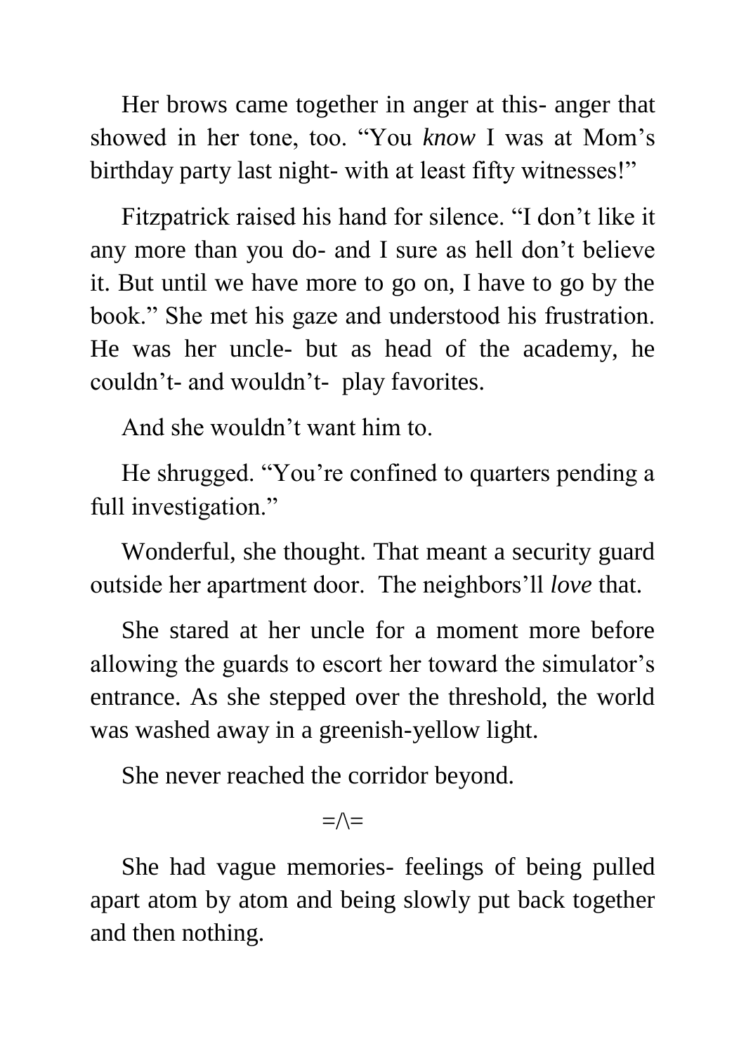Her brows came together in anger at this- anger that showed in her tone, too. "You *know* I was at Mom's birthday party last night- with at least fifty witnesses!"

Fitzpatrick raised his hand for silence. "I don't like it any more than you do- and I sure as hell don't believe it. But until we have more to go on, I have to go by the book." She met his gaze and understood his frustration. He was her uncle- but as head of the academy, he couldn't- and wouldn't- play favorites.

And she wouldn't want him to.

He shrugged. "You're confined to quarters pending a full investigation."

Wonderful, she thought. That meant a security guard outside her apartment door. The neighbors'll *love* that.

She stared at her uncle for a moment more before allowing the guards to escort her toward the simulator's entrance. As she stepped over the threshold, the world was washed away in a greenish-yellow light.

She never reached the corridor beyond.

=/\=

She had vague memories- feelings of being pulled apart atom by atom and being slowly put back together and then nothing.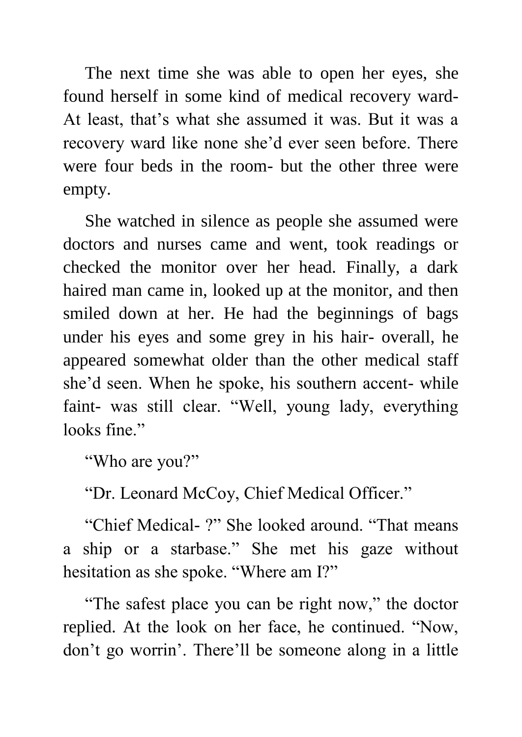The next time she was able to open her eyes, she found herself in some kind of medical recovery ward- At least, that's what she assumed it was. But it was a recovery ward like none she'd ever seen before. There were four beds in the room- but the other three were empty.

She watched in silence as people she assumed were doctors and nurses came and went, took readings or checked the monitor over her head. Finally, a dark haired man came in, looked up at the monitor, and then smiled down at her. He had the beginnings of bags under his eyes and some grey in his hair- overall, he appeared somewhat older than the other medical staff she'd seen. When he spoke, his southern accent- while faint- was still clear. "Well, young lady, everything looks fine."

"Who are you?"

"Dr. Leonard McCoy, Chief Medical Officer."

"Chief Medical- ?" She looked around. "That means a ship or a starbase." She met his gaze without hesitation as she spoke. "Where am I?"

"The safest place you can be right now," the doctor replied. At the look on her face, he continued. "Now, don't go worrin'. There'll be someone along in a little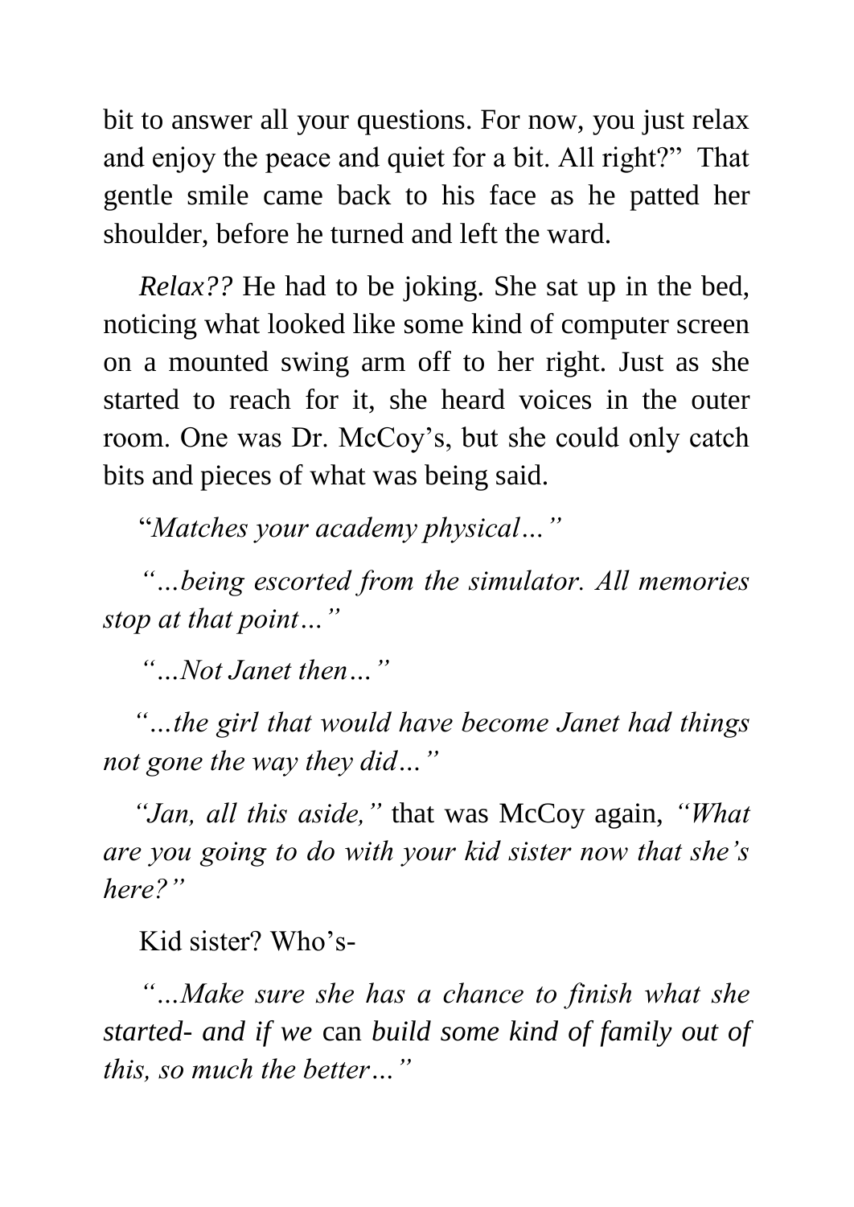bit to answer all your questions. For now, you just relax and enjoy the peace and quiet for a bit. All right?" That gentle smile came back to his face as he patted her shoulder, before he turned and left the ward.

*Relax??* He had to be joking. She sat up in the bed, noticing what looked like some kind of computer screen on a mounted swing arm off to her right. Just as she started to reach for it, she heard voices in the outer room. One was Dr. McCoy's, but she could only catch bits and pieces of what was being said.

"*Matches your academy physical…"*

*"…being escorted from the simulator. All memories stop at that point…"*

*"…Not Janet then…"*

*"…the girl that would have become Janet had things not gone the way they did…"*

*"Jan, all this aside,"* that was McCoy again, *"What are you going to do with your kid sister now that she's here?"*

Kid sister? Who's-

*"…Make sure she has a chance to finish what she started- and if we* can *build some kind of family out of this, so much the better…"*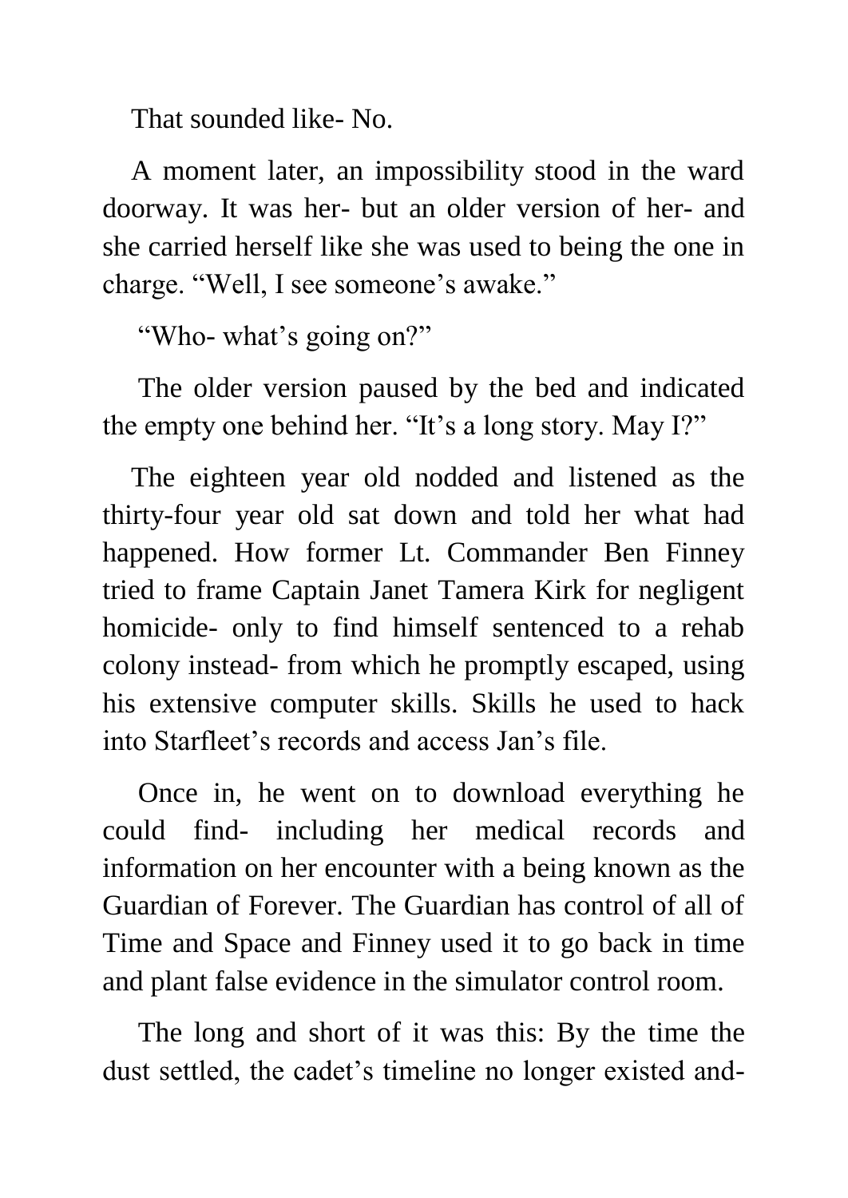That sounded like- No.

A moment later, an impossibility stood in the ward doorway. It was her- but an older version of her- and she carried herself like she was used to being the one in charge. "Well, I see someone's awake."

"Who- what's going on?"

The older version paused by the bed and indicated the empty one behind her. "It's a long story. May I?"

The eighteen year old nodded and listened as the thirty-four year old sat down and told her what had happened. How former Lt. Commander Ben Finney tried to frame Captain Janet Tamera Kirk for negligent homicide- only to find himself sentenced to a rehab colony instead- from which he promptly escaped, using his extensive computer skills. Skills he used to hack into Starfleet's records and access Jan's file.

Once in, he went on to download everything he could find- including her medical records and information on her encounter with a being known as the Guardian of Forever. The Guardian has control of all of Time and Space and Finney used it to go back in time and plant false evidence in the simulator control room.

The long and short of it was this: By the time the dust settled, the cadet's timeline no longer existed and-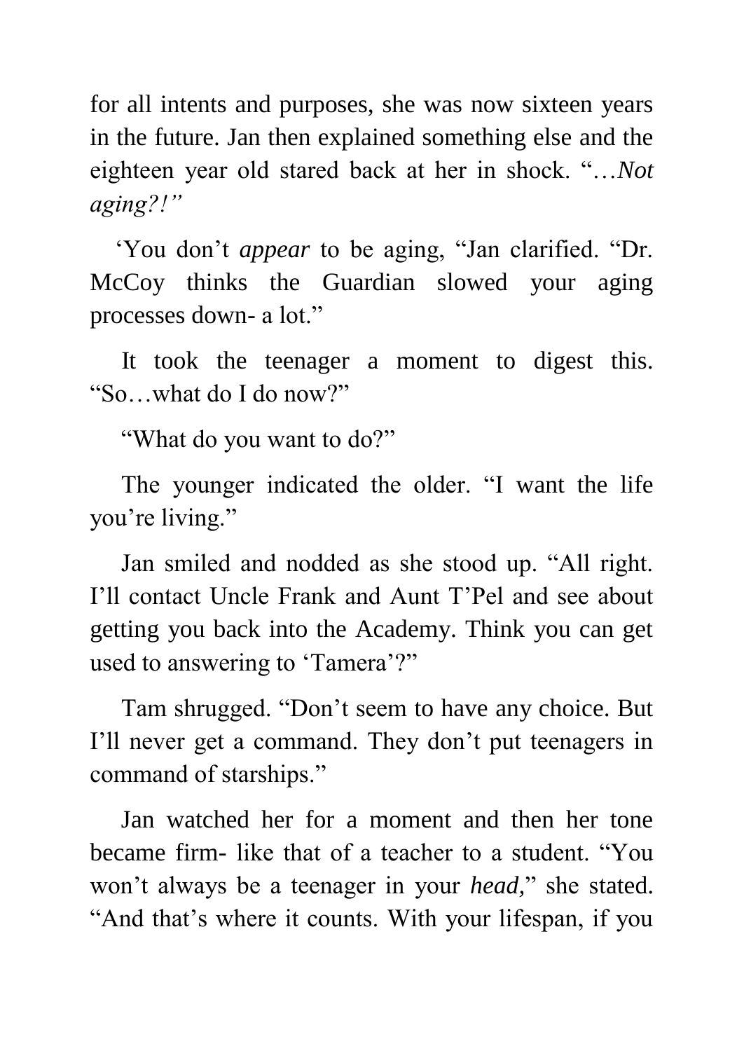for all intents and purposes, she was now sixteen years in the future. Jan then explained something else and the eighteen year old stared back at her in shock. "…*Not aging?!"*

'You don't *appear* to be aging, "Jan clarified. "Dr. McCoy thinks the Guardian slowed your aging processes down- a lot."

It took the teenager a moment to digest this. "So…what do I do now?"

"What do you want to do?"

The younger indicated the older. "I want the life you're living."

Jan smiled and nodded as she stood up. "All right. I'll contact Uncle Frank and Aunt T'Pel and see about getting you back into the Academy. Think you can get used to answering to 'Tamera'?"

Tam shrugged. "Don't seem to have any choice. But I'll never get a command. They don't put teenagers in command of starships."

Jan watched her for a moment and then her tone became firm- like that of a teacher to a student. "You won't always be a teenager in your *head,*" she stated. "And that's where it counts. With your lifespan, if you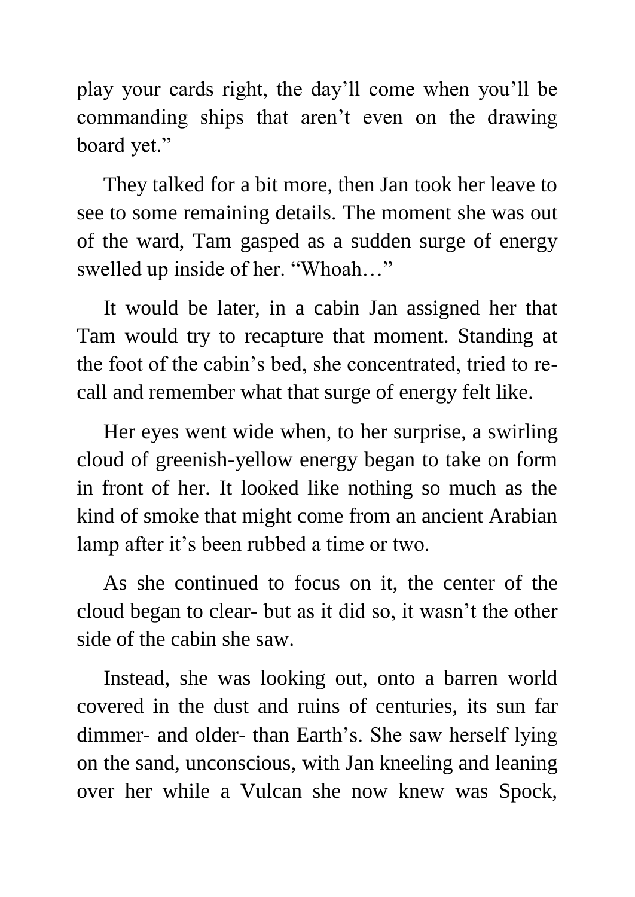play your cards right, the day'll come when you'll be commanding ships that aren't even on the drawing board yet."

They talked for a bit more, then Jan took her leave to see to some remaining details. The moment she was out of the ward, Tam gasped as a sudden surge of energy swelled up inside of her. "Whoah…"

It would be later, in a cabin Jan assigned her that Tam would try to recapture that moment. Standing at the foot of the cabin's bed, she concentrated, tried to re-call and remember what that surge of energy felt like.

Her eyes went wide when, to her surprise, a swirling cloud of greenish-yellow energy began to take on form in front of her. It looked like nothing so much as the kind of smoke that might come from an ancient Arabian lamp after it's been rubbed a time or two.

As she continued to focus on it, the center of the cloud began to clear- but as it did so, it wasn't the other side of the cabin she saw.

Instead, she was looking out, onto a barren world covered in the dust and ruins of centuries, its sun far dimmer- and older- than Earth's. She saw herself lying on the sand, unconscious, with Jan kneeling and leaning over her while a Vulcan she now knew was Spock,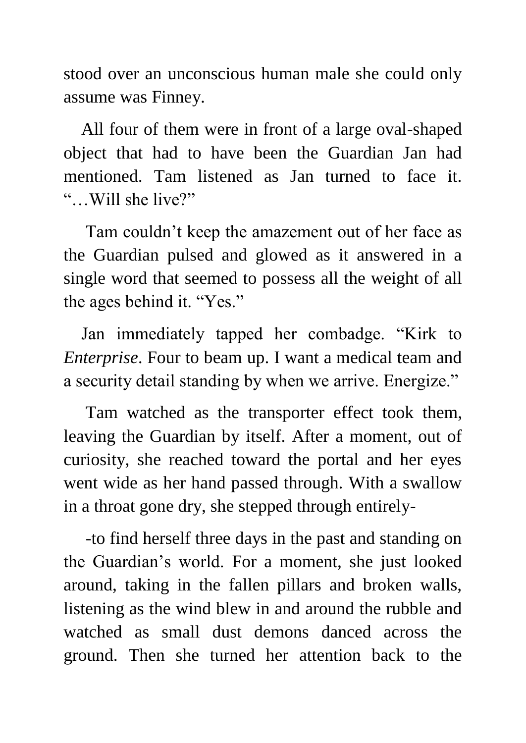stood over an unconscious human male she could only assume was Finney.

All four of them were in front of a large oval-shaped object that had to have been the Guardian Jan had mentioned. Tam listened as Jan turned to face it. "…Will she live?"

Tam couldn't keep the amazement out of her face as the Guardian pulsed and glowed as it answered in a single word that seemed to possess all the weight of all the ages behind it. "Yes."

Jan immediately tapped her combadge. "Kirk to *Enterprise*. Four to beam up. I want a medical team and a security detail standing by when we arrive. Energize."

Tam watched as the transporter effect took them, leaving the Guardian by itself. After a moment, out of curiosity, she reached toward the portal and her eyes went wide as her hand passed through. With a swallow in a throat gone dry, she stepped through entirely-

-to find herself three days in the past and standing on the Guardian's world. For a moment, she just looked around, taking in the fallen pillars and broken walls, listening as the wind blew in and around the rubble and watched as small dust demons danced across the ground. Then she turned her attention back to the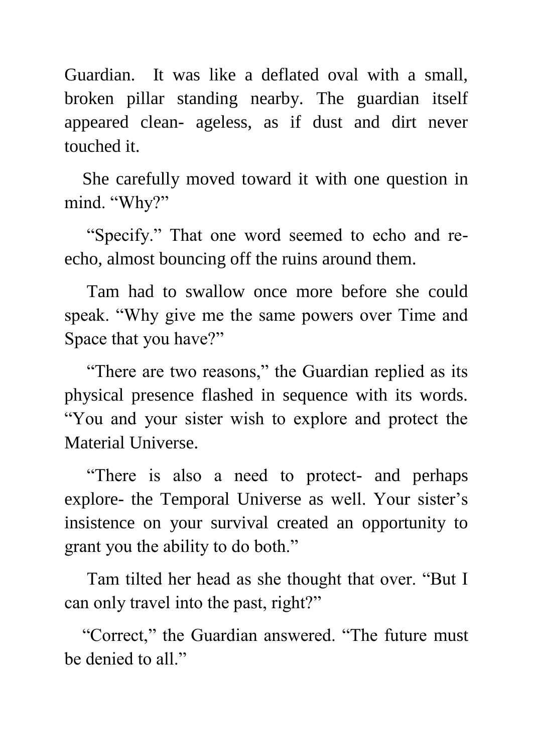Guardian. It was like a deflated oval with a small, broken pillar standing nearby. The guardian itself appeared clean- ageless, as if dust and dirt never touched it.

She carefully moved toward it with one question in mind. “Why?”

“Specify.” That one word seemed to echo and re-echo, almost bouncing off the ruins around them.

Tam had to swallow once more before she could speak. “Why give me the same powers over Time and Space that you have?”

“There are two reasons,” the Guardian replied as its physical presence flashed in sequence with its words. “You and your sister wish to explore and protect the Material Universe.

“There is also a need to protect- and perhaps explore- the Temporal Universe as well. Your sister’s insistence on your survival created an opportunity to grant you the ability to do both.”

Tam tilted her head as she thought that over. “But I can only travel into the past, right?”

“Correct,” the Guardian answered. “The future must be denied to all.”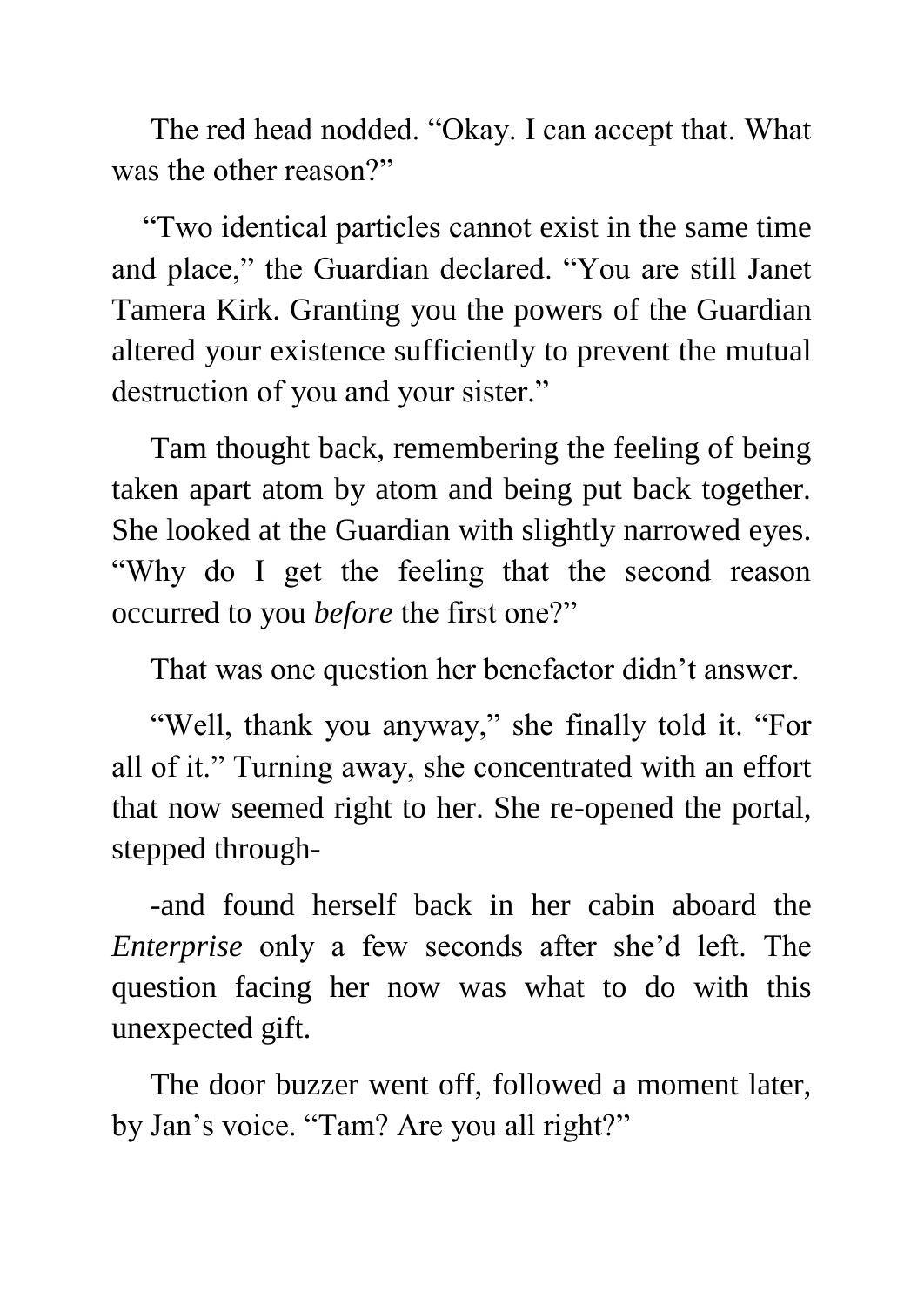The red head nodded. “Okay. I can accept that. What was the other reason?”

“Two identical particles cannot exist in the same time and place,” the Guardian declared. “You are still Janet Tamera Kirk. Granting you the powers of the Guardian altered your existence sufficiently to prevent the mutual destruction of you and your sister.”

Tam thought back, remembering the feeling of being taken apart atom by atom and being put back together. She looked at the Guardian with slightly narrowed eyes. “Why do I get the feeling that the second reason occurred to you *before* the first one?”

That was one question her benefactor didn’t answer.

“Well, thank you anyway,” she finally told it. “For all of it.” Turning away, she concentrated with an effort that now seemed right to her. She re-opened the portal, stepped through-

-and found herself back in her cabin aboard the *Enterprise* only a few seconds after she’d left. The question facing her now was what to do with this unexpected gift.

The door buzzer went off, followed a moment later, by Jan’s voice. “Tam? Are you all right?”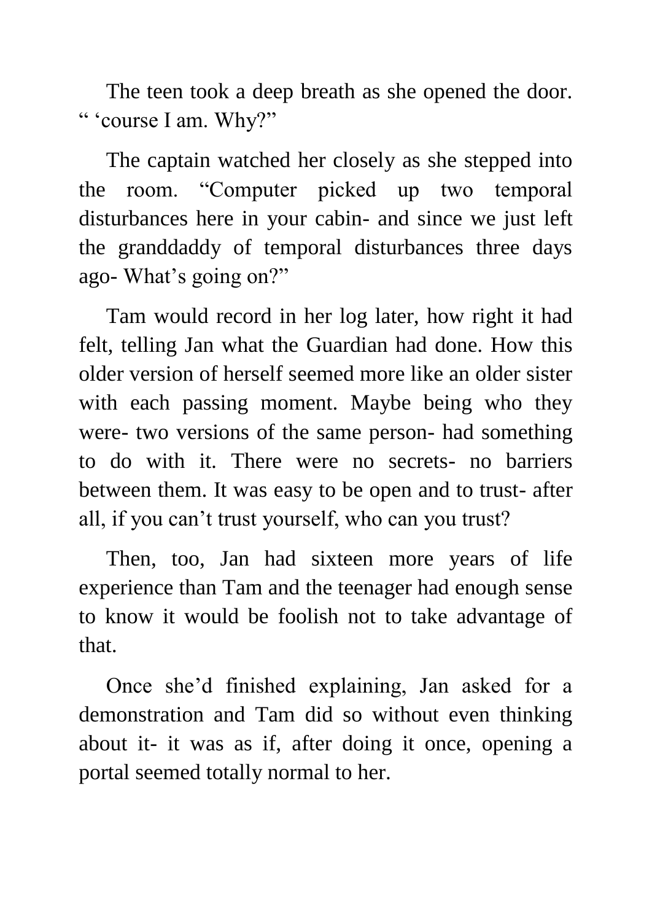The teen took a deep breath as she opened the door. " 'course I am. Why?"

The captain watched her closely as she stepped into the room. "Computer picked up two temporal disturbances here in your cabin- and since we just left the granddaddy of temporal disturbances three days ago- What's going on?"

Tam would record in her log later, how right it had felt, telling Jan what the Guardian had done. How this older version of herself seemed more like an older sister with each passing moment. Maybe being who they were- two versions of the same person- had something to do with it. There were no secrets- no barriers between them. It was easy to be open and to trust- after all, if you can't trust yourself, who can you trust?

Then, too, Jan had sixteen more years of life experience than Tam and the teenager had enough sense to know it would be foolish not to take advantage of that.

Once she'd finished explaining, Jan asked for a demonstration and Tam did so without even thinking about it- it was as if, after doing it once, opening a portal seemed totally normal to her.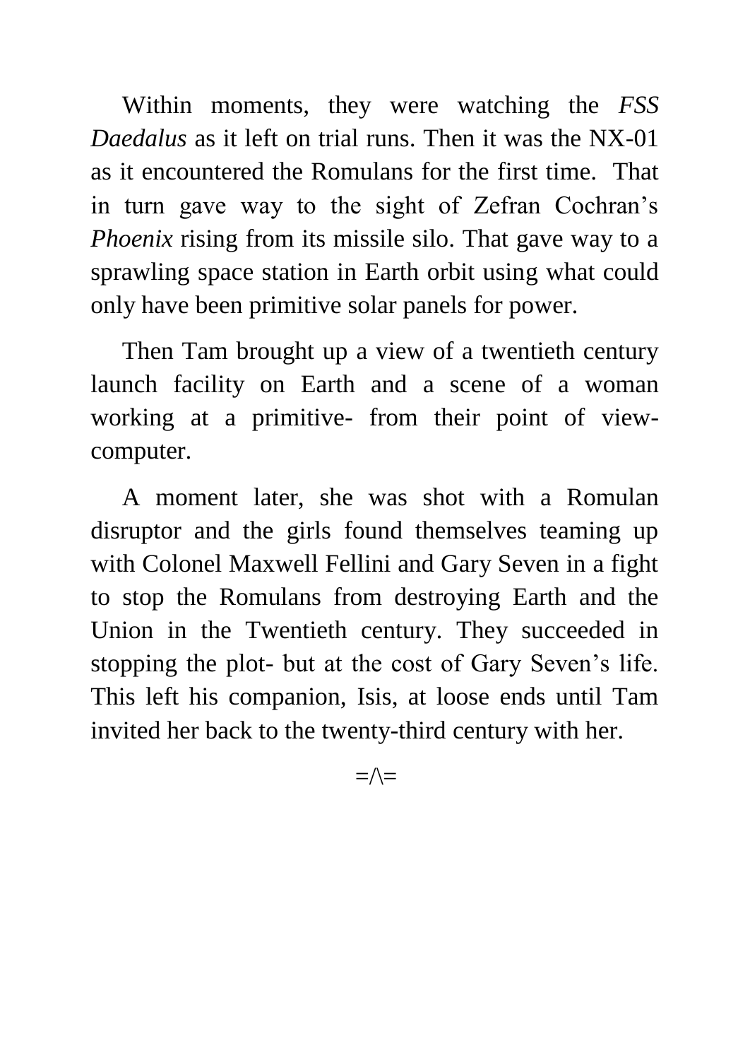Within moments, they were watching the *FSS Daedalus* as it left on trial runs. Then it was the NX-01 as it encountered the Romulans for the first time.  That in turn gave way to the sight of Zefran Cochran's *Phoenix* rising from its missile silo. That gave way to a sprawling space station in Earth orbit using what could only have been primitive solar panels for power.

Then Tam brought up a view of a twentieth century launch facility on Earth and a scene of a woman working at a primitive- from their point of view-computer.

A moment later, she was shot with a Romulan disruptor and the girls found themselves teaming up with Colonel Maxwell Fellini and Gary Seven in a fight to stop the Romulans from destroying Earth and the Union in the Twentieth century. They succeeded in stopping the plot- but at the cost of Gary Seven's life. This left his companion, Isis, at loose ends until Tam invited her back to the twenty-third century with her.

=/\=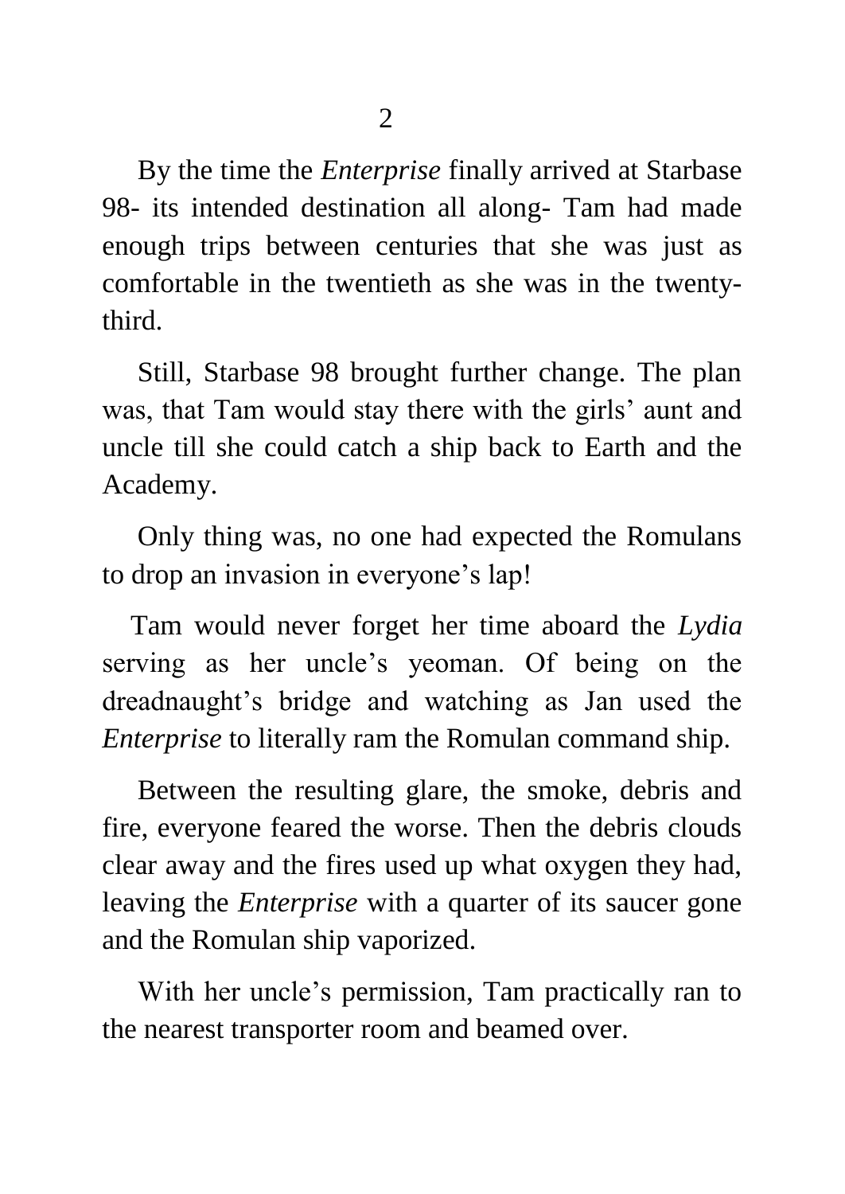# 2

By the time the *Enterprise* finally arrived at Starbase 98- its intended destination all along- Tam had made enough trips between centuries that she was just as comfortable in the twentieth as she was in the twenty-third.

Still, Starbase 98 brought further change. The plan was, that Tam would stay there with the girls' aunt and uncle till she could catch a ship back to Earth and the Academy.

Only thing was, no one had expected the Romulans to drop an invasion in everyone's lap!

Tam would never forget her time aboard the *Lydia* serving as her uncle's yeoman. Of being on the dreadnaught's bridge and watching as Jan used the *Enterprise* to literally ram the Romulan command ship.

Between the resulting glare, the smoke, debris and fire, everyone feared the worse. Then the debris clouds clear away and the fires used up what oxygen they had, leaving the *Enterprise* with a quarter of its saucer gone and the Romulan ship vaporized.

With her uncle's permission, Tam practically ran to the nearest transporter room and beamed over.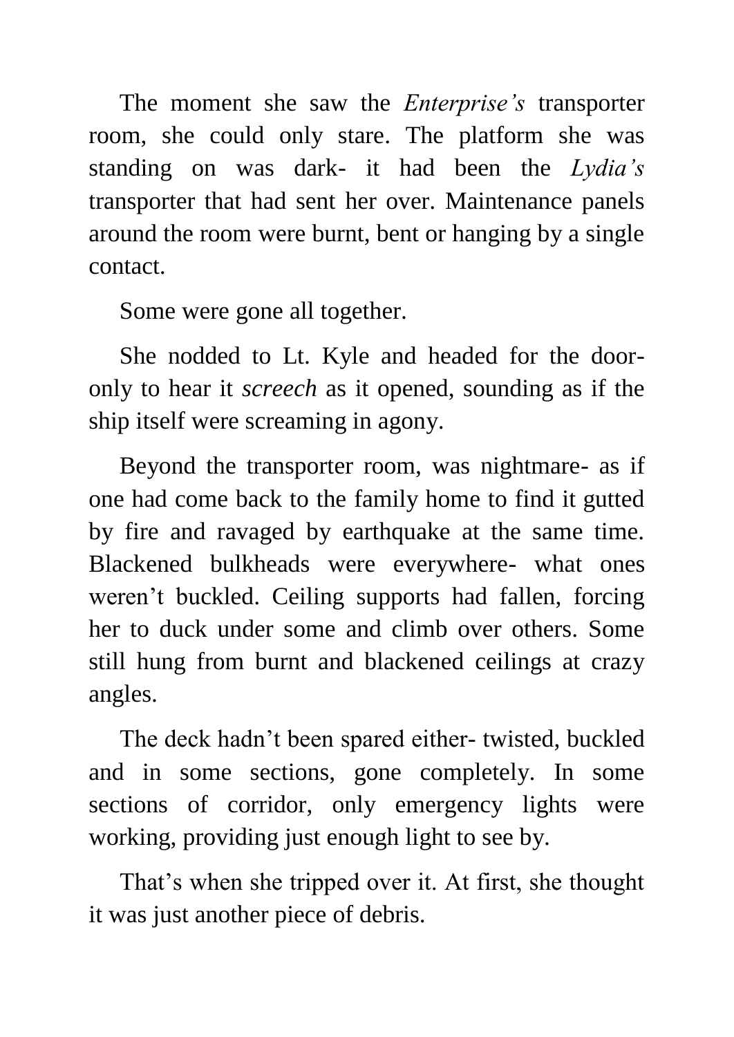The moment she saw the *Enterprise's* transporter room, she could only stare. The platform she was standing on was dark- it had been the *Lydia's* transporter that had sent her over. Maintenance panels around the room were burnt, bent or hanging by a single contact.

Some were gone all together.

She nodded to Lt. Kyle and headed for the door- only to hear it *screech* as it opened, sounding as if the ship itself were screaming in agony.

Beyond the transporter room, was nightmare- as if one had come back to the family home to find it gutted by fire and ravaged by earthquake at the same time. Blackened bulkheads were everywhere- what ones weren't buckled. Ceiling supports had fallen, forcing her to duck under some and climb over others. Some still hung from burnt and blackened ceilings at crazy angles.

The deck hadn't been spared either- twisted, buckled and in some sections, gone completely. In some sections of corridor, only emergency lights were working, providing just enough light to see by.

That's when she tripped over it. At first, she thought it was just another piece of debris.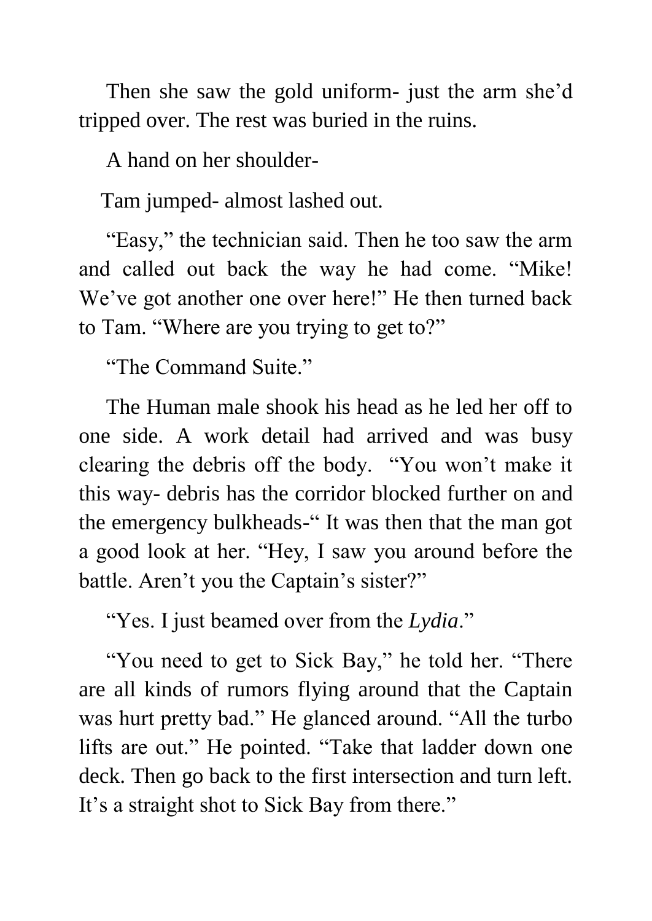Then she saw the gold uniform- just the arm she'd tripped over. The rest was buried in the ruins.

A hand on her shoulder-

Tam jumped- almost lashed out.

"Easy," the technician said. Then he too saw the arm and called out back the way he had come. "Mike! We've got another one over here!" He then turned back to Tam. "Where are you trying to get to?"

"The Command Suite."

The Human male shook his head as he led her off to one side. A work detail had arrived and was busy clearing the debris off the body. "You won't make it this way- debris has the corridor blocked further on and the emergency bulkheads-" It was then that the man got a good look at her. "Hey, I saw you around before the battle. Aren't you the Captain's sister?"

"Yes. I just beamed over from the *Lydia*."

"You need to get to Sick Bay," he told her. "There are all kinds of rumors flying around that the Captain was hurt pretty bad." He glanced around. "All the turbo lifts are out." He pointed. "Take that ladder down one deck. Then go back to the first intersection and turn left. It's a straight shot to Sick Bay from there."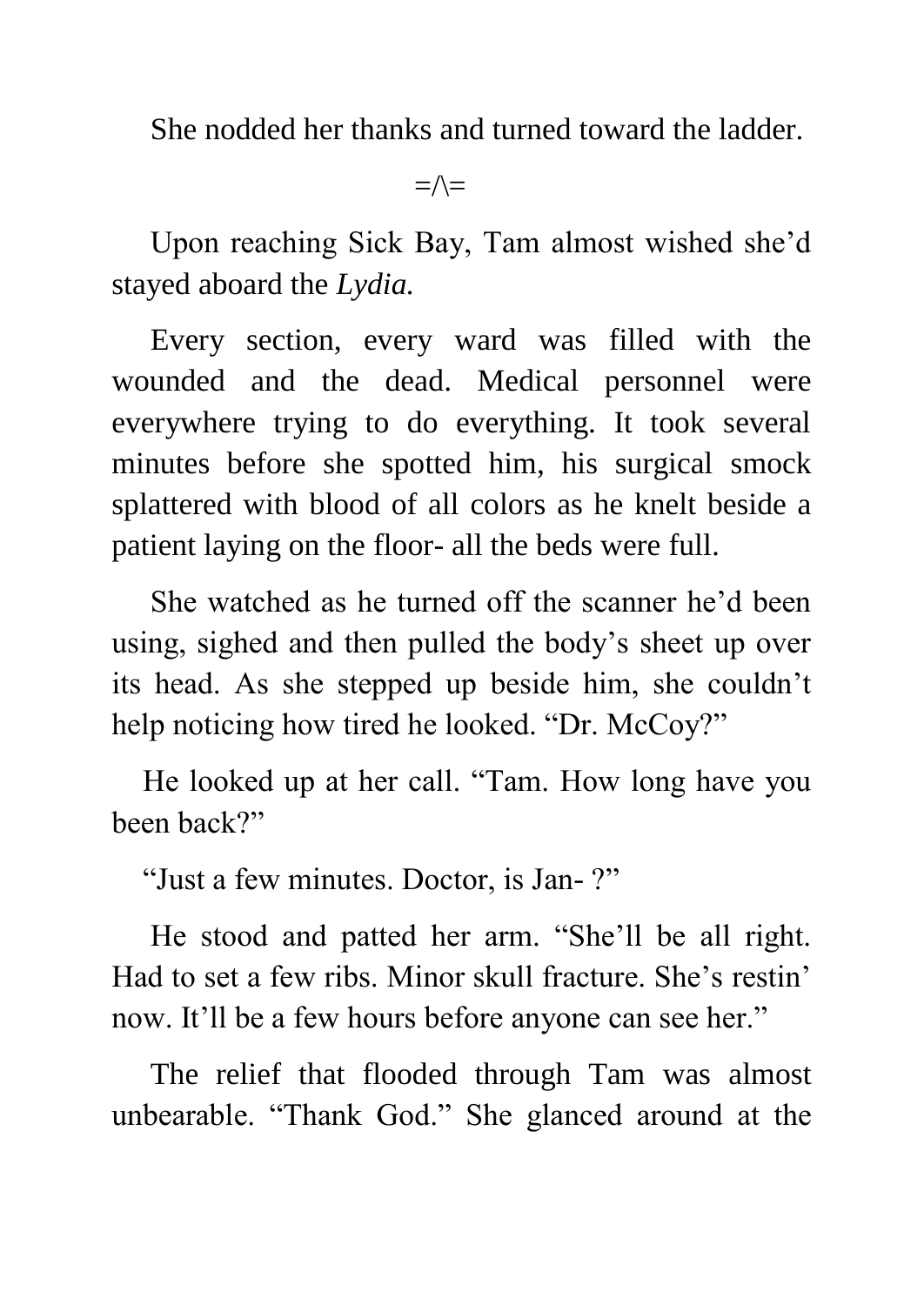She nodded her thanks and turned toward the ladder.

=/\=

Upon reaching Sick Bay, Tam almost wished she'd stayed aboard the *Lydia.*

Every section, every ward was filled with the wounded and the dead. Medical personnel were everywhere trying to do everything. It took several minutes before she spotted him, his surgical smock splattered with blood of all colors as he knelt beside a patient laying on the floor- all the beds were full.

She watched as he turned off the scanner he'd been using, sighed and then pulled the body's sheet up over its head. As she stepped up beside him, she couldn't help noticing how tired he looked. "Dr. McCoy?"

He looked up at her call. "Tam. How long have you been back?"

"Just a few minutes. Doctor, is Jan- ?"

He stood and patted her arm. "She'll be all right. Had to set a few ribs. Minor skull fracture. She's restin' now. It'll be a few hours before anyone can see her."

The relief that flooded through Tam was almost unbearable. "Thank God." She glanced around at the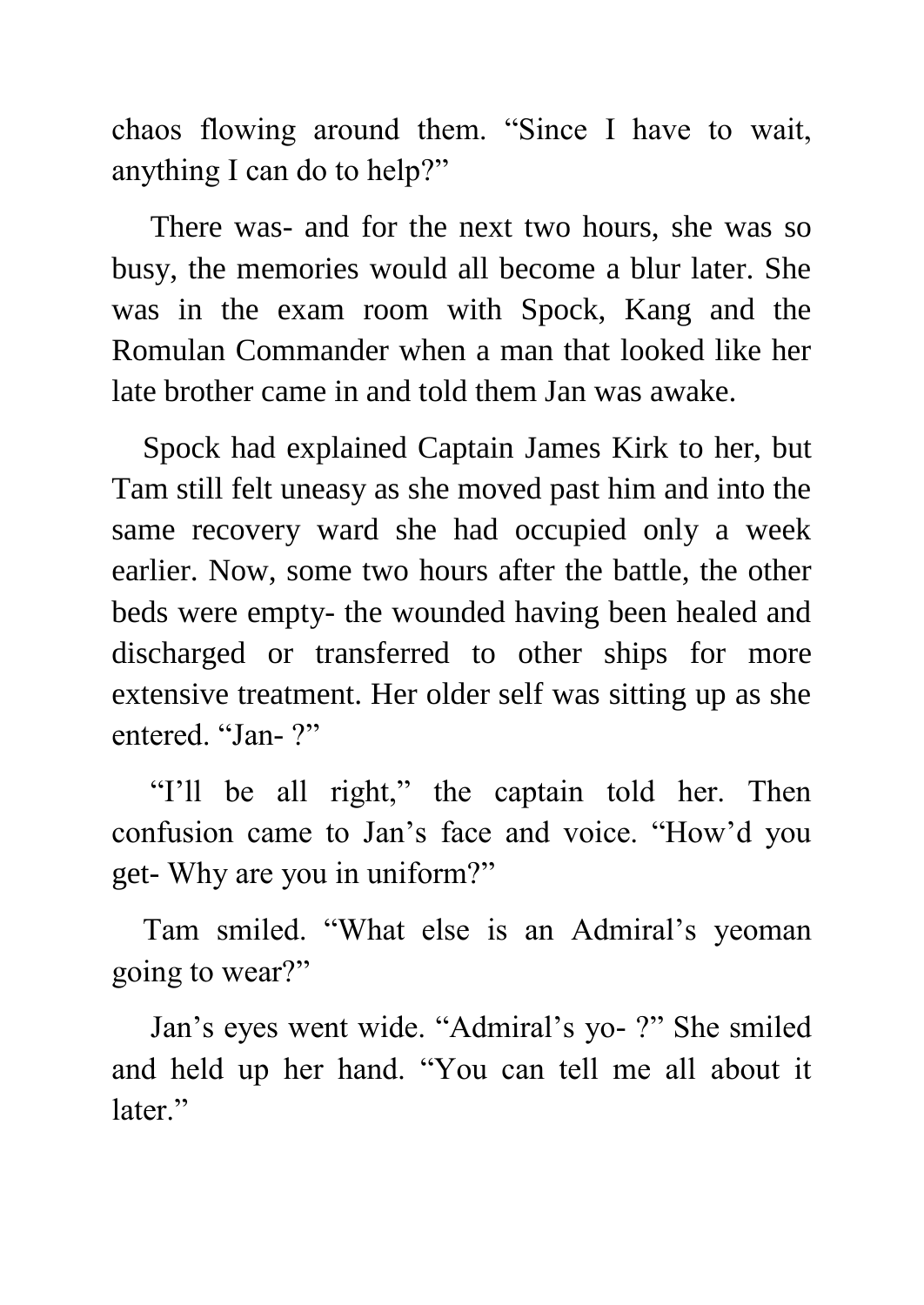chaos flowing around them. "Since I have to wait, anything I can do to help?"

There was- and for the next two hours, she was so busy, the memories would all become a blur later. She was in the exam room with Spock, Kang and the Romulan Commander when a man that looked like her late brother came in and told them Jan was awake.

Spock had explained Captain James Kirk to her, but Tam still felt uneasy as she moved past him and into the same recovery ward she had occupied only a week earlier. Now, some two hours after the battle, the other beds were empty- the wounded having been healed and discharged or transferred to other ships for more extensive treatment. Her older self was sitting up as she entered. "Jan- ?"

"I'll be all right," the captain told her. Then confusion came to Jan's face and voice. "How'd you get- Why are you in uniform?"

Tam smiled. "What else is an Admiral's yeoman going to wear?"

Jan's eyes went wide. "Admiral's yo- ?" She smiled and held up her hand. "You can tell me all about it later."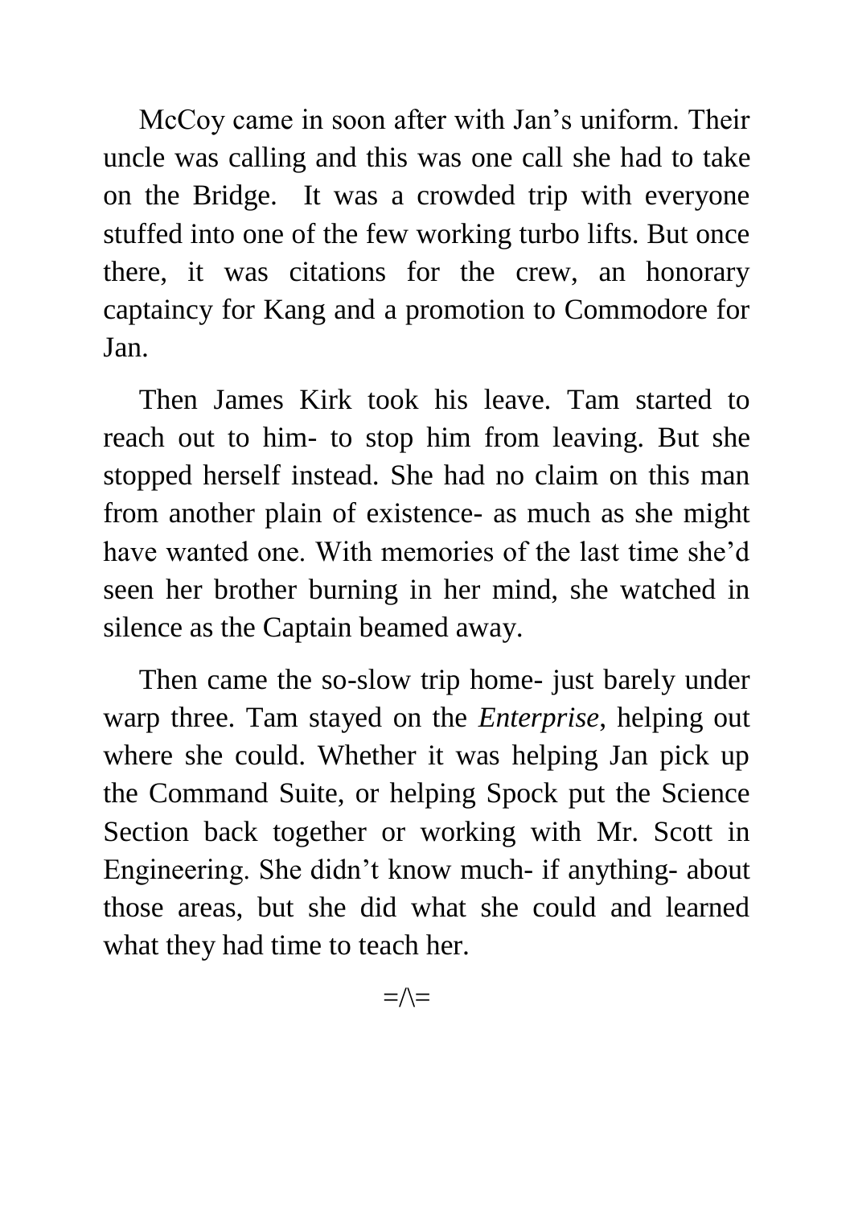McCoy came in soon after with Jan's uniform. Their uncle was calling and this was one call she had to take on the Bridge.  It was a crowded trip with everyone stuffed into one of the few working turbo lifts. But once there, it was citations for the crew, an honorary captaincy for Kang and a promotion to Commodore for Jan.

Then James Kirk took his leave. Tam started to reach out to him- to stop him from leaving. But she stopped herself instead. She had no claim on this man from another plain of existence- as much as she might have wanted one. With memories of the last time she'd seen her brother burning in her mind, she watched in silence as the Captain beamed away.

Then came the so-slow trip home- just barely under warp three. Tam stayed on the *Enterprise*, helping out where she could. Whether it was helping Jan pick up the Command Suite, or helping Spock put the Science Section back together or working with Mr. Scott in Engineering. She didn't know much- if anything- about those areas, but she did what she could and learned what they had time to teach her.

=/\=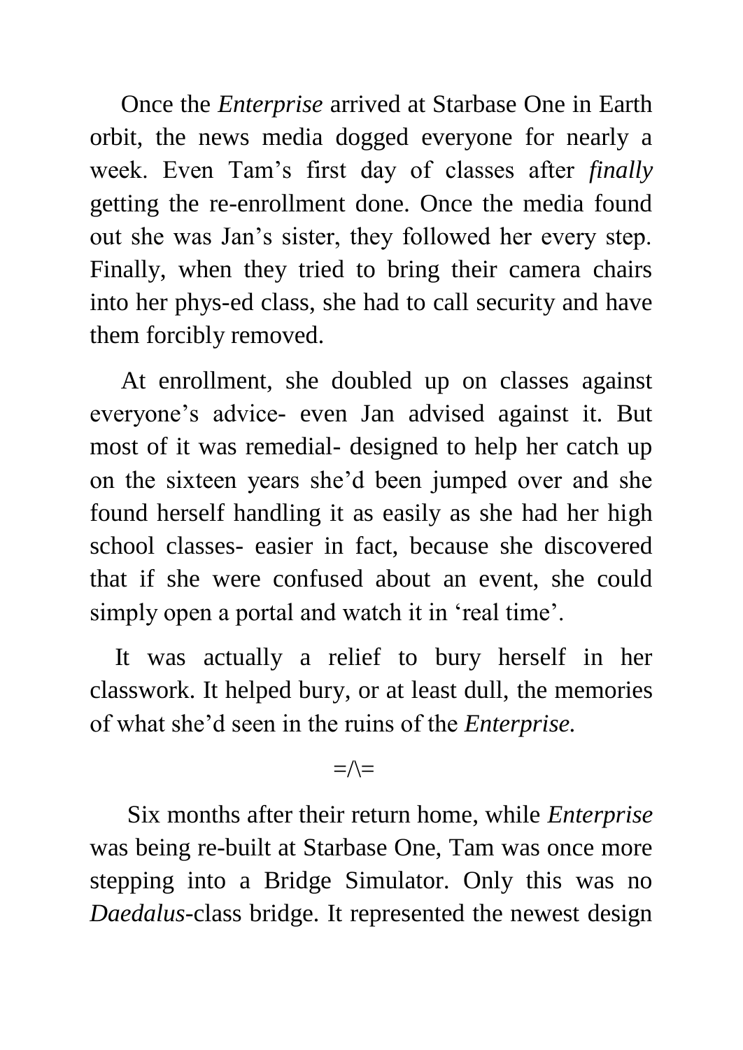Once the *Enterprise* arrived at Starbase One in Earth orbit, the news media dogged everyone for nearly a week. Even Tam's first day of classes after *finally* getting the re-enrollment done. Once the media found out she was Jan's sister, they followed her every step. Finally, when they tried to bring their camera chairs into her phys-ed class, she had to call security and have them forcibly removed.

At enrollment, she doubled up on classes against everyone's advice- even Jan advised against it. But most of it was remedial- designed to help her catch up on the sixteen years she'd been jumped over and she found herself handling it as easily as she had her high school classes- easier in fact, because she discovered that if she were confused about an event, she could simply open a portal and watch it in 'real time'.

It was actually a relief to bury herself in her classwork. It helped bury, or at least dull, the memories of what she'd seen in the ruins of the *Enterprise.*

=/\=

Six months after their return home, while *Enterprise* was being re-built at Starbase One, Tam was once more stepping into a Bridge Simulator. Only this was no *Daedalus*-class bridge. It represented the newest design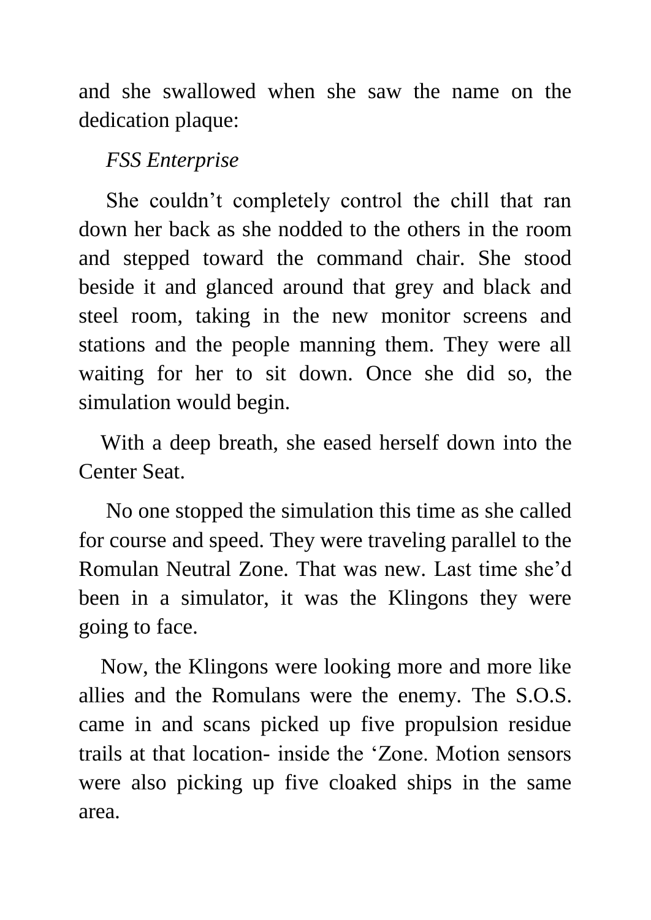and she swallowed when she saw the name on the dedication plaque:

*FSS Enterprise*

She couldn't completely control the chill that ran down her back as she nodded to the others in the room and stepped toward the command chair. She stood beside it and glanced around that grey and black and steel room, taking in the new monitor screens and stations and the people manning them. They were all waiting for her to sit down. Once she did so, the simulation would begin.

With a deep breath, she eased herself down into the Center Seat.

No one stopped the simulation this time as she called for course and speed. They were traveling parallel to the Romulan Neutral Zone. That was new. Last time she'd been in a simulator, it was the Klingons they were going to face.

Now, the Klingons were looking more and more like allies and the Romulans were the enemy. The S.O.S. came in and scans picked up five propulsion residue trails at that location- inside the 'Zone. Motion sensors were also picking up five cloaked ships in the same area.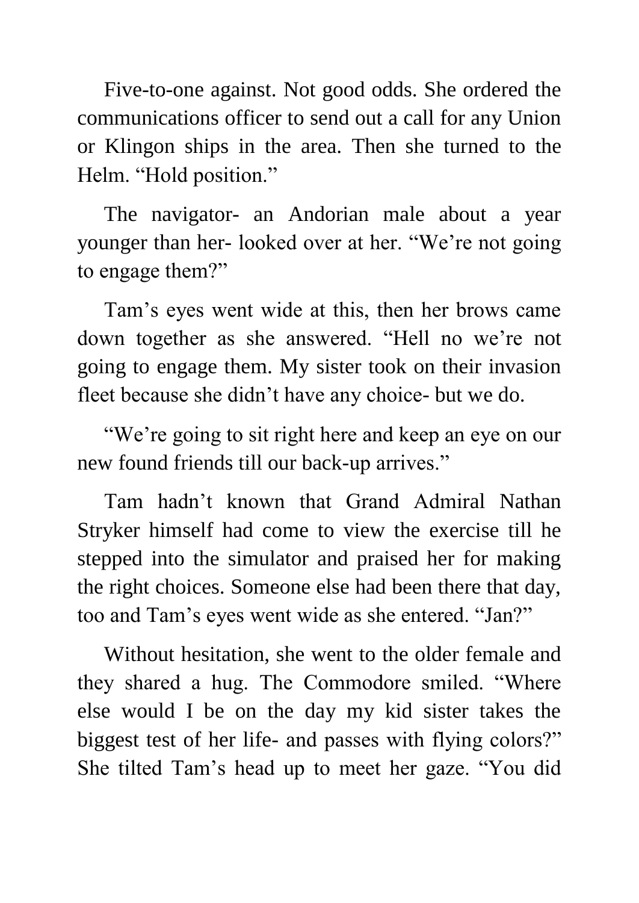Five-to-one against. Not good odds. She ordered the communications officer to send out a call for any Union or Klingon ships in the area. Then she turned to the Helm. “Hold position.”

The navigator- an Andorian male about a year younger than her- looked over at her. “We’re not going to engage them?”

Tam’s eyes went wide at this, then her brows came down together as she answered. “Hell no we’re not going to engage them. My sister took on their invasion fleet because she didn’t have any choice- but we do.

“We’re going to sit right here and keep an eye on our new found friends till our back-up arrives.”

Tam hadn’t known that Grand Admiral Nathan Stryker himself had come to view the exercise till he stepped into the simulator and praised her for making the right choices. Someone else had been there that day, too and Tam’s eyes went wide as she entered. “Jan?”

Without hesitation, she went to the older female and they shared a hug. The Commodore smiled. “Where else would I be on the day my kid sister takes the biggest test of her life- and passes with flying colors?” She tilted Tam’s head up to meet her gaze. “You did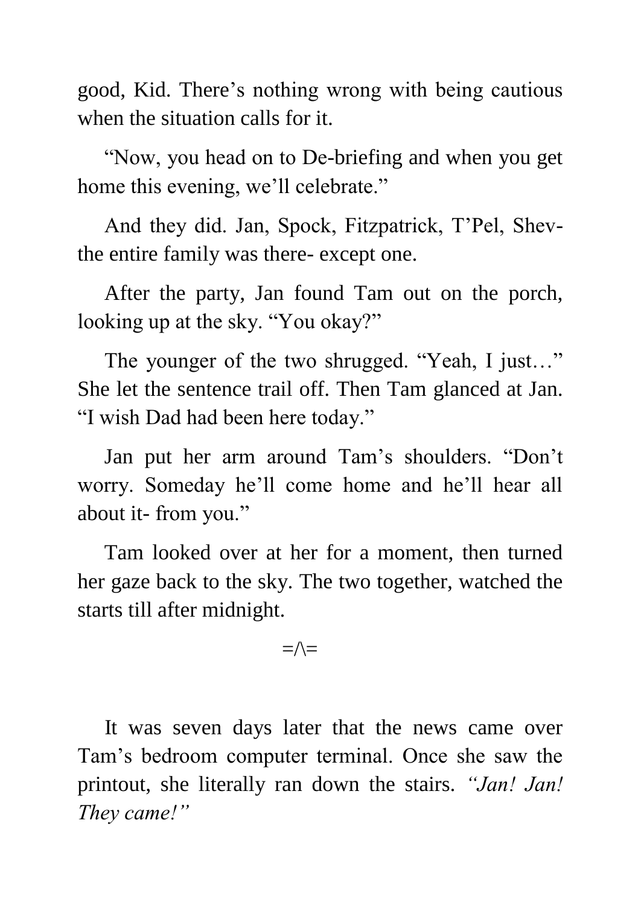good, Kid. There's nothing wrong with being cautious when the situation calls for it.

"Now, you head on to De-briefing and when you get home this evening, we'll celebrate."

And they did. Jan, Spock, Fitzpatrick, T'Pel, Shev- the entire family was there- except one.

After the party, Jan found Tam out on the porch, looking up at the sky. "You okay?"

The younger of the two shrugged. "Yeah, I just…" She let the sentence trail off. Then Tam glanced at Jan. "I wish Dad had been here today."

Jan put her arm around Tam's shoulders. "Don't worry. Someday he'll come home and he'll hear all about it- from you."

Tam looked over at her for a moment, then turned her gaze back to the sky. The two together, watched the starts till after midnight.

=/\=

It was seven days later that the news came over Tam's bedroom computer terminal. Once she saw the printout, she literally ran down the stairs. *"Jan! Jan! They came!"*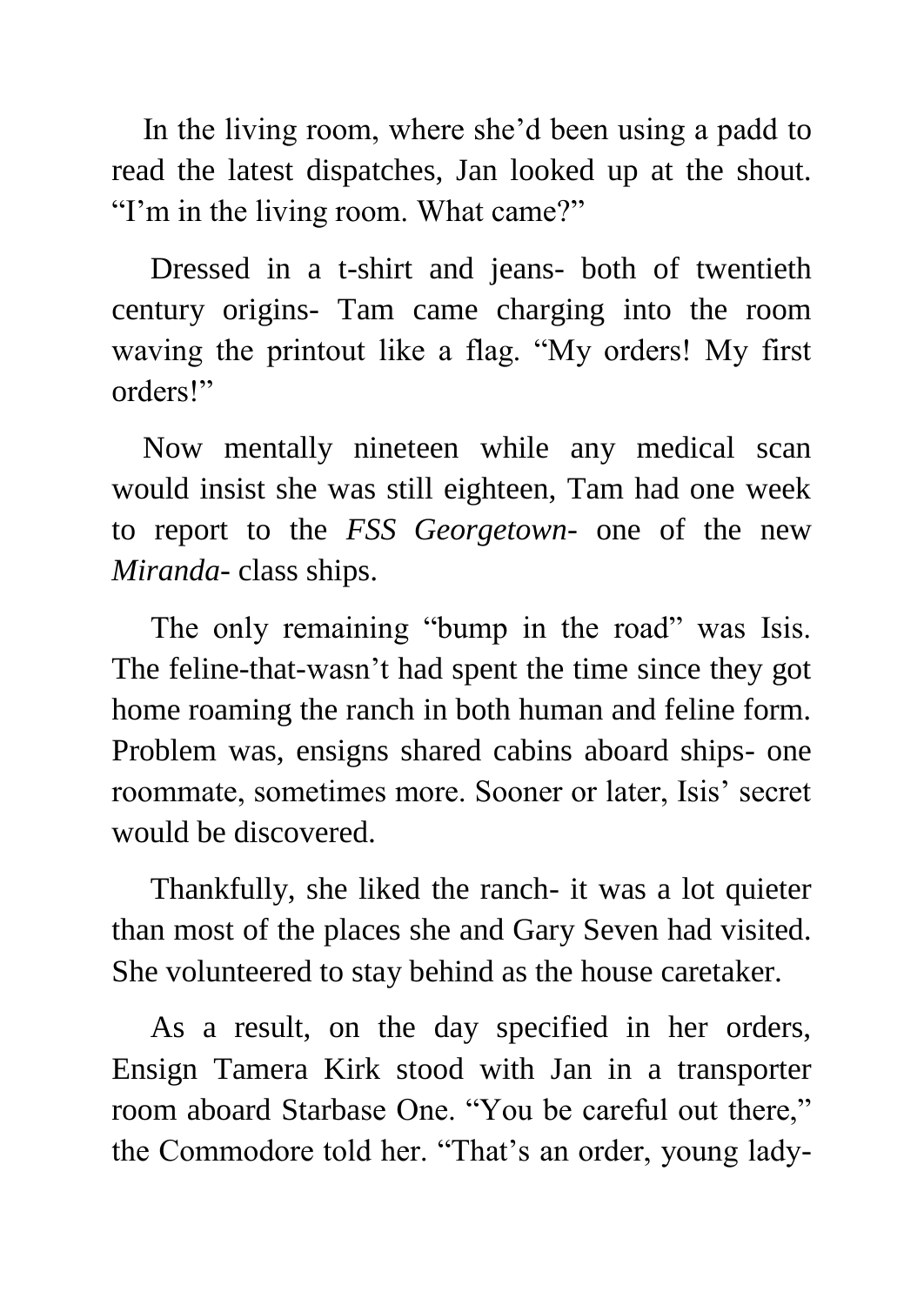In the living room, where she'd been using a padd to read the latest dispatches, Jan looked up at the shout. "I'm in the living room. What came?"

Dressed in a t-shirt and jeans- both of twentieth century origins- Tam came charging into the room waving the printout like a flag. "My orders! My first orders!"

Now mentally nineteen while any medical scan would insist she was still eighteen, Tam had one week to report to the *FSS Georgetown*- one of the new *Miranda*- class ships.

The only remaining "bump in the road" was Isis. The feline-that-wasn't had spent the time since they got home roaming the ranch in both human and feline form. Problem was, ensigns shared cabins aboard ships- one roommate, sometimes more. Sooner or later, Isis' secret would be discovered.

Thankfully, she liked the ranch- it was a lot quieter than most of the places she and Gary Seven had visited. She volunteered to stay behind as the house caretaker.

As a result, on the day specified in her orders, Ensign Tamera Kirk stood with Jan in a transporter room aboard Starbase One. "You be careful out there," the Commodore told her. "That's an order, young lady-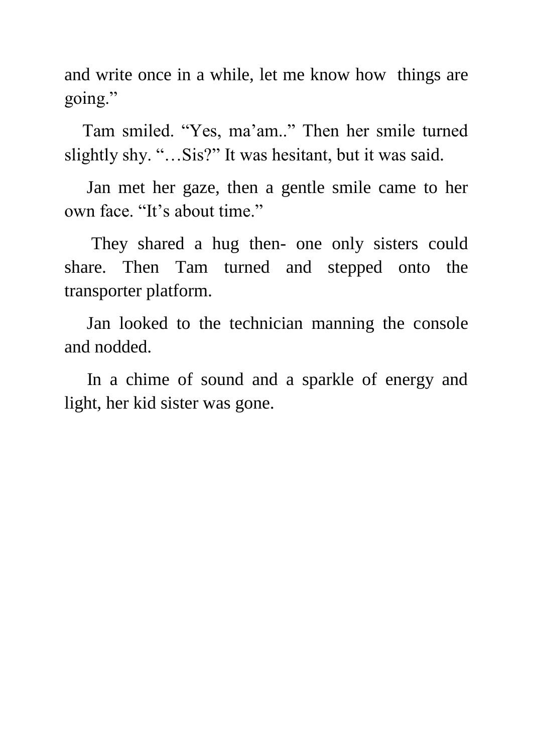and write once in a while, let me know how things are going."

Tam smiled. "Yes, ma'am.." Then her smile turned slightly shy. "…Sis?" It was hesitant, but it was said.

Jan met her gaze, then a gentle smile came to her own face. "It's about time."

They shared a hug then- one only sisters could share. Then Tam turned and stepped onto the transporter platform.

Jan looked to the technician manning the console and nodded.

In a chime of sound and a sparkle of energy and light, her kid sister was gone.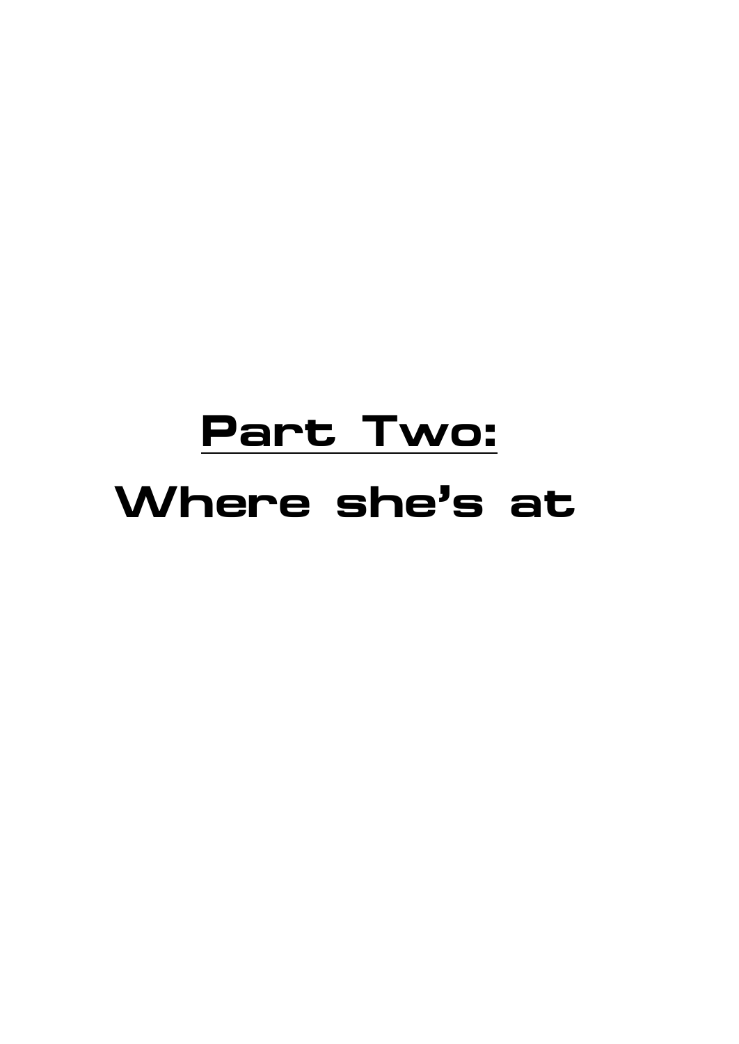# Part Two:

# Where she's at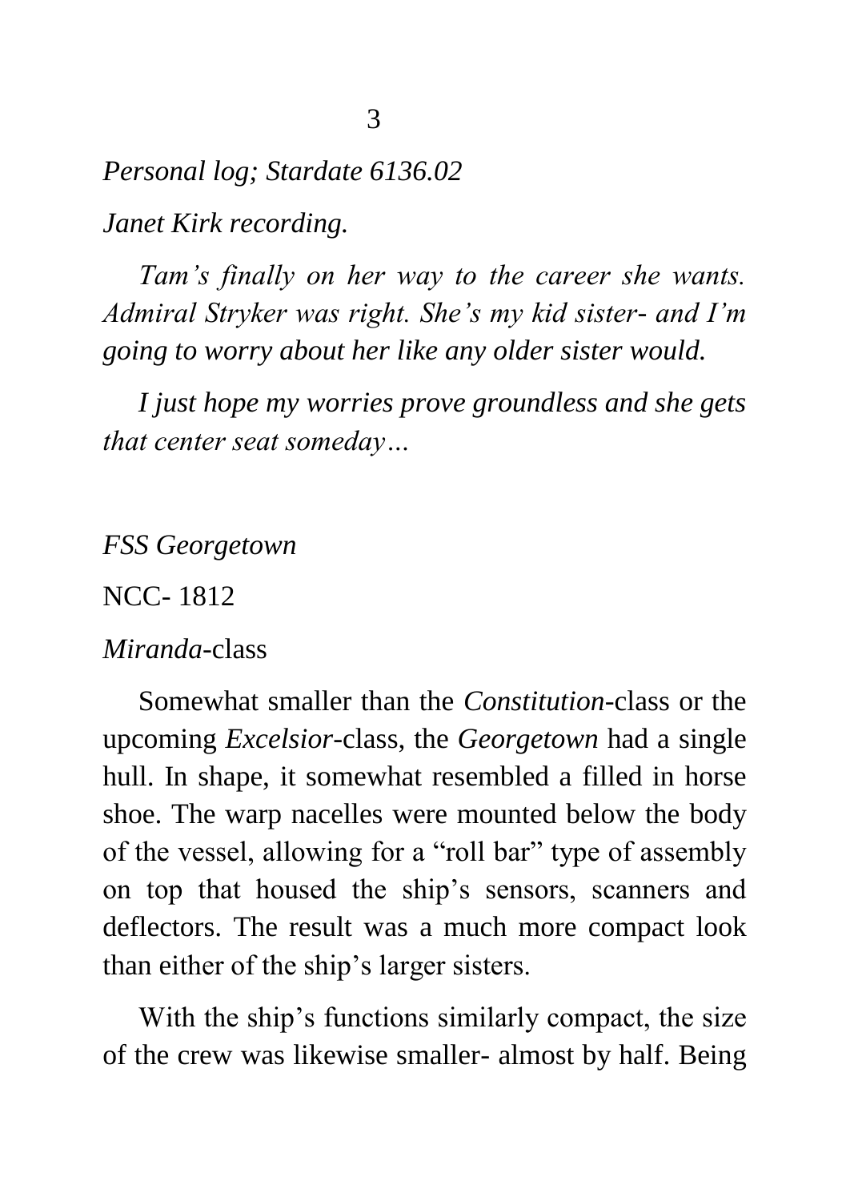*Personal log; Stardate 6136.02*

*Janet Kirk recording.*

*Tam's finally on her way to the career she wants. Admiral Stryker was right. She's my kid sister- and I'm going to worry about her like any older sister would.*

*I just hope my worries prove groundless and she gets that center seat someday…*

*FSS Georgetown*

NCC- 1812

*Miranda*-class

Somewhat smaller than the *Constitution*-class or the upcoming *Excelsior*-class, the *Georgetown* had a single hull. In shape, it somewhat resembled a filled in horse shoe. The warp nacelles were mounted below the body of the vessel, allowing for a "roll bar" type of assembly on top that housed the ship's sensors, scanners and deflectors. The result was a much more compact look than either of the ship's larger sisters.

With the ship's functions similarly compact, the size of the crew was likewise smaller- almost by half. Being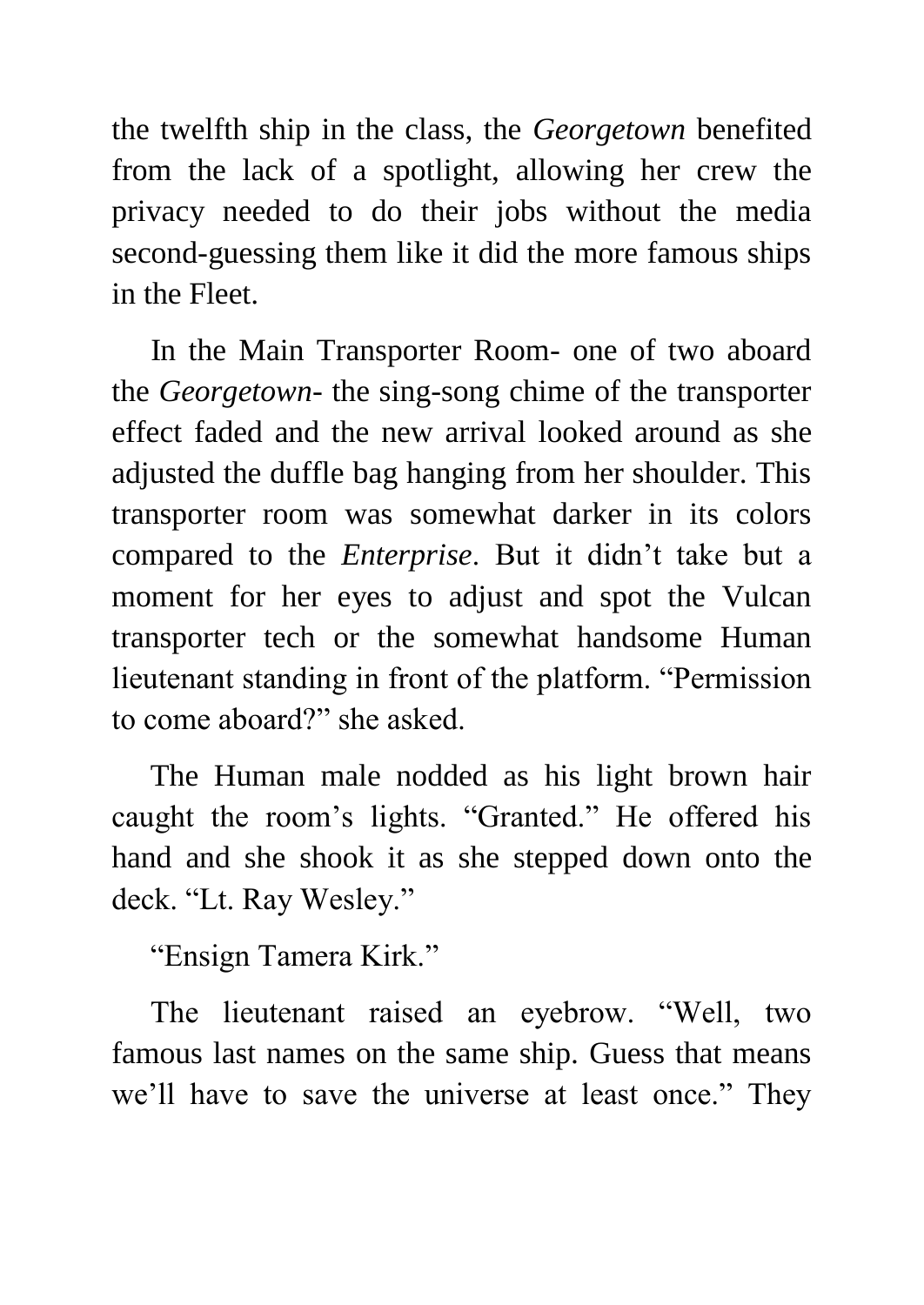the twelfth ship in the class, the *Georgetown* benefited from the lack of a spotlight, allowing her crew the privacy needed to do their jobs without the media second-guessing them like it did the more famous ships in the Fleet.

In the Main Transporter Room- one of two aboard the *Georgetown*- the sing-song chime of the transporter effect faded and the new arrival looked around as she adjusted the duffle bag hanging from her shoulder. This transporter room was somewhat darker in its colors compared to the *Enterprise*. But it didn't take but a moment for her eyes to adjust and spot the Vulcan transporter tech or the somewhat handsome Human lieutenant standing in front of the platform. "Permission to come aboard?" she asked.

The Human male nodded as his light brown hair caught the room's lights. "Granted." He offered his hand and she shook it as she stepped down onto the deck. "Lt. Ray Wesley."

"Ensign Tamera Kirk."

The lieutenant raised an eyebrow. "Well, two famous last names on the same ship. Guess that means we'll have to save the universe at least once." They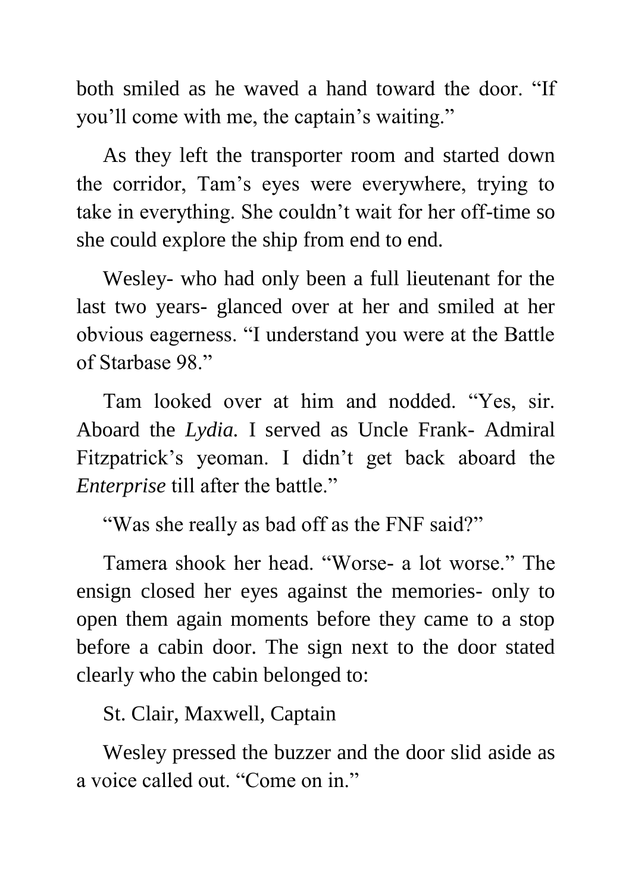both smiled as he waved a hand toward the door. "If you'll come with me, the captain's waiting."

As they left the transporter room and started down the corridor, Tam's eyes were everywhere, trying to take in everything. She couldn't wait for her off-time so she could explore the ship from end to end.

Wesley- who had only been a full lieutenant for the last two years- glanced over at her and smiled at her obvious eagerness. "I understand you were at the Battle of Starbase 98."

Tam looked over at him and nodded. "Yes, sir. Aboard the *Lydia.* I served as Uncle Frank- Admiral Fitzpatrick's yeoman. I didn't get back aboard the *Enterprise* till after the battle."

"Was she really as bad off as the FNF said?"

Tamera shook her head. "Worse- a lot worse." The ensign closed her eyes against the memories- only to open them again moments before they came to a stop before a cabin door. The sign next to the door stated clearly who the cabin belonged to:

St. Clair, Maxwell, Captain

Wesley pressed the buzzer and the door slid aside as a voice called out. "Come on in."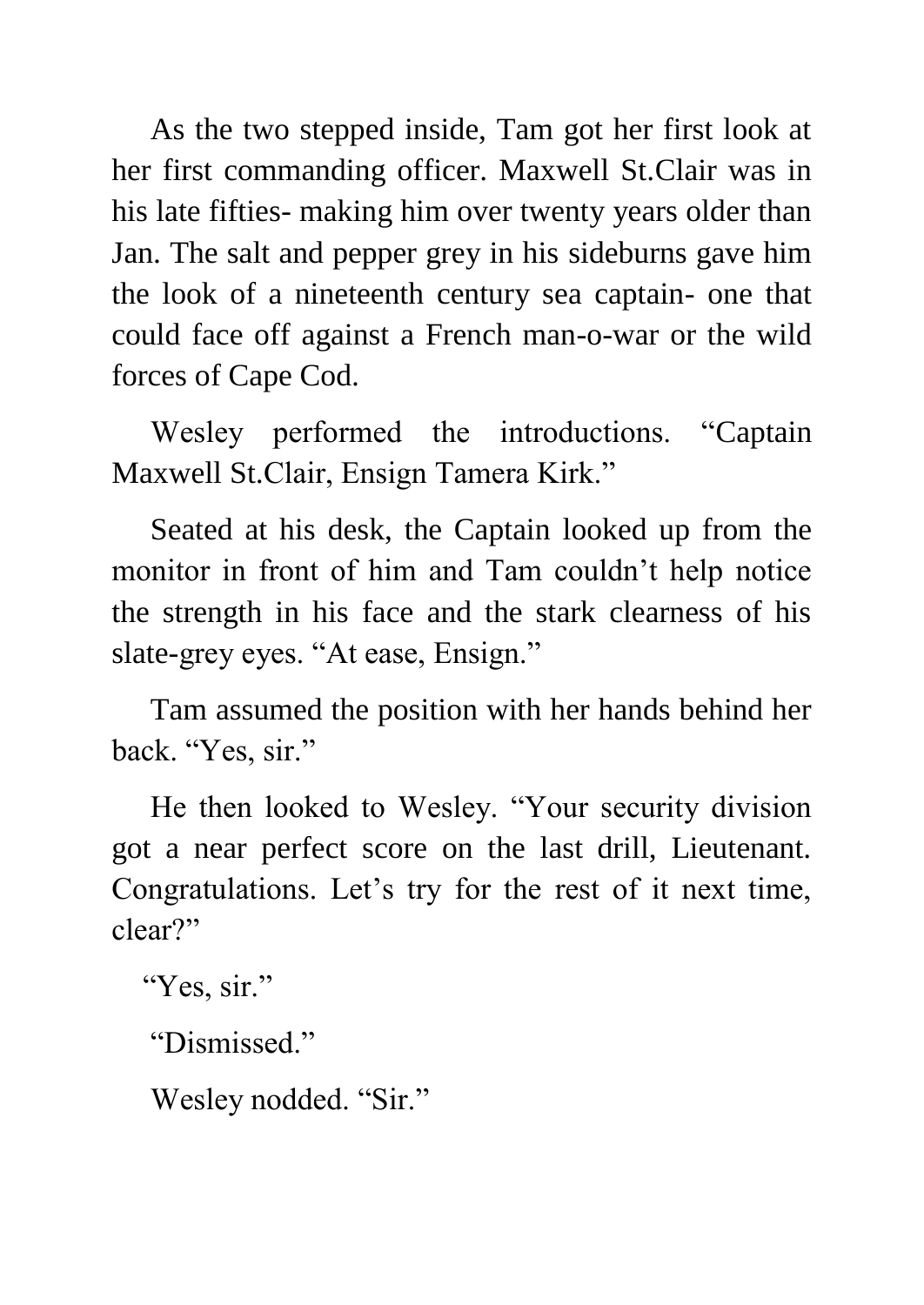As the two stepped inside, Tam got her first look at her first commanding officer. Maxwell St.Clair was in his late fifties- making him over twenty years older than Jan. The salt and pepper grey in his sideburns gave him the look of a nineteenth century sea captain- one that could face off against a French man-o-war or the wild forces of Cape Cod.

Wesley performed the introductions. “Captain Maxwell St.Clair, Ensign Tamera Kirk.”

Seated at his desk, the Captain looked up from the monitor in front of him and Tam couldn’t help notice the strength in his face and the stark clearness of his slate-grey eyes. “At ease, Ensign.”

Tam assumed the position with her hands behind her back. “Yes, sir.”

He then looked to Wesley. “Your security division got a near perfect score on the last drill, Lieutenant. Congratulations. Let’s try for the rest of it next time, clear?”

“Yes, sir.”

“Dismissed.”

Wesley nodded. “Sir.”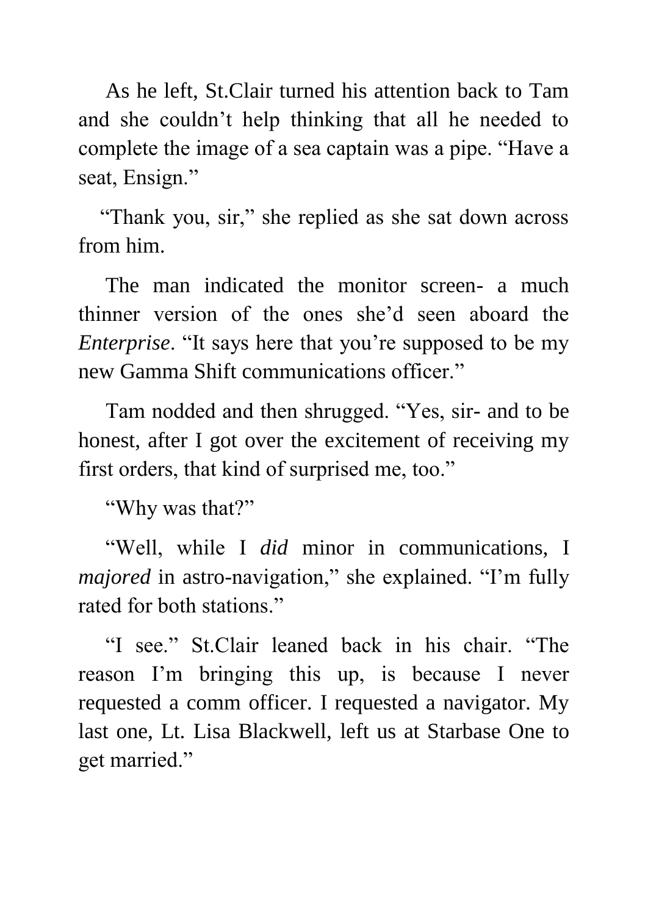As he left, St.Clair turned his attention back to Tam and she couldn't help thinking that all he needed to complete the image of a sea captain was a pipe. "Have a seat, Ensign."

"Thank you, sir," she replied as she sat down across from him.

The man indicated the monitor screen- a much thinner version of the ones she'd seen aboard the *Enterprise*. "It says here that you're supposed to be my new Gamma Shift communications officer."

Tam nodded and then shrugged. "Yes, sir- and to be honest, after I got over the excitement of receiving my first orders, that kind of surprised me, too."

"Why was that?"

"Well, while I *did* minor in communications, I *majored* in astro-navigation," she explained. "I'm fully rated for both stations."

"I see." St.Clair leaned back in his chair. "The reason I'm bringing this up, is because I never requested a comm officer. I requested a navigator. My last one, Lt. Lisa Blackwell, left us at Starbase One to get married."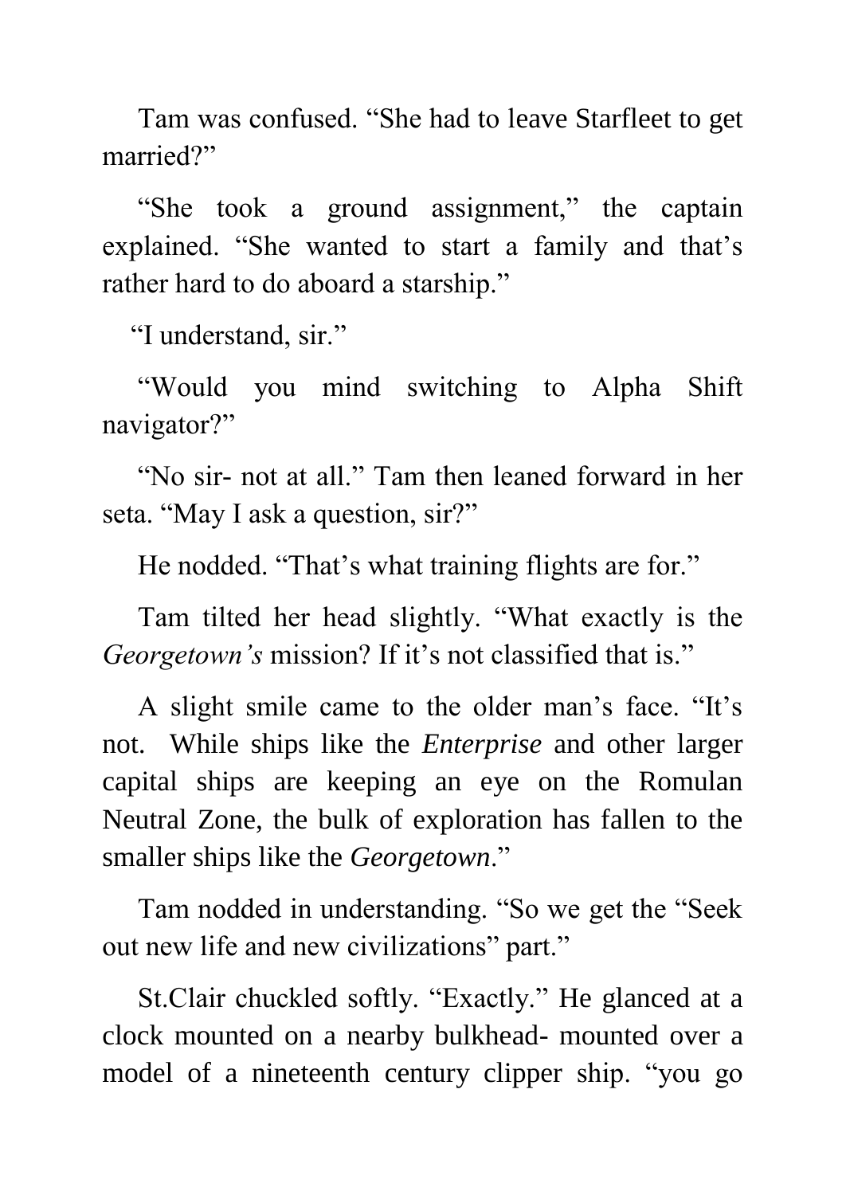Tam was confused. “She had to leave Starfleet to get married?”

“She took a ground assignment,” the captain explained. “She wanted to start a family and that’s rather hard to do aboard a starship.”

“I understand, sir.”

“Would you mind switching to Alpha Shift navigator?”

“No sir- not at all.” Tam then leaned forward in her seta. “May I ask a question, sir?”

He nodded. “That’s what training flights are for.”

Tam tilted her head slightly. “What exactly is the *Georgetown’s* mission? If it’s not classified that is.”

A slight smile came to the older man’s face. “It’s not. While ships like the *Enterprise* and other larger capital ships are keeping an eye on the Romulan Neutral Zone, the bulk of exploration has fallen to the smaller ships like the *Georgetown*.”

Tam nodded in understanding. “So we get the “Seek out new life and new civilizations” part.”

St.Clair chuckled softly. “Exactly.” He glanced at a clock mounted on a nearby bulkhead- mounted over a model of a nineteenth century clipper ship. “you go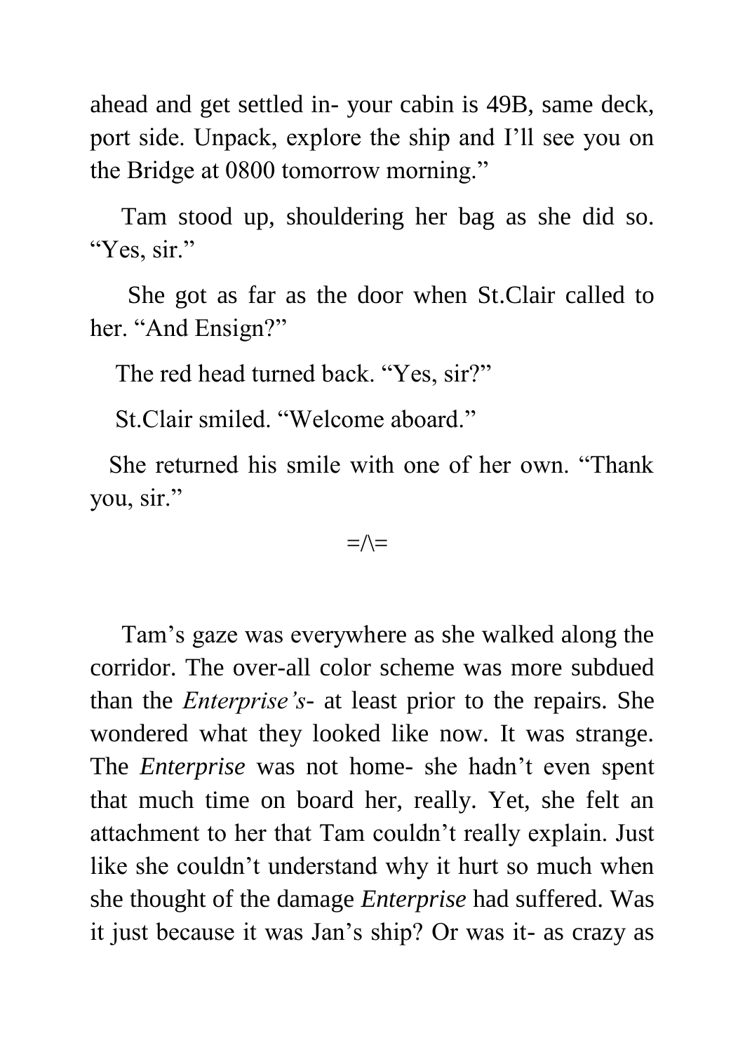ahead and get settled in- your cabin is 49B, same deck, port side. Unpack, explore the ship and I'll see you on the Bridge at 0800 tomorrow morning."

Tam stood up, shouldering her bag as she did so. "Yes, sir."

She got as far as the door when St.Clair called to her. "And Ensign?"

The red head turned back. "Yes, sir?"

St.Clair smiled. "Welcome aboard."

She returned his smile with one of her own. "Thank you, sir."

=/\=

Tam's gaze was everywhere as she walked along the corridor. The over-all color scheme was more subdued than the *Enterprise's*- at least prior to the repairs. She wondered what they looked like now. It was strange. The *Enterprise* was not home- she hadn't even spent that much time on board her, really. Yet, she felt an attachment to her that Tam couldn't really explain. Just like she couldn't understand why it hurt so much when she thought of the damage *Enterprise* had suffered. Was it just because it was Jan's ship? Or was it- as crazy as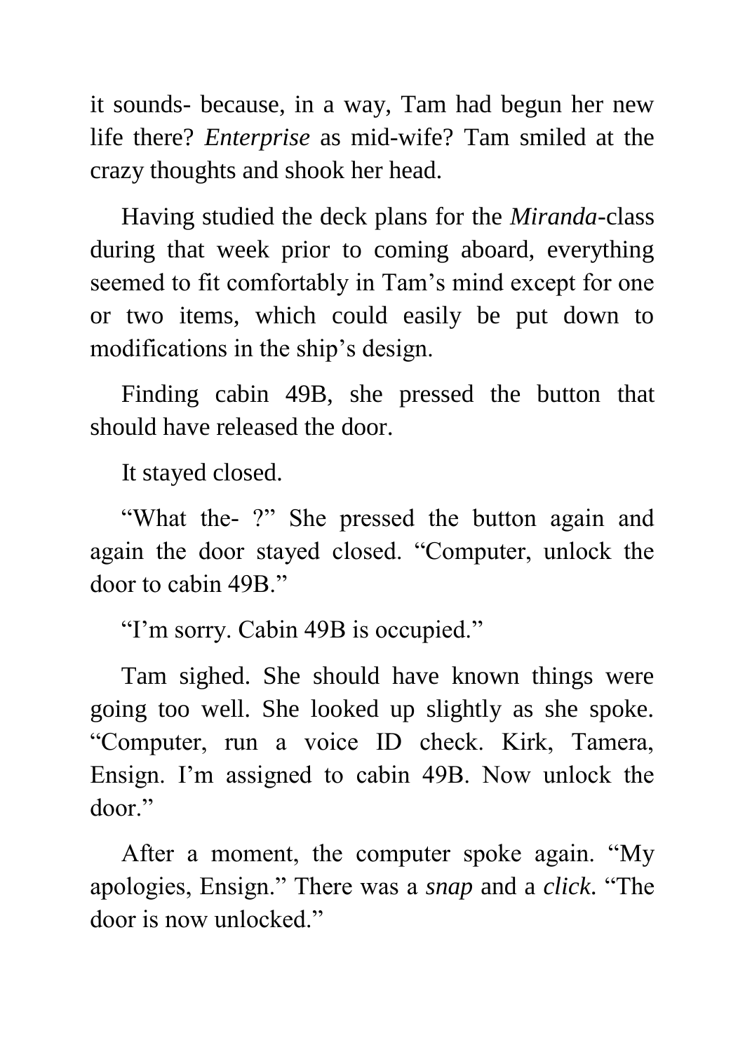it sounds- because, in a way, Tam had begun her new life there? *Enterprise* as mid-wife? Tam smiled at the crazy thoughts and shook her head.

Having studied the deck plans for the *Miranda*-class during that week prior to coming aboard, everything seemed to fit comfortably in Tam's mind except for one or two items, which could easily be put down to modifications in the ship's design.

Finding cabin 49B, she pressed the button that should have released the door.

It stayed closed.

"What the- ?" She pressed the button again and again the door stayed closed. "Computer, unlock the door to cabin 49B."

"I'm sorry. Cabin 49B is occupied."

Tam sighed. She should have known things were going too well. She looked up slightly as she spoke. "Computer, run a voice ID check. Kirk, Tamera, Ensign. I'm assigned to cabin 49B. Now unlock the door."

After a moment, the computer spoke again. "My apologies, Ensign." There was a *snap* and a *click*. "The door is now unlocked."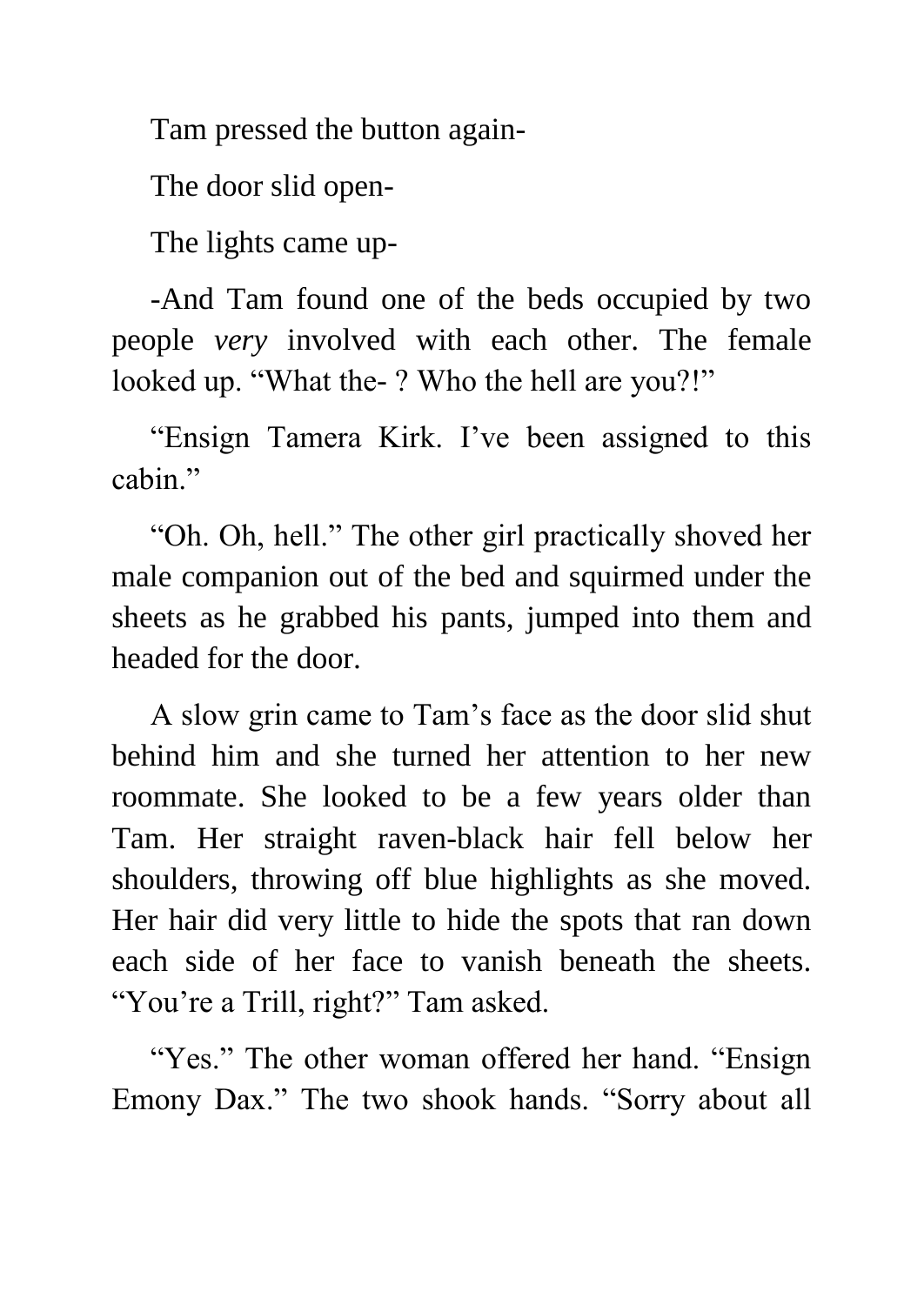Tam pressed the button again-

The door slid open-

The lights came up-

-And Tam found one of the beds occupied by two people *very* involved with each other. The female looked up. "What the- ? Who the hell are you?!"

"Ensign Tamera Kirk. I've been assigned to this cabin."

"Oh. Oh, hell." The other girl practically shoved her male companion out of the bed and squirmed under the sheets as he grabbed his pants, jumped into them and headed for the door.

A slow grin came to Tam's face as the door slid shut behind him and she turned her attention to her new roommate. She looked to be a few years older than Tam. Her straight raven-black hair fell below her shoulders, throwing off blue highlights as she moved. Her hair did very little to hide the spots that ran down each side of her face to vanish beneath the sheets. "You're a Trill, right?" Tam asked.

"Yes." The other woman offered her hand. "Ensign Emony Dax." The two shook hands. "Sorry about all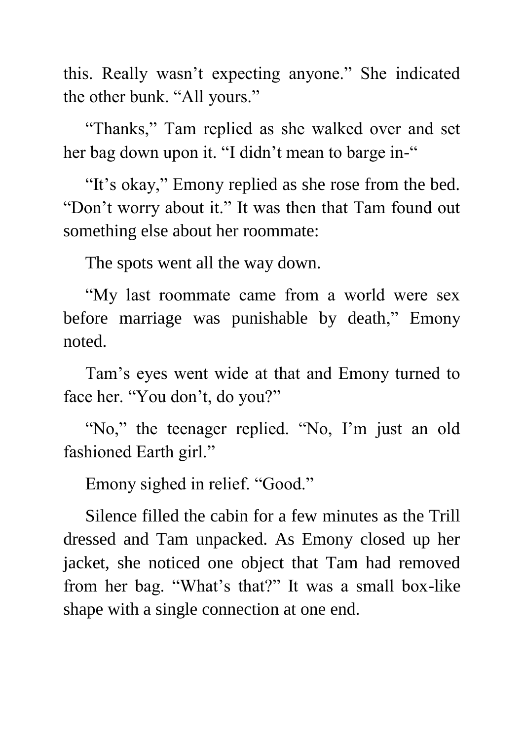this. Really wasn't expecting anyone." She indicated the other bunk. "All yours."

"Thanks," Tam replied as she walked over and set her bag down upon it. "I didn't mean to barge in-"

"It's okay," Emony replied as she rose from the bed. "Don't worry about it." It was then that Tam found out something else about her roommate:

The spots went all the way down.

"My last roommate came from a world were sex before marriage was punishable by death," Emony noted.

Tam's eyes went wide at that and Emony turned to face her. "You don't, do you?"

"No," the teenager replied. "No, I'm just an old fashioned Earth girl."

Emony sighed in relief. "Good."

Silence filled the cabin for a few minutes as the Trill dressed and Tam unpacked. As Emony closed up her jacket, she noticed one object that Tam had removed from her bag. "What's that?" It was a small box-like shape with a single connection at one end.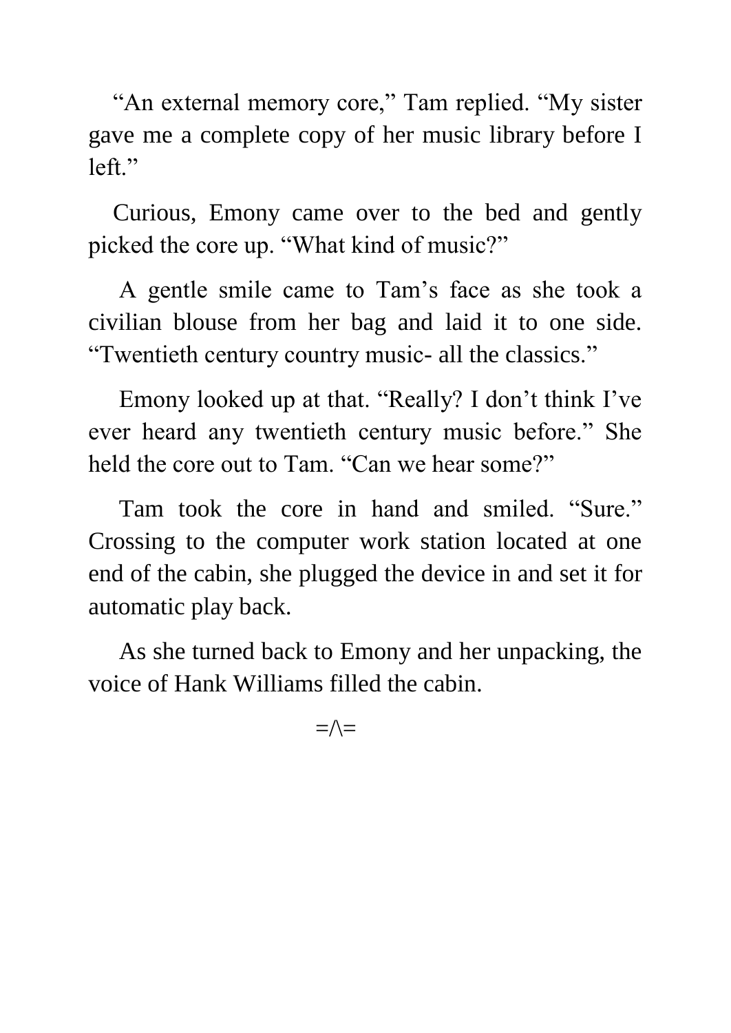"An external memory core," Tam replied. "My sister gave me a complete copy of her music library before I left."

Curious, Emony came over to the bed and gently picked the core up. "What kind of music?"

A gentle smile came to Tam's face as she took a civilian blouse from her bag and laid it to one side. "Twentieth century country music- all the classics."

Emony looked up at that. "Really? I don't think I've ever heard any twentieth century music before." She held the core out to Tam. "Can we hear some?"

Tam took the core in hand and smiled. "Sure." Crossing to the computer work station located at one end of the cabin, she plugged the device in and set it for automatic play back.

As she turned back to Emony and her unpacking, the voice of Hank Williams filled the cabin.

=/\=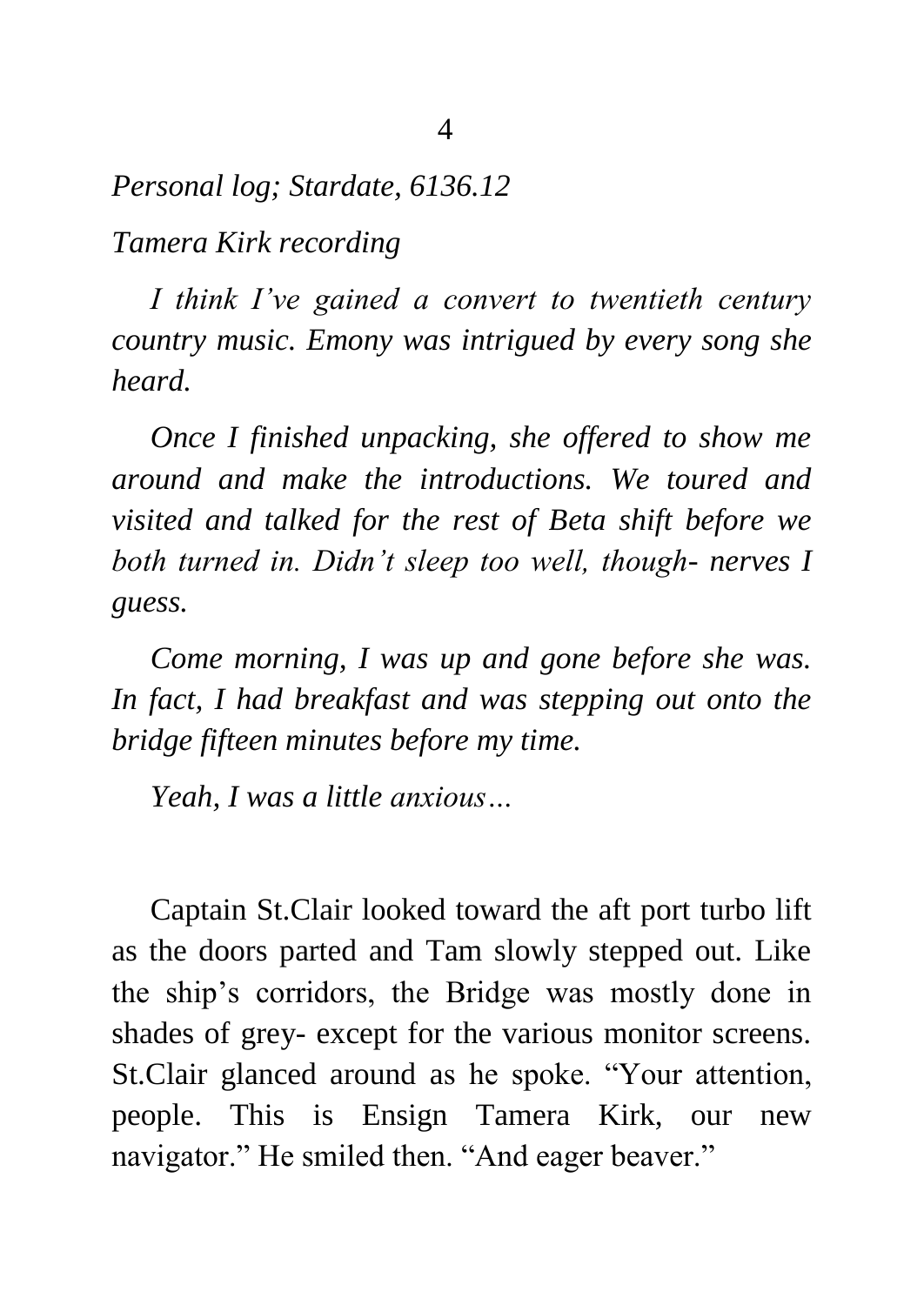*Personal log; Stardate, 6136.12*

*Tamera Kirk recording*

*I think I've gained a convert to twentieth century country music. Emony was intrigued by every song she heard.*

*Once I finished unpacking, she offered to show me around and make the introductions. We toured and visited and talked for the rest of Beta shift before we both turned in. Didn't sleep too well, though- nerves I guess.*

*Come morning, I was up and gone before she was. In fact, I had breakfast and was stepping out onto the bridge fifteen minutes before my time.*

*Yeah, I was a little anxious…*

Captain St.Clair looked toward the aft port turbo lift as the doors parted and Tam slowly stepped out. Like the ship's corridors, the Bridge was mostly done in shades of grey- except for the various monitor screens. St.Clair glanced around as he spoke. "Your attention, people. This is Ensign Tamera Kirk, our new navigator." He smiled then. "And eager beaver."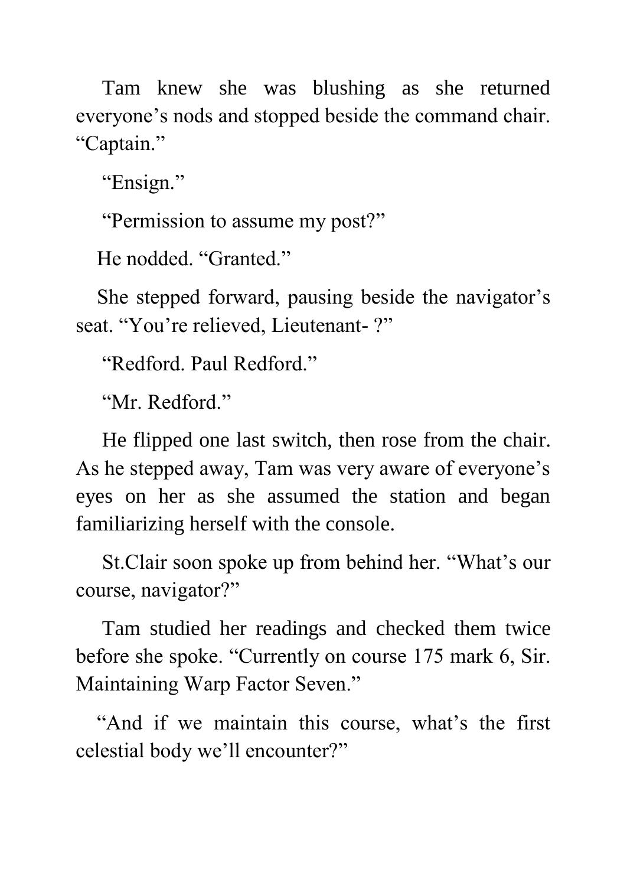Tam knew she was blushing as she returned everyone's nods and stopped beside the command chair. "Captain."

"Ensign."

"Permission to assume my post?"

He nodded. "Granted."

She stepped forward, pausing beside the navigator's seat. "You're relieved, Lieutenant- ?"

"Redford. Paul Redford."

"Mr. Redford."

He flipped one last switch, then rose from the chair. As he stepped away, Tam was very aware of everyone's eyes on her as she assumed the station and began familiarizing herself with the console.

St.Clair soon spoke up from behind her. "What's our course, navigator?"

Tam studied her readings and checked them twice before she spoke. "Currently on course 175 mark 6, Sir. Maintaining Warp Factor Seven."

"And if we maintain this course, what's the first celestial body we'll encounter?"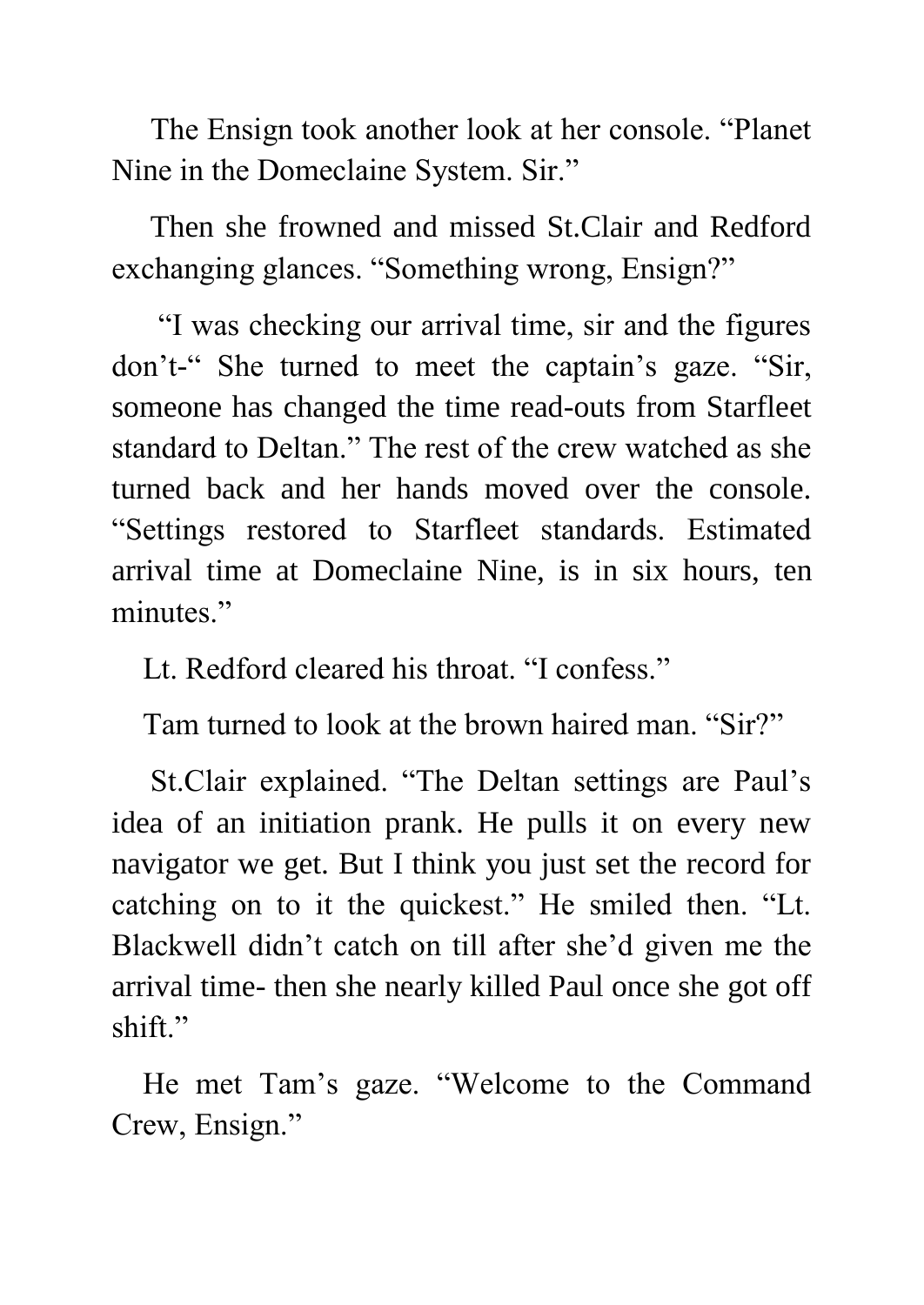The Ensign took another look at her console. “Planet Nine in the Domeclaine System. Sir.”

Then she frowned and missed St.Clair and Redford exchanging glances. “Something wrong, Ensign?”

“I was checking our arrival time, sir and the figures don’t-“ She turned to meet the captain’s gaze. “Sir, someone has changed the time read-outs from Starfleet standard to Deltan.” The rest of the crew watched as she turned back and her hands moved over the console. “Settings restored to Starfleet standards. Estimated arrival time at Domeclaine Nine, is in six hours, ten minutes.”

Lt. Redford cleared his throat. “I confess.”

Tam turned to look at the brown haired man. “Sir?”

St.Clair explained. “The Deltan settings are Paul’s idea of an initiation prank. He pulls it on every new navigator we get. But I think you just set the record for catching on to it the quickest.” He smiled then. “Lt. Blackwell didn’t catch on till after she’d given me the arrival time- then she nearly killed Paul once she got off shift.”

He met Tam’s gaze. “Welcome to the Command Crew, Ensign.”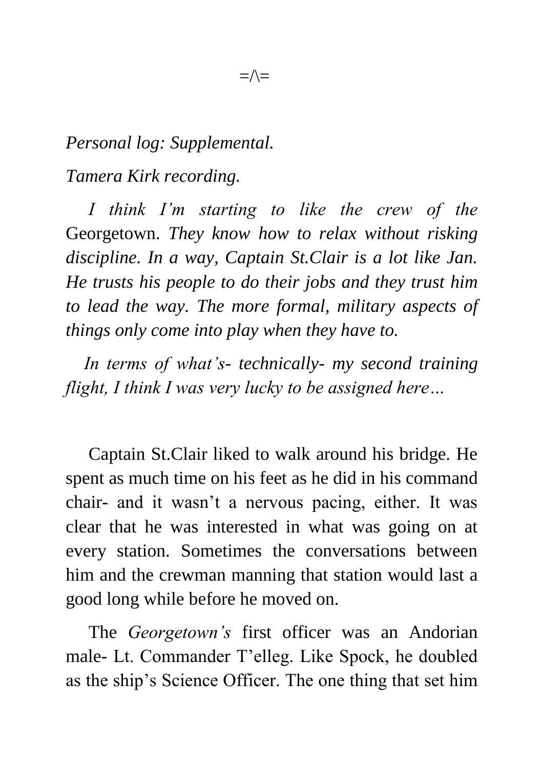=/\=

*Personal log: Supplemental.*

*Tamera Kirk recording.*

*I think I'm starting to like the crew of the* Georgetown. *They know how to relax without risking discipline. In a way, Captain St.Clair is a lot like Jan. He trusts his people to do their jobs and they trust him to lead the way. The more formal, military aspects of things only come into play when they have to.*

*In terms of what's- technically- my second training flight, I think I was very lucky to be assigned here…*

Captain St.Clair liked to walk around his bridge. He spent as much time on his feet as he did in his command chair- and it wasn't a nervous pacing, either. It was clear that he was interested in what was going on at every station. Sometimes the conversations between him and the crewman manning that station would last a good long while before he moved on.

The *Georgetown's* first officer was an Andorian male- Lt. Commander T'elleg. Like Spock, he doubled as the ship's Science Officer. The one thing that set him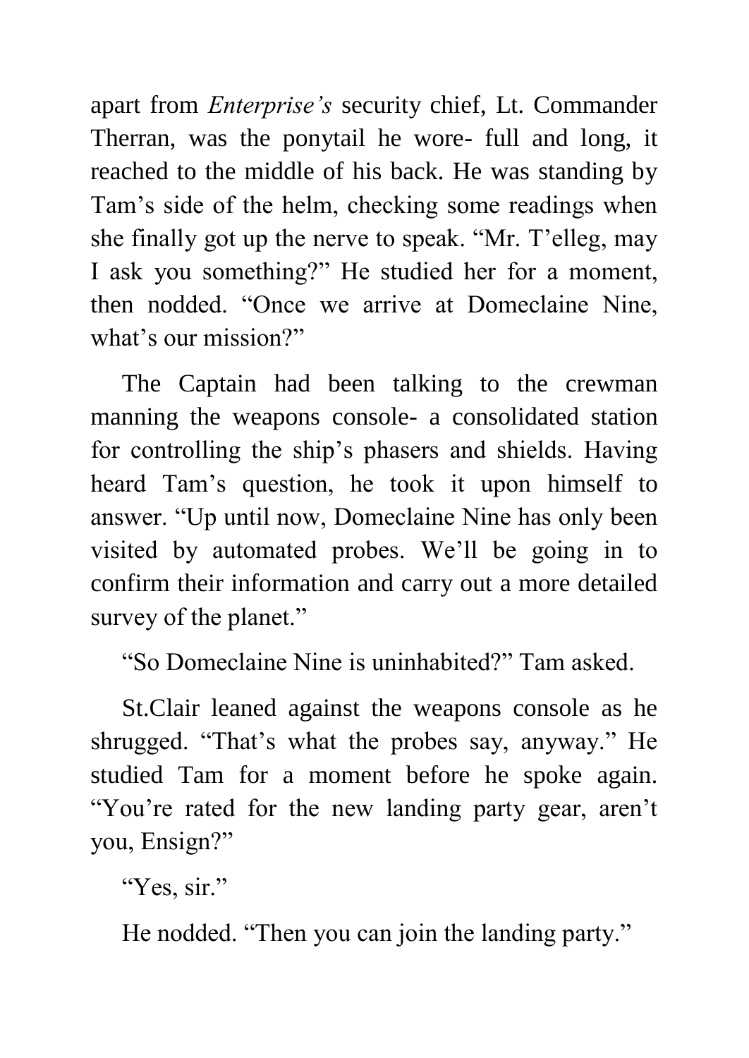apart from *Enterprise's* security chief, Lt. Commander Therran, was the ponytail he wore- full and long, it reached to the middle of his back. He was standing by Tam's side of the helm, checking some readings when she finally got up the nerve to speak. "Mr. T'elleg, may I ask you something?" He studied her for a moment, then nodded. "Once we arrive at Domeclaine Nine, what's our mission?"

The Captain had been talking to the crewman manning the weapons console- a consolidated station for controlling the ship's phasers and shields. Having heard Tam's question, he took it upon himself to answer. "Up until now, Domeclaine Nine has only been visited by automated probes. We'll be going in to confirm their information and carry out a more detailed survey of the planet."

"So Domeclaine Nine is uninhabited?" Tam asked.

St.Clair leaned against the weapons console as he shrugged. "That's what the probes say, anyway." He studied Tam for a moment before he spoke again. "You're rated for the new landing party gear, aren't you, Ensign?"

"Yes, sir."

He nodded. "Then you can join the landing party."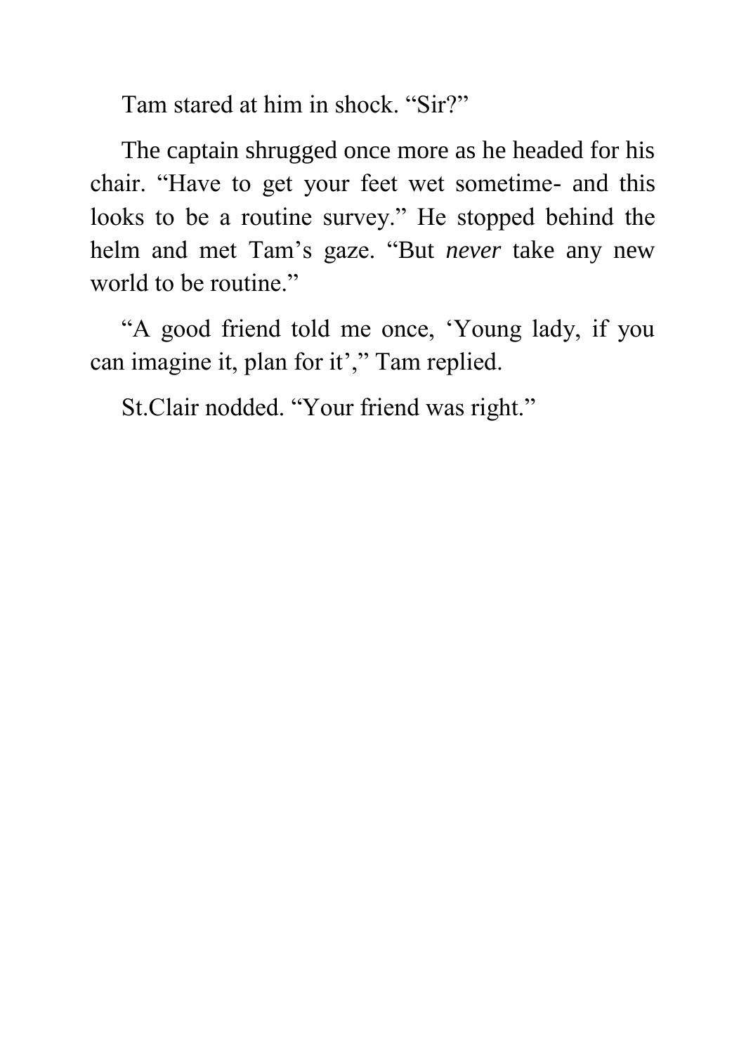Tam stared at him in shock. “Sir?”

The captain shrugged once more as he headed for his chair. “Have to get your feet wet sometime- and this looks to be a routine survey.” He stopped behind the helm and met Tam’s gaze. “But *never* take any new world to be routine.”

“A good friend told me once, ‘Young lady, if you can imagine it, plan for it’,” Tam replied.

St.Clair nodded. “Your friend was right.”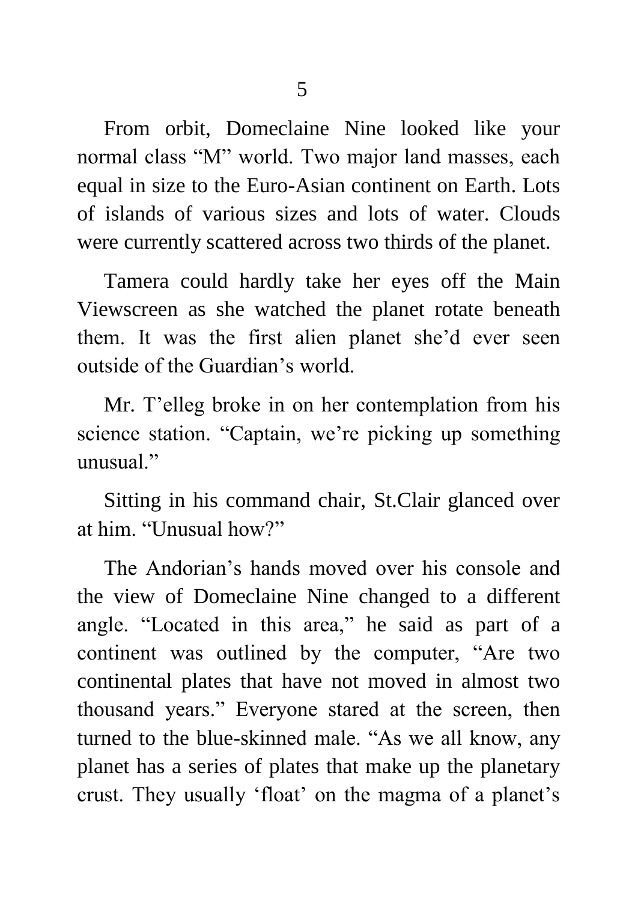From orbit, Domeclaine Nine looked like your normal class "M" world. Two major land masses, each equal in size to the Euro-Asian continent on Earth. Lots of islands of various sizes and lots of water. Clouds were currently scattered across two thirds of the planet.

Tamera could hardly take her eyes off the Main Viewscreen as she watched the planet rotate beneath them. It was the first alien planet she'd ever seen outside of the Guardian's world.

Mr. T'elleg broke in on her contemplation from his science station. "Captain, we're picking up something unusual."

Sitting in his command chair, St.Clair glanced over at him. "Unusual how?"

The Andorian's hands moved over his console and the view of Domeclaine Nine changed to a different angle. "Located in this area," he said as part of a continent was outlined by the computer, "Are two continental plates that have not moved in almost two thousand years." Everyone stared at the screen, then turned to the blue-skinned male. "As we all know, any planet has a series of plates that make up the planetary crust. They usually 'float' on the magma of a planet's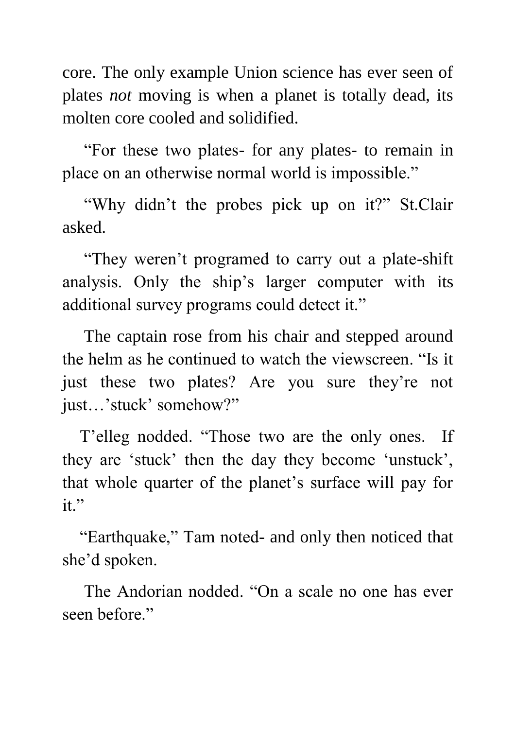core. The only example Union science has ever seen of plates *not* moving is when a planet is totally dead, its molten core cooled and solidified.

"For these two plates- for any plates- to remain in place on an otherwise normal world is impossible."

"Why didn't the probes pick up on it?" St.Clair asked.

"They weren't programed to carry out a plate-shift analysis. Only the ship's larger computer with its additional survey programs could detect it."

The captain rose from his chair and stepped around the helm as he continued to watch the viewscreen. "Is it just these two plates? Are you sure they're not just…'stuck' somehow?"

T'elleg nodded. "Those two are the only ones. If they are 'stuck' then the day they become 'unstuck', that whole quarter of the planet's surface will pay for it."

"Earthquake," Tam noted- and only then noticed that she'd spoken.

The Andorian nodded. "On a scale no one has ever seen before."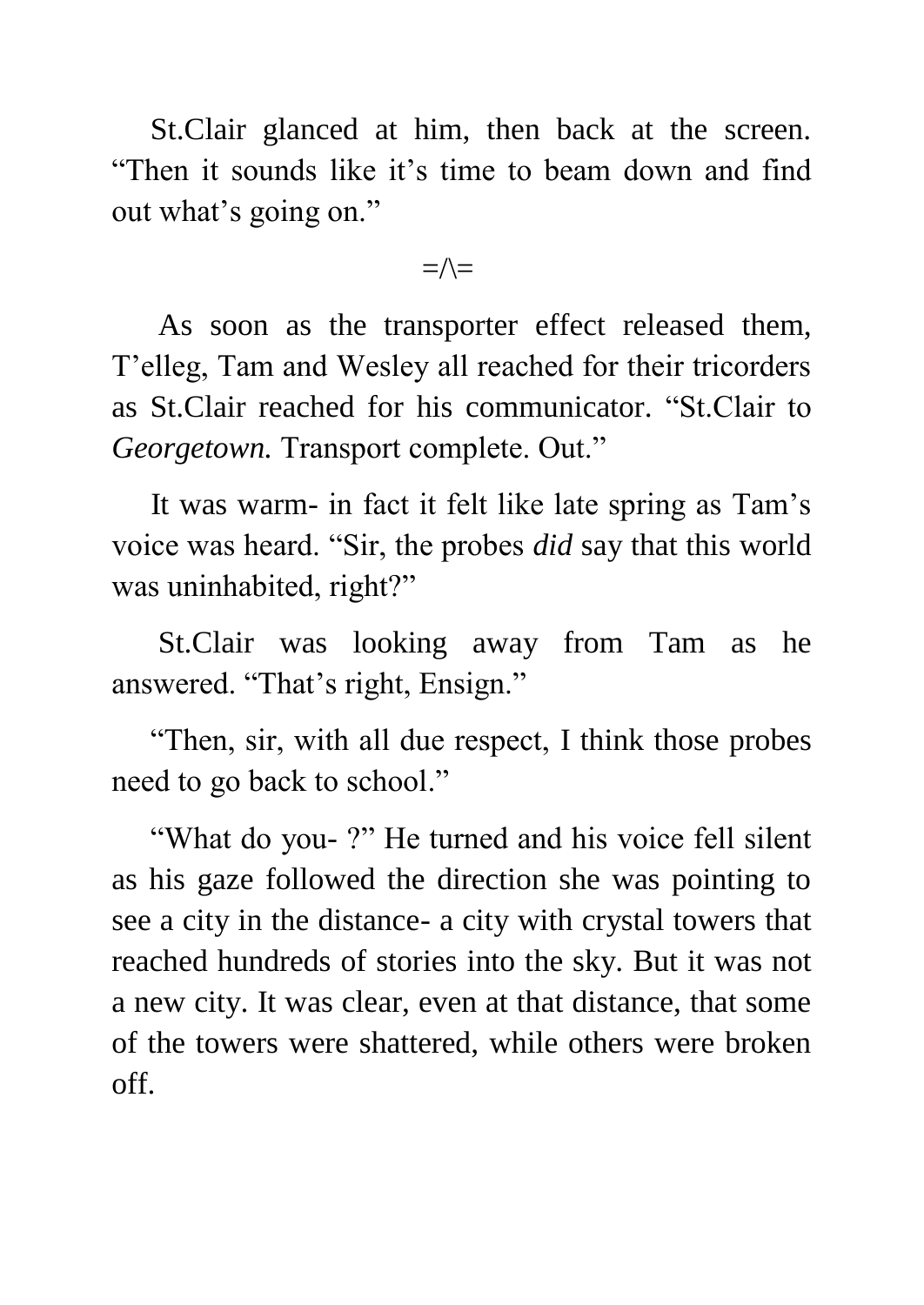St.Clair glanced at him, then back at the screen. “Then it sounds like it’s time to beam down and find out what’s going on.”

=/\=

As soon as the transporter effect released them, T’elleg, Tam and Wesley all reached for their tricorders as St.Clair reached for his communicator. “St.Clair to *Georgetown.* Transport complete. Out.”

It was warm- in fact it felt like late spring as Tam’s voice was heard. “Sir, the probes *did* say that this world was uninhabited, right?”

St.Clair was looking away from Tam as he answered. “That’s right, Ensign.”

“Then, sir, with all due respect, I think those probes need to go back to school.”

“What do you- ?” He turned and his voice fell silent as his gaze followed the direction she was pointing to see a city in the distance- a city with crystal towers that reached hundreds of stories into the sky. But it was not a new city. It was clear, even at that distance, that some of the towers were shattered, while others were broken off.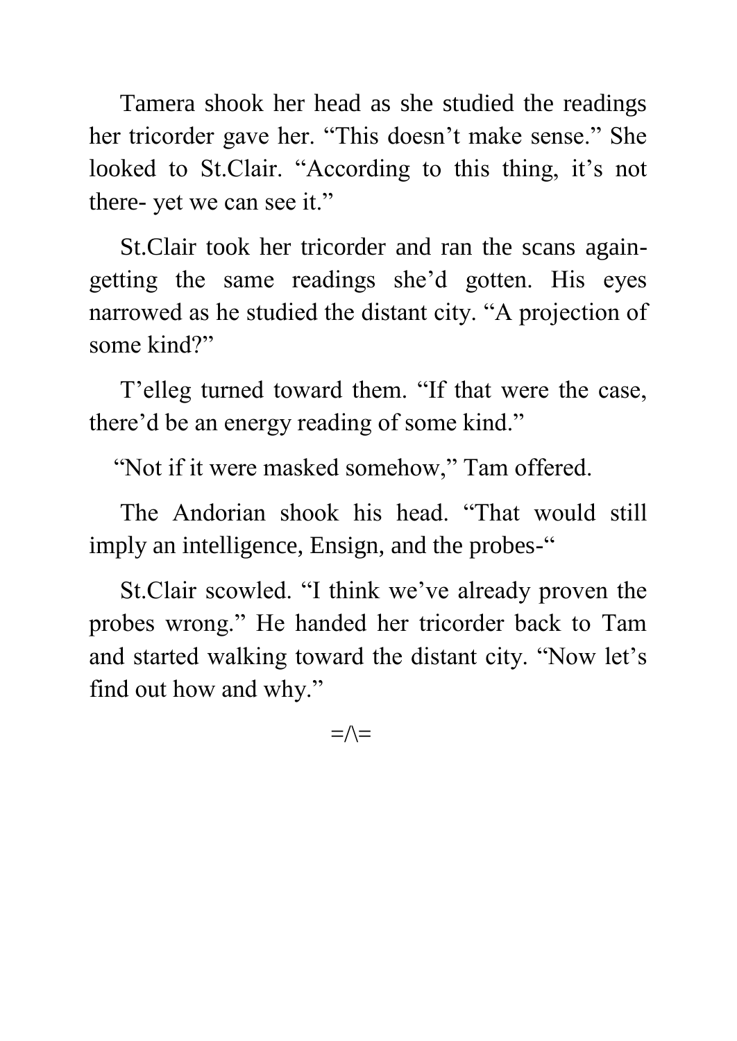Tamera shook her head as she studied the readings her tricorder gave her. "This doesn't make sense." She looked to St.Clair. "According to this thing, it's not there- yet we can see it."

St.Clair took her tricorder and ran the scans again- getting the same readings she'd gotten. His eyes narrowed as he studied the distant city. "A projection of some kind?"

T'elleg turned toward them. "If that were the case, there'd be an energy reading of some kind."

"Not if it were masked somehow," Tam offered.

The Andorian shook his head. "That would still imply an intelligence, Ensign, and the probes-"

St.Clair scowled. "I think we've already proven the probes wrong." He handed her tricorder back to Tam and started walking toward the distant city. "Now let's find out how and why."

=/\=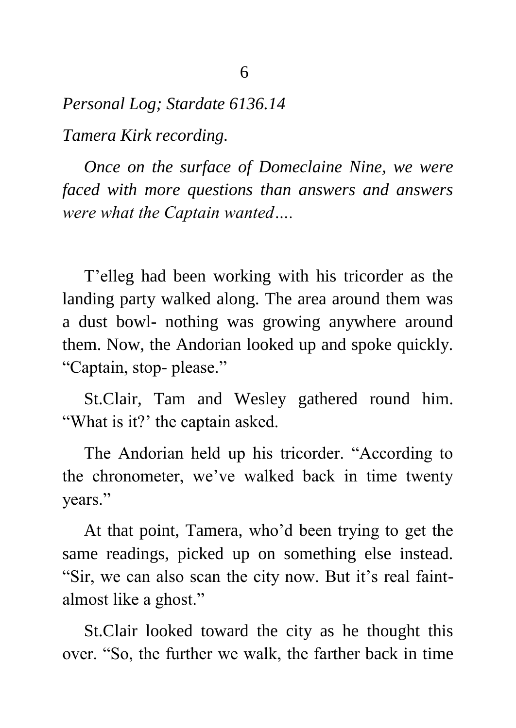*Personal Log; Stardate 6136.14*

*Tamera Kirk recording.*

*Once on the surface of Domeclaine Nine, we were faced with more questions than answers and answers were what the Captain wanted….*

T'elleg had been working with his tricorder as the landing party walked along. The area around them was a dust bowl- nothing was growing anywhere around them. Now, the Andorian looked up and spoke quickly. "Captain, stop- please."

St.Clair, Tam and Wesley gathered round him. "What is it?' the captain asked.

The Andorian held up his tricorder. "According to the chronometer, we've walked back in time twenty years."

At that point, Tamera, who'd been trying to get the same readings, picked up on something else instead. "Sir, we can also scan the city now. But it's real faint- almost like a ghost."

St.Clair looked toward the city as he thought this over. "So, the further we walk, the farther back in time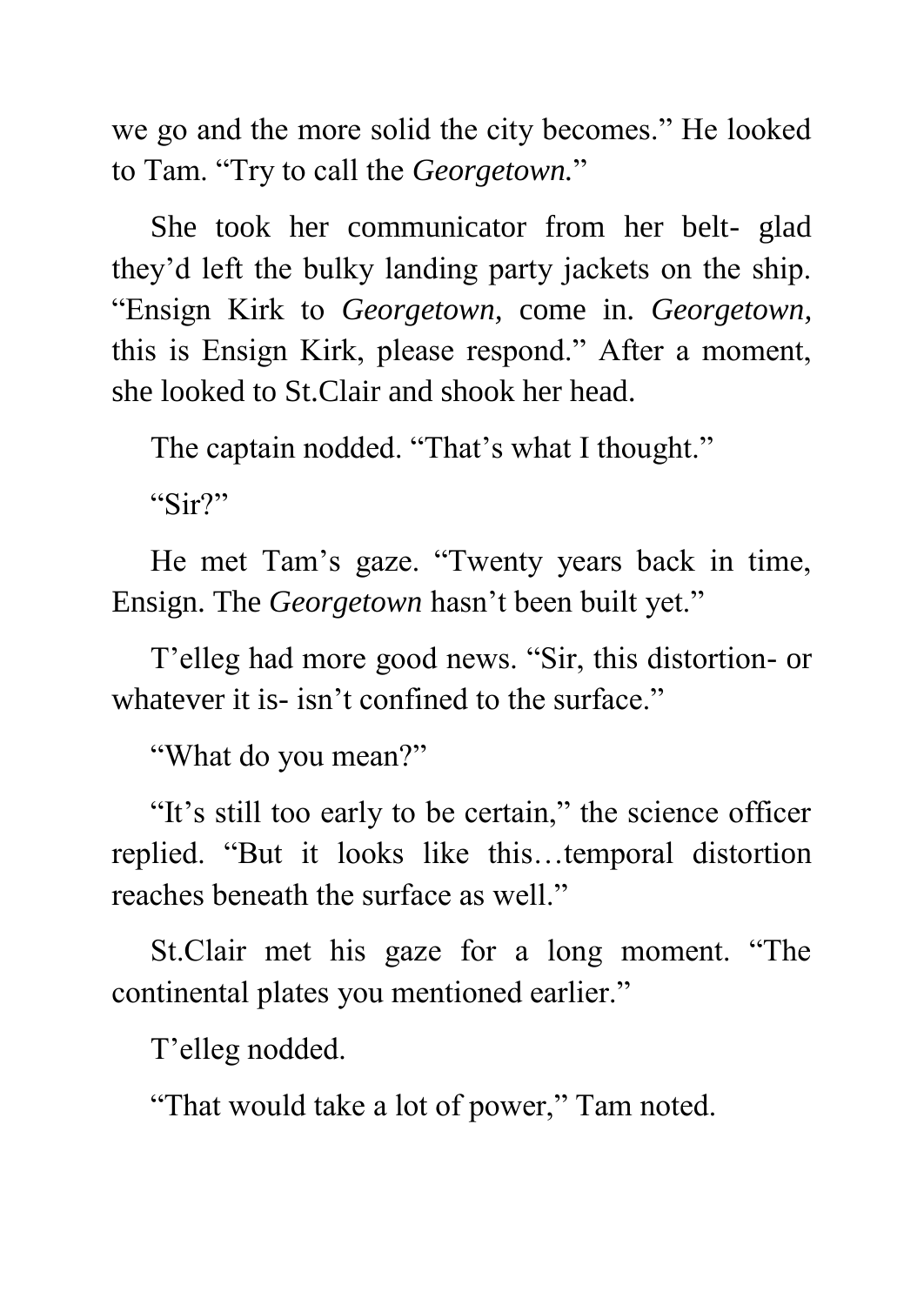we go and the more solid the city becomes." He looked to Tam. "Try to call the *Georgetown.*"

She took her communicator from her belt- glad they'd left the bulky landing party jackets on the ship. "Ensign Kirk to *Georgetown,* come in. *Georgetown,* this is Ensign Kirk, please respond." After a moment, she looked to St.Clair and shook her head.

The captain nodded. "That's what I thought."

"Sir?"

He met Tam's gaze. "Twenty years back in time, Ensign. The *Georgetown* hasn't been built yet."

T'elleg had more good news. "Sir, this distortion- or whatever it is- isn't confined to the surface."

"What do you mean?"

"It's still too early to be certain," the science officer replied. "But it looks like this…temporal distortion reaches beneath the surface as well."

St.Clair met his gaze for a long moment. "The continental plates you mentioned earlier."

T'elleg nodded.

"That would take a lot of power," Tam noted.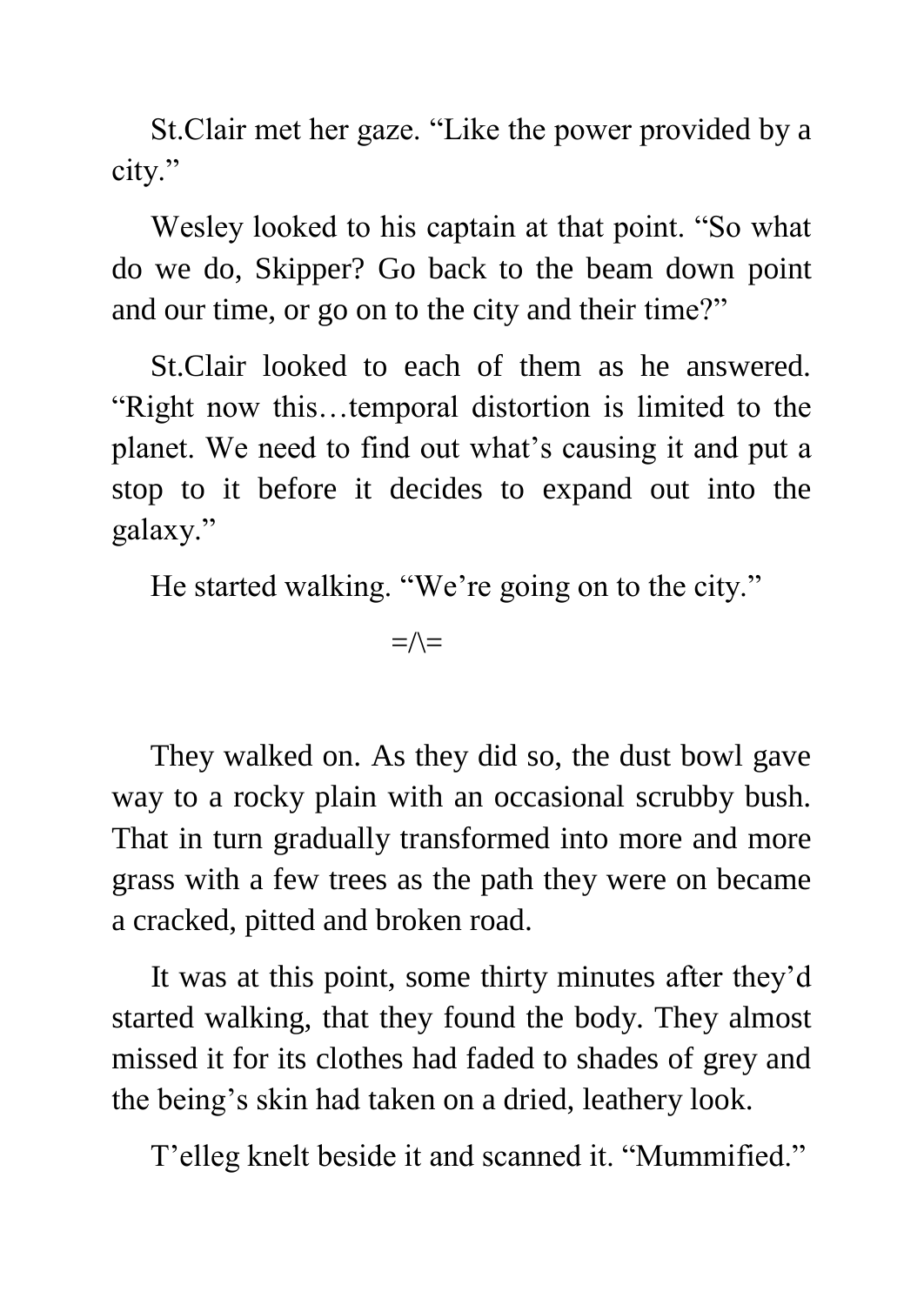St.Clair met her gaze. “Like the power provided by a city.”

Wesley looked to his captain at that point. “So what do we do, Skipper? Go back to the beam down point and our time, or go on to the city and their time?”

St.Clair looked to each of them as he answered. “Right now this…temporal distortion is limited to the planet. We need to find out what’s causing it and put a stop to it before it decides to expand out into the galaxy.”

He started walking. “We’re going on to the city.”

=/\=

They walked on. As they did so, the dust bowl gave way to a rocky plain with an occasional scrubby bush. That in turn gradually transformed into more and more grass with a few trees as the path they were on became a cracked, pitted and broken road.

It was at this point, some thirty minutes after they’d started walking, that they found the body. They almost missed it for its clothes had faded to shades of grey and the being’s skin had taken on a dried, leathery look.

T’elleg knelt beside it and scanned it. “Mummified.”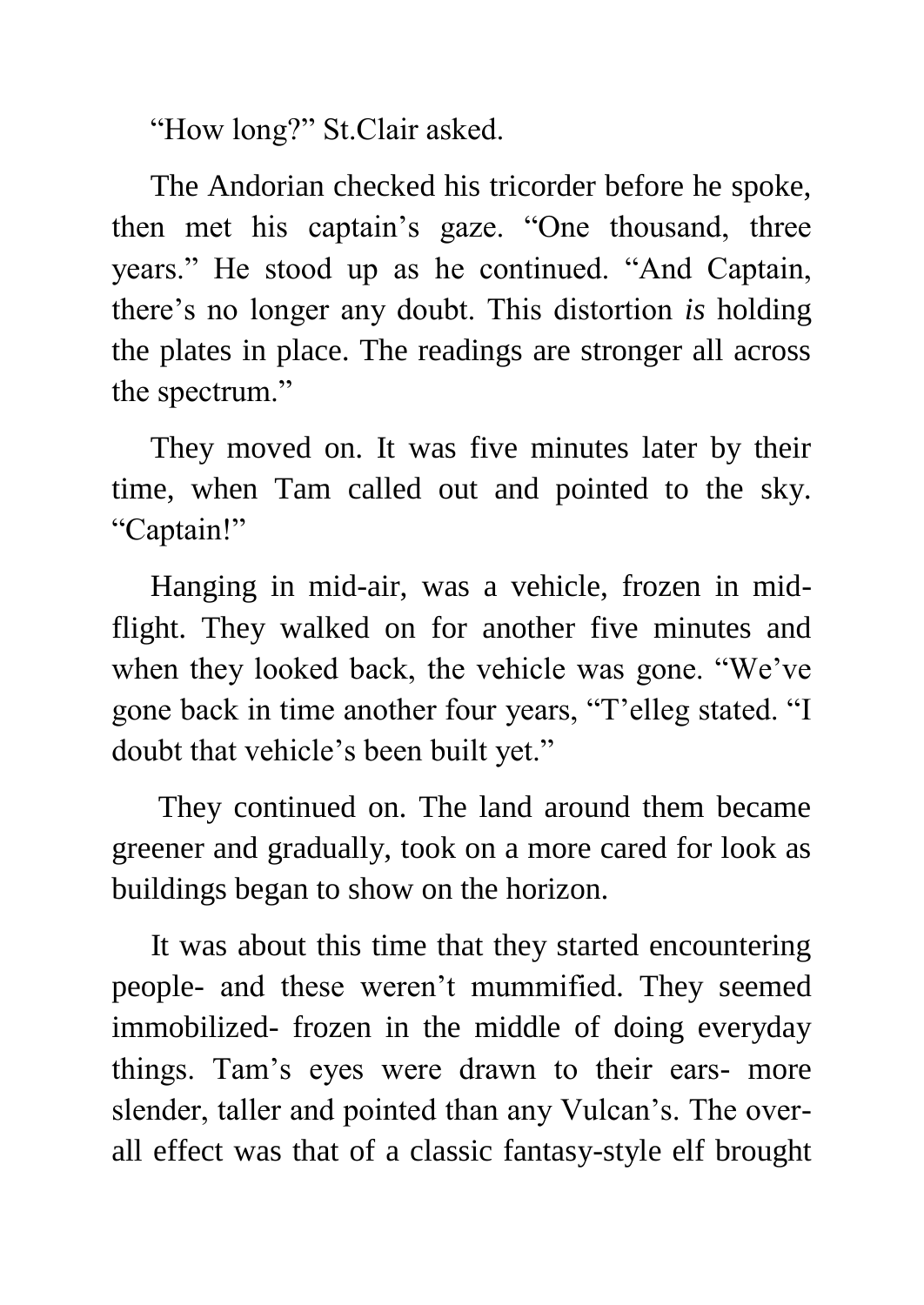"How long?" St.Clair asked.

The Andorian checked his tricorder before he spoke, then met his captain's gaze. "One thousand, three years." He stood up as he continued. "And Captain, there's no longer any doubt. This distortion *is* holding the plates in place. The readings are stronger all across the spectrum."

They moved on. It was five minutes later by their time, when Tam called out and pointed to the sky. "Captain!"

Hanging in mid-air, was a vehicle, frozen in mid-flight. They walked on for another five minutes and when they looked back, the vehicle was gone. "We've gone back in time another four years, "T'elleg stated. "I doubt that vehicle's been built yet."

They continued on. The land around them became greener and gradually, took on a more cared for look as buildings began to show on the horizon.

It was about this time that they started encountering people- and these weren't mummified. They seemed immobilized- frozen in the middle of doing everyday things. Tam's eyes were drawn to their ears- more slender, taller and pointed than any Vulcan's. The over-all effect was that of a classic fantasy-style elf brought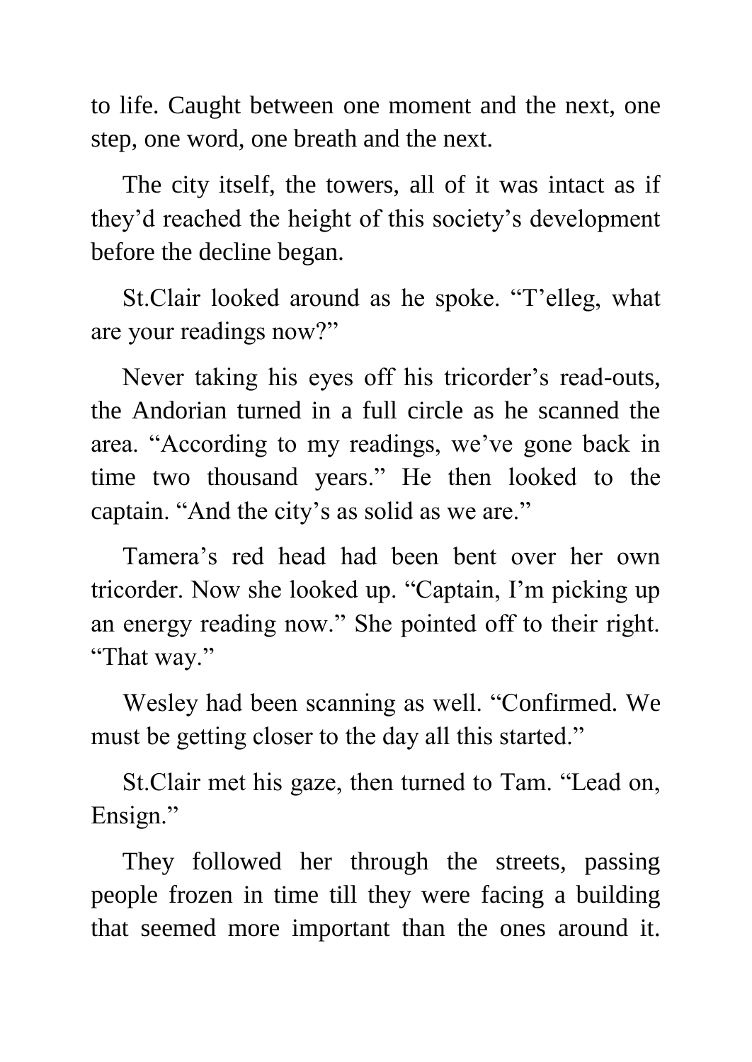to life. Caught between one moment and the next, one step, one word, one breath and the next.

The city itself, the towers, all of it was intact as if they'd reached the height of this society's development before the decline began.

St.Clair looked around as he spoke. "T'elleg, what are your readings now?"

Never taking his eyes off his tricorder's read-outs, the Andorian turned in a full circle as he scanned the area. "According to my readings, we've gone back in time two thousand years." He then looked to the captain. "And the city's as solid as we are."

Tamera's red head had been bent over her own tricorder. Now she looked up. "Captain, I'm picking up an energy reading now." She pointed off to their right. "That way."

Wesley had been scanning as well. "Confirmed. We must be getting closer to the day all this started."

St.Clair met his gaze, then turned to Tam. "Lead on, Ensign."

They followed her through the streets, passing people frozen in time till they were facing a building that seemed more important than the ones around it.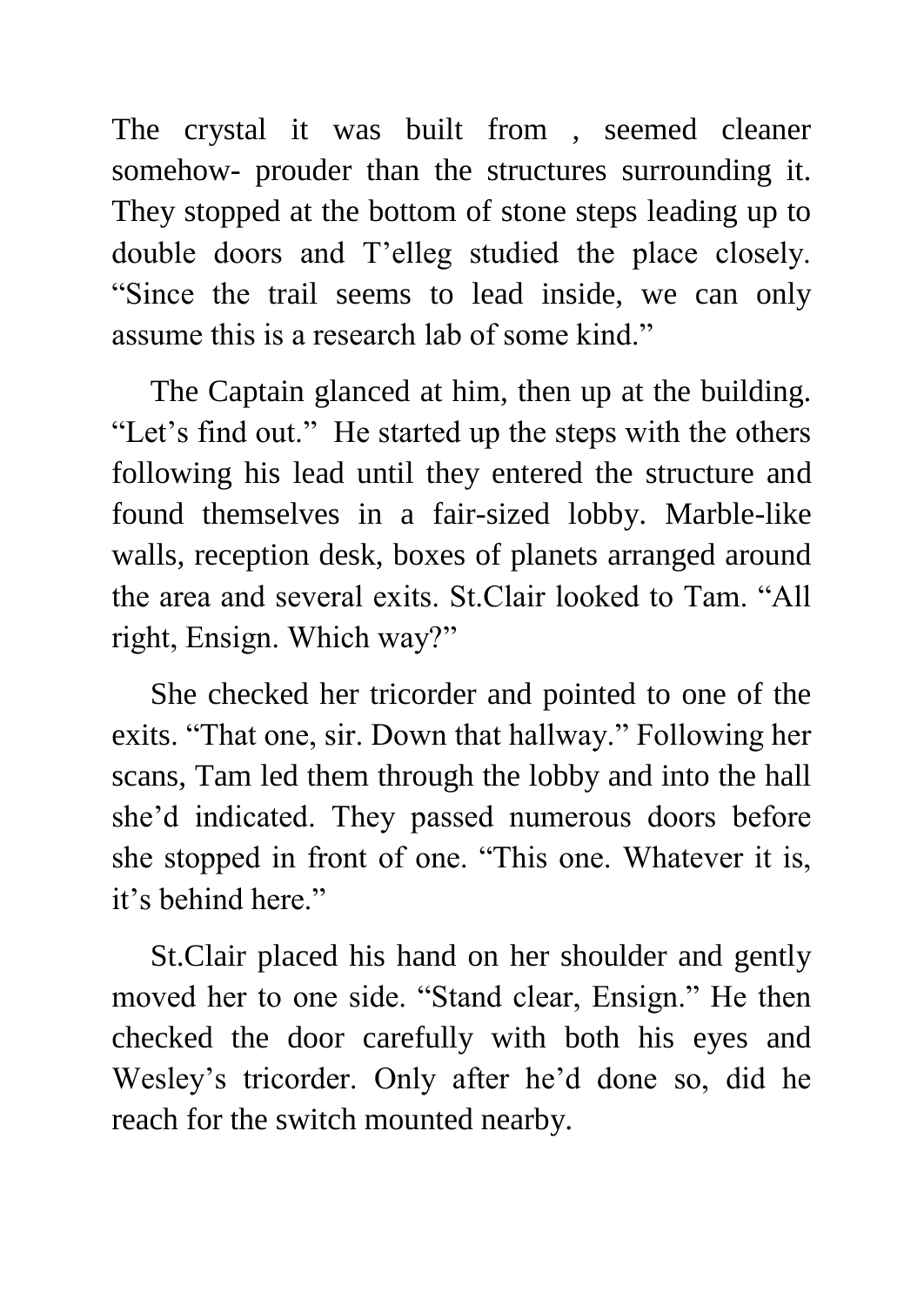The crystal it was built from , seemed cleaner somehow- prouder than the structures surrounding it. They stopped at the bottom of stone steps leading up to double doors and T'elleg studied the place closely. "Since the trail seems to lead inside, we can only assume this is a research lab of some kind."

The Captain glanced at him, then up at the building. "Let's find out." He started up the steps with the others following his lead until they entered the structure and found themselves in a fair-sized lobby. Marble-like walls, reception desk, boxes of planets arranged around the area and several exits. St.Clair looked to Tam. "All right, Ensign. Which way?"

She checked her tricorder and pointed to one of the exits. "That one, sir. Down that hallway." Following her scans, Tam led them through the lobby and into the hall she'd indicated. They passed numerous doors before she stopped in front of one. "This one. Whatever it is, it's behind here."

St.Clair placed his hand on her shoulder and gently moved her to one side. "Stand clear, Ensign." He then checked the door carefully with both his eyes and Wesley's tricorder. Only after he'd done so, did he reach for the switch mounted nearby.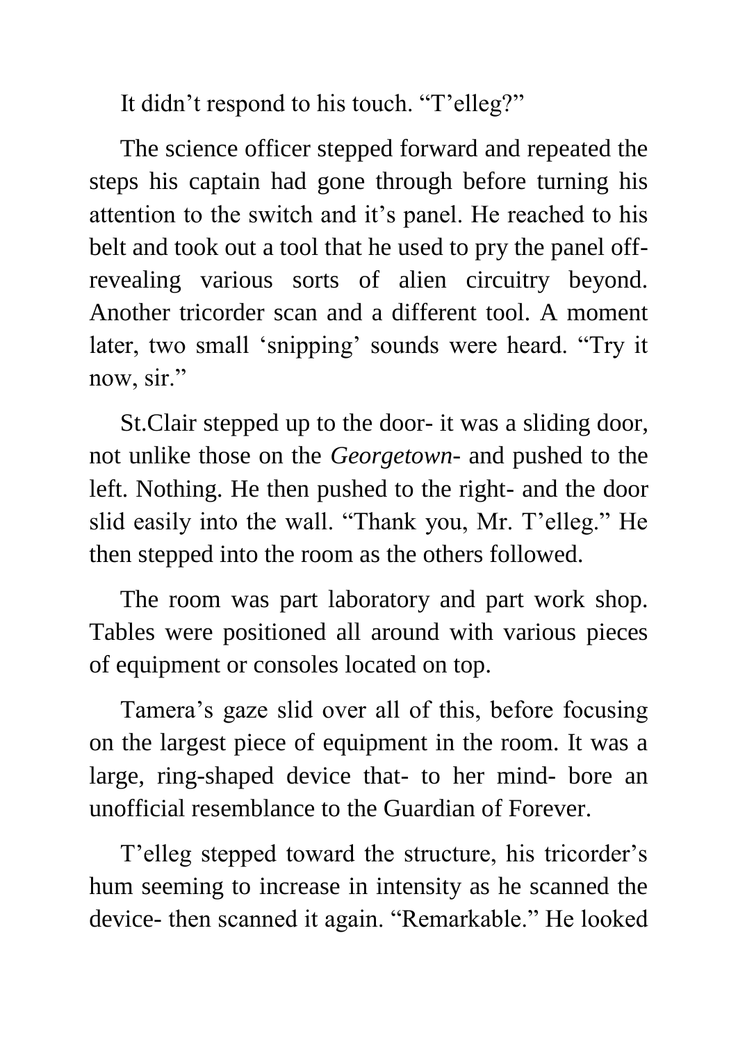It didn't respond to his touch. "T'elleg?"

The science officer stepped forward and repeated the steps his captain had gone through before turning his attention to the switch and it's panel. He reached to his belt and took out a tool that he used to pry the panel off- revealing various sorts of alien circuitry beyond. Another tricorder scan and a different tool. A moment later, two small 'snipping' sounds were heard. "Try it now, sir."

St.Clair stepped up to the door- it was a sliding door, not unlike those on the *Georgetown*- and pushed to the left. Nothing. He then pushed to the right- and the door slid easily into the wall. "Thank you, Mr. T'elleg." He then stepped into the room as the others followed.

The room was part laboratory and part work shop. Tables were positioned all around with various pieces of equipment or consoles located on top.

Tamera's gaze slid over all of this, before focusing on the largest piece of equipment in the room. It was a large, ring-shaped device that- to her mind- bore an unofficial resemblance to the Guardian of Forever.

T'elleg stepped toward the structure, his tricorder's hum seeming to increase in intensity as he scanned the device- then scanned it again. "Remarkable." He looked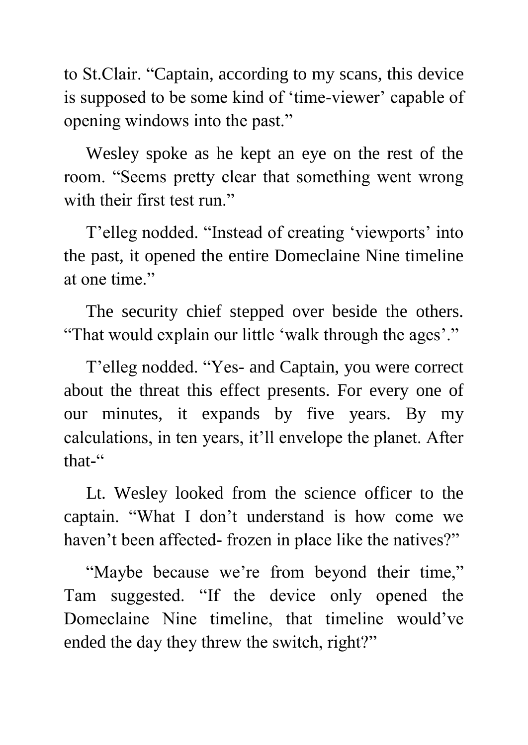to St.Clair. “Captain, according to my scans, this device is supposed to be some kind of ‘time-viewer’ capable of opening windows into the past.”

Wesley spoke as he kept an eye on the rest of the room. “Seems pretty clear that something went wrong with their first test run.”

T’elleg nodded. “Instead of creating ‘viewports’ into the past, it opened the entire Domeclaine Nine timeline at one time.”

The security chief stepped over beside the others. “That would explain our little ‘walk through the ages’.”

T’elleg nodded. “Yes- and Captain, you were correct about the threat this effect presents. For every one of our minutes, it expands by five years. By my calculations, in ten years, it’ll envelope the planet. After that-“

Lt. Wesley looked from the science officer to the captain. “What I don’t understand is how come we haven’t been affected- frozen in place like the natives?”

“Maybe because we’re from beyond their time,” Tam suggested. “If the device only opened the Domeclaine Nine timeline, that timeline would’ve ended the day they threw the switch, right?”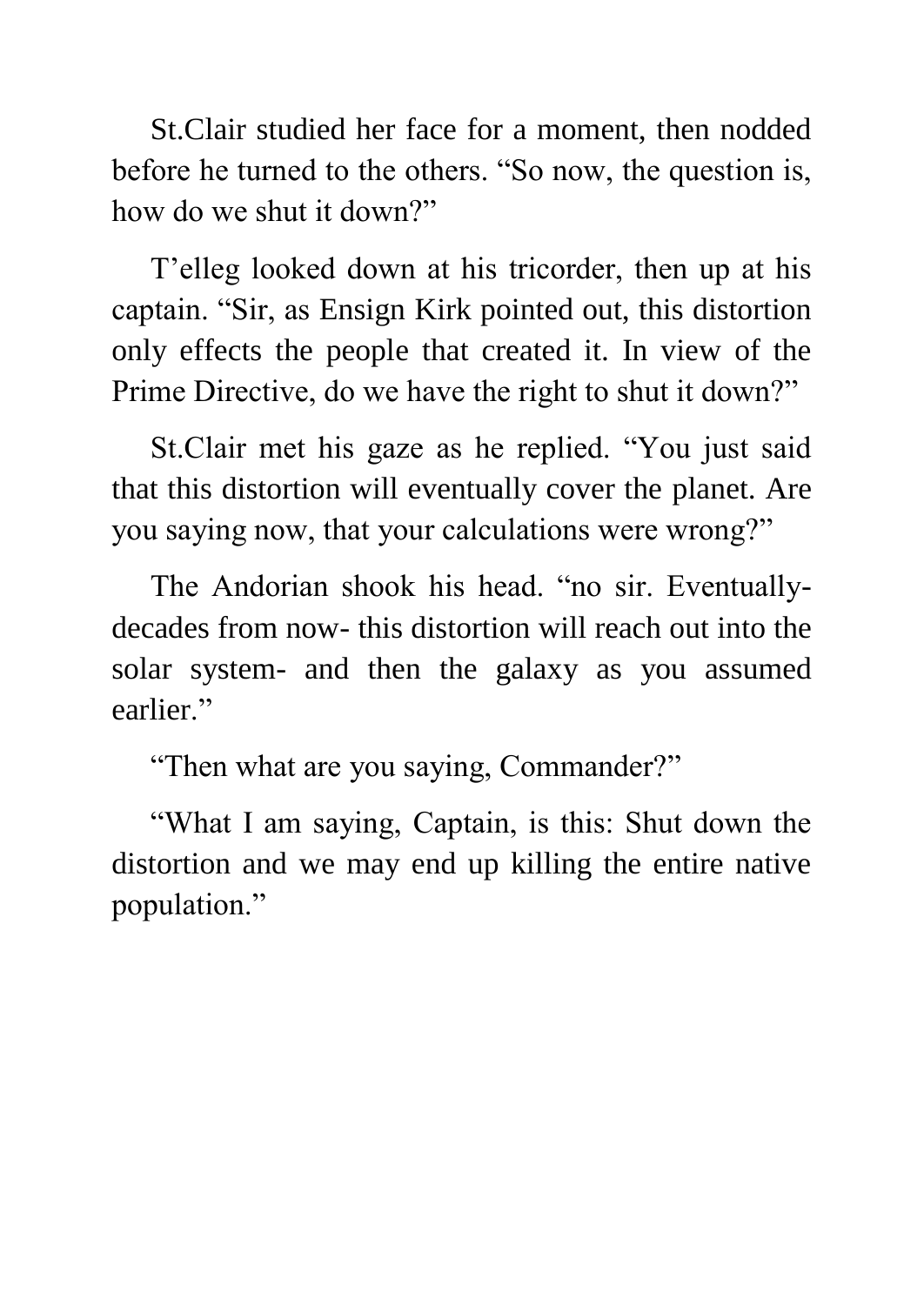St.Clair studied her face for a moment, then nodded before he turned to the others. "So now, the question is, how do we shut it down?"

T'elleg looked down at his tricorder, then up at his captain. "Sir, as Ensign Kirk pointed out, this distortion only effects the people that created it. In view of the Prime Directive, do we have the right to shut it down?"

St.Clair met his gaze as he replied. "You just said that this distortion will eventually cover the planet. Are you saying now, that your calculations were wrong?"

The Andorian shook his head. "no sir. Eventually-decades from now- this distortion will reach out into the solar system- and then the galaxy as you assumed earlier."

"Then what are you saying, Commander?"

"What I am saying, Captain, is this: Shut down the distortion and we may end up killing the entire native population."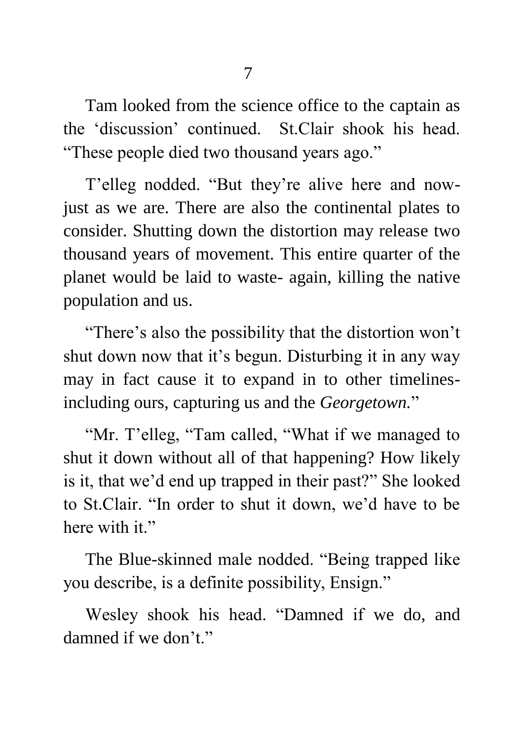Tam looked from the science office to the captain as the ‘discussion’ continued.  St.Clair shook his head. “These people died two thousand years ago.”

T’elleg nodded. “But they’re alive here and now- just as we are. There are also the continental plates to consider. Shutting down the distortion may release two thousand years of movement. This entire quarter of the planet would be laid to waste- again, killing the native population and us.

“There’s also the possibility that the distortion won’t shut down now that it’s begun. Disturbing it in any way may in fact cause it to expand in to other timelines- including ours, capturing us and the *Georgetown.*”

“Mr. T’elleg, “Tam called, “What if we managed to shut it down without all of that happening? How likely is it, that we’d end up trapped in their past?” She looked to St.Clair. “In order to shut it down, we’d have to be here with it.”

The Blue-skinned male nodded. “Being trapped like you describe, is a definite possibility, Ensign.”

Wesley shook his head. “Damned if we do, and damned if we don’t.”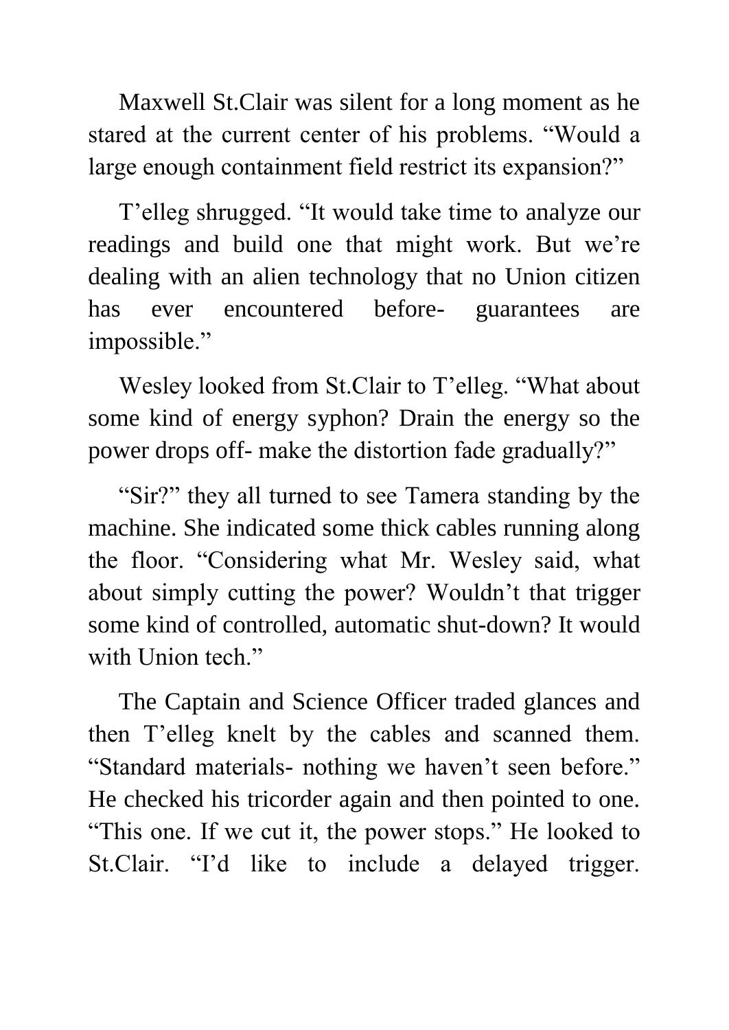Maxwell St.Clair was silent for a long moment as he stared at the current center of his problems. "Would a large enough containment field restrict its expansion?"

T'elleg shrugged. "It would take time to analyze our readings and build one that might work. But we're dealing with an alien technology that no Union citizen has ever encountered before- guarantees are impossible."

Wesley looked from St.Clair to T'elleg. "What about some kind of energy syphon? Drain the energy so the power drops off- make the distortion fade gradually?"

"Sir?" they all turned to see Tamera standing by the machine. She indicated some thick cables running along the floor. "Considering what Mr. Wesley said, what about simply cutting the power? Wouldn't that trigger some kind of controlled, automatic shut-down? It would with Union tech."

The Captain and Science Officer traded glances and then T'elleg knelt by the cables and scanned them. "Standard materials- nothing we haven't seen before." He checked his tricorder again and then pointed to one. "This one. If we cut it, the power stops." He looked to St.Clair. "I'd like to include a delayed trigger.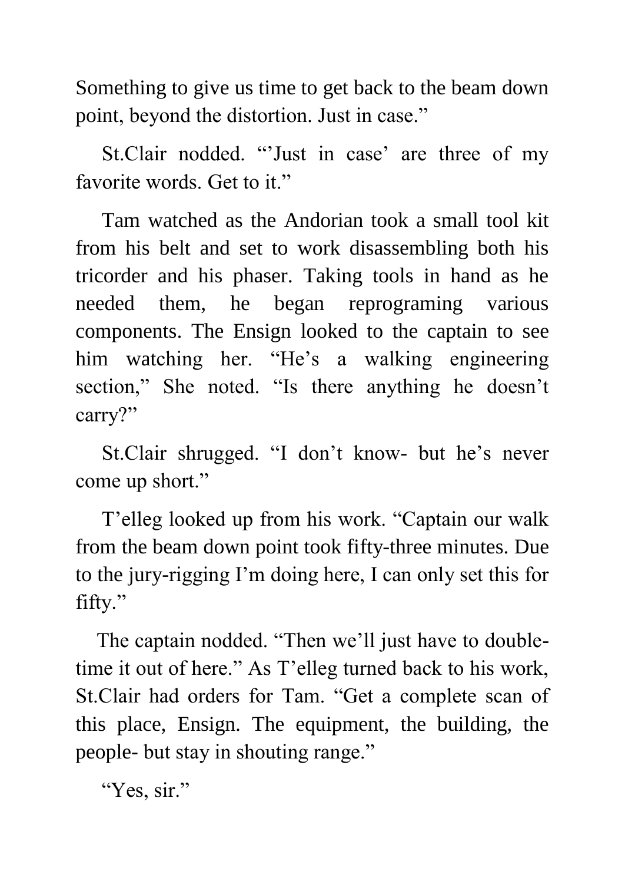Something to give us time to get back to the beam down point, beyond the distortion. Just in case."

St.Clair nodded. "'Just in case' are three of my favorite words. Get to it."

Tam watched as the Andorian took a small tool kit from his belt and set to work disassembling both his tricorder and his phaser. Taking tools in hand as he needed them, he began reprograming various components. The Ensign looked to the captain to see him watching her. "He's a walking engineering section," She noted. "Is there anything he doesn't carry?"

St.Clair shrugged. "I don't know- but he's never come up short."

T'elleg looked up from his work. "Captain our walk from the beam down point took fifty-three minutes. Due to the jury-rigging I'm doing here, I can only set this for fifty."

The captain nodded. "Then we'll just have to double-time it out of here." As T'elleg turned back to his work, St.Clair had orders for Tam. "Get a complete scan of this place, Ensign. The equipment, the building, the people- but stay in shouting range."

"Yes, sir."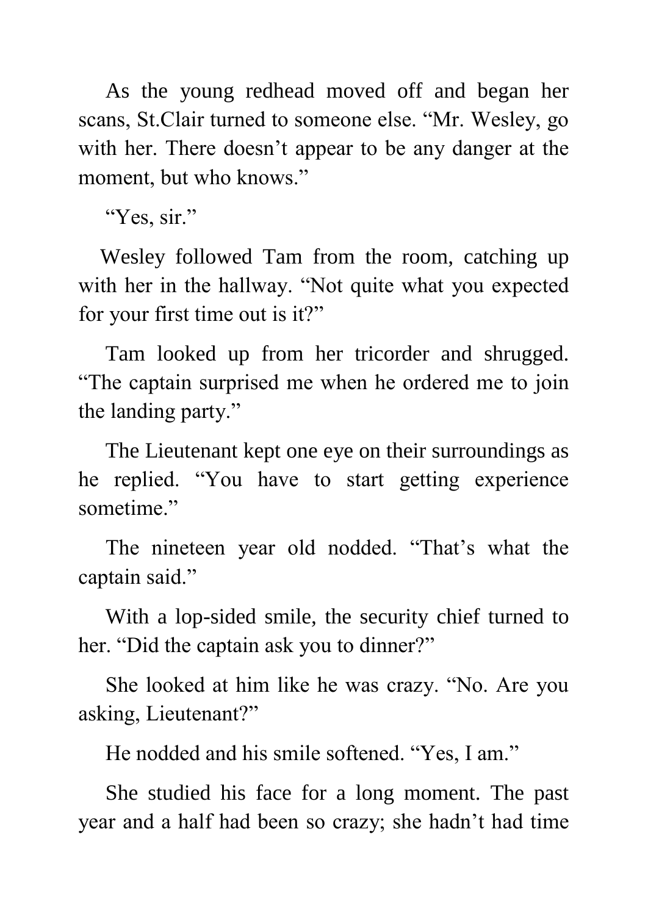As the young redhead moved off and began her scans, St.Clair turned to someone else. “Mr. Wesley, go with her. There doesn’t appear to be any danger at the moment, but who knows.”

“Yes, sir.”

Wesley followed Tam from the room, catching up with her in the hallway. “Not quite what you expected for your first time out is it?”

Tam looked up from her tricorder and shrugged. “The captain surprised me when he ordered me to join the landing party.”

The Lieutenant kept one eye on their surroundings as he replied. “You have to start getting experience sometime.”

The nineteen year old nodded. “That’s what the captain said.”

With a lop-sided smile, the security chief turned to her. “Did the captain ask you to dinner?”

She looked at him like he was crazy. “No. Are you asking, Lieutenant?”

He nodded and his smile softened. “Yes, I am.”

She studied his face for a long moment. The past year and a half had been so crazy; she hadn’t had time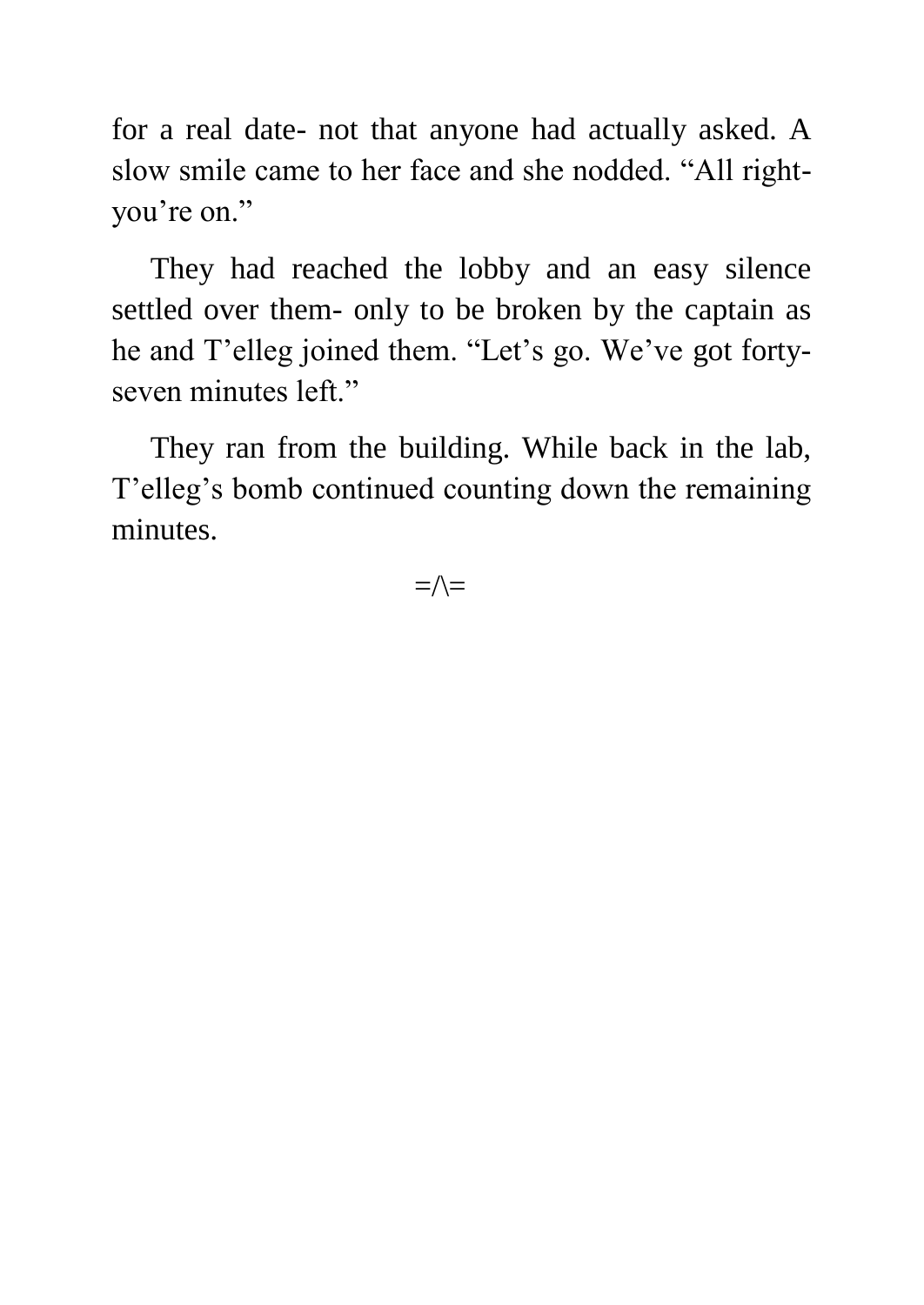for a real date- not that anyone had actually asked. A slow smile came to her face and she nodded. "All right- you're on."

They had reached the lobby and an easy silence settled over them- only to be broken by the captain as he and T'elleg joined them. "Let's go. We've got forty-seven minutes left."

They ran from the building. While back in the lab, T'elleg's bomb continued counting down the remaining minutes.

=/\=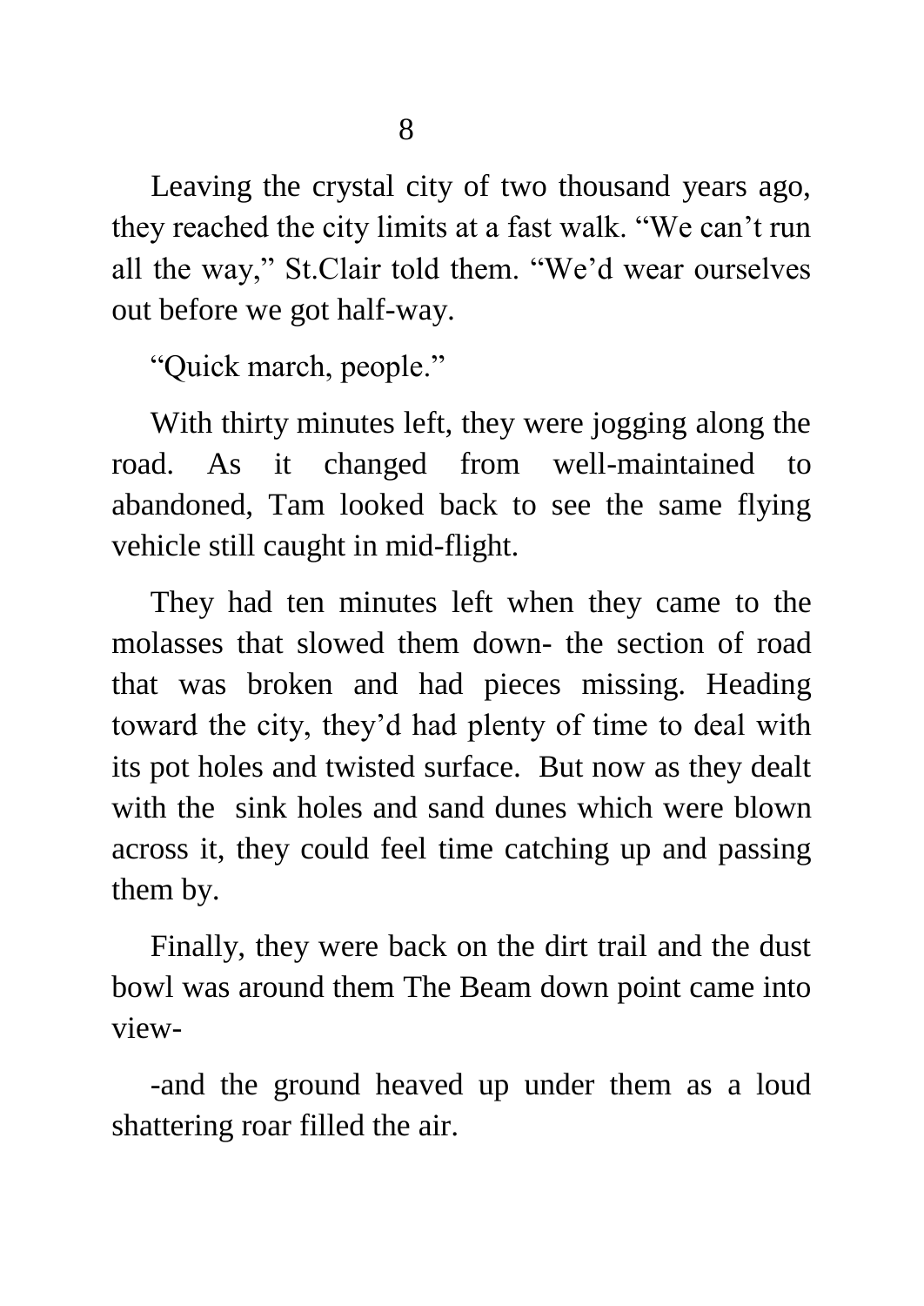# 8

Leaving the crystal city of two thousand years ago, they reached the city limits at a fast walk. "We can't run all the way," St.Clair told them. "We'd wear ourselves out before we got half-way.

"Quick march, people."

With thirty minutes left, they were jogging along the road. As it changed from well-maintained to abandoned, Tam looked back to see the same flying vehicle still caught in mid-flight.

They had ten minutes left when they came to the molasses that slowed them down- the section of road that was broken and had pieces missing. Heading toward the city, they'd had plenty of time to deal with its pot holes and twisted surface. But now as they dealt with the sink holes and sand dunes which were blown across it, they could feel time catching up and passing them by.

Finally, they were back on the dirt trail and the dust bowl was around them The Beam down point came into view-

-and the ground heaved up under them as a loud shattering roar filled the air.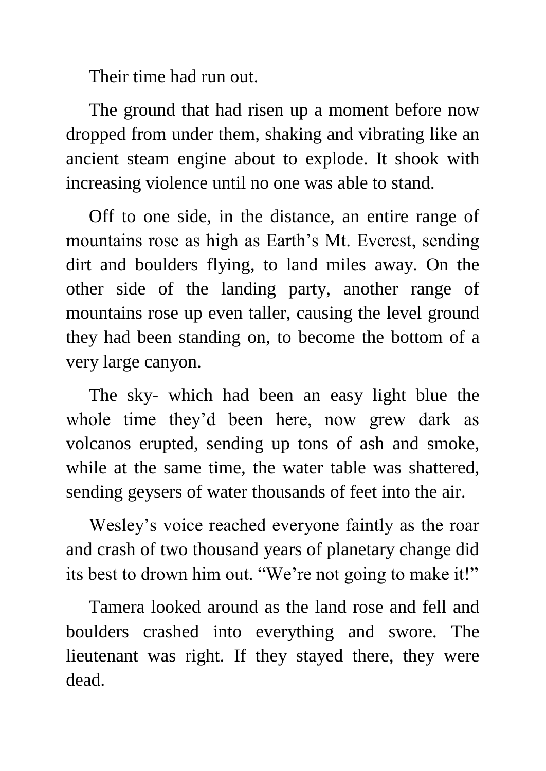Their time had run out.

The ground that had risen up a moment before now dropped from under them, shaking and vibrating like an ancient steam engine about to explode. It shook with increasing violence until no one was able to stand.

Off to one side, in the distance, an entire range of mountains rose as high as Earth's Mt. Everest, sending dirt and boulders flying, to land miles away. On the other side of the landing party, another range of mountains rose up even taller, causing the level ground they had been standing on, to become the bottom of a very large canyon.

The sky- which had been an easy light blue the whole time they'd been here, now grew dark as volcanos erupted, sending up tons of ash and smoke, while at the same time, the water table was shattered, sending geysers of water thousands of feet into the air.

Wesley's voice reached everyone faintly as the roar and crash of two thousand years of planetary change did its best to drown him out. "We're not going to make it!"

Tamera looked around as the land rose and fell and boulders crashed into everything and swore. The lieutenant was right. If they stayed there, they were dead.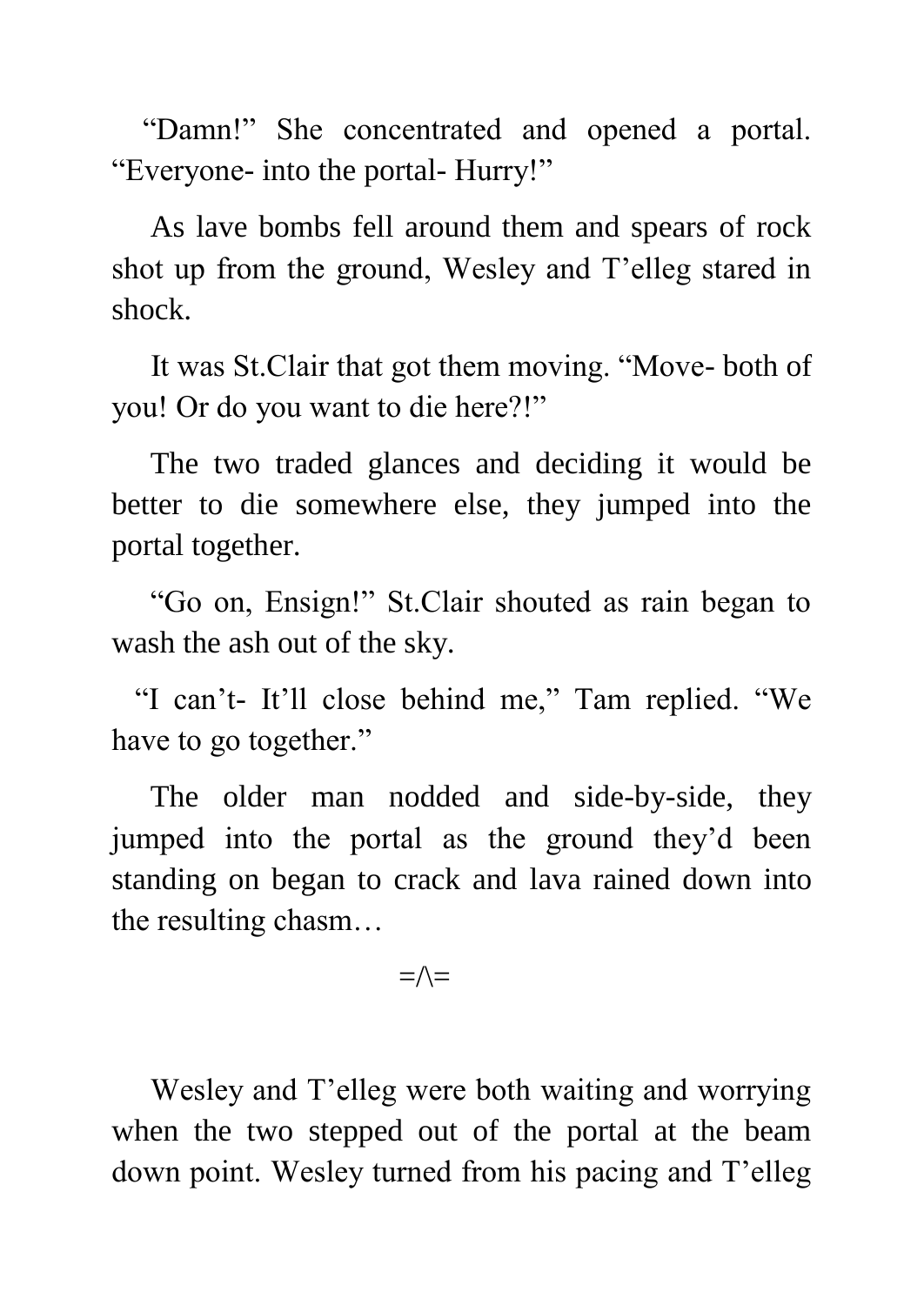"Damn!" She concentrated and opened a portal. "Everyone- into the portal- Hurry!"

As lave bombs fell around them and spears of rock shot up from the ground, Wesley and T'elleg stared in shock.

It was St.Clair that got them moving. "Move- both of you! Or do you want to die here?!"

The two traded glances and deciding it would be better to die somewhere else, they jumped into the portal together.

"Go on, Ensign!" St.Clair shouted as rain began to wash the ash out of the sky.

"I can't- It'll close behind me," Tam replied. "We have to go together."

The older man nodded and side-by-side, they jumped into the portal as the ground they'd been standing on began to crack and lava rained down into the resulting chasm…

=/\=

Wesley and T'elleg were both waiting and worrying when the two stepped out of the portal at the beam down point. Wesley turned from his pacing and T'elleg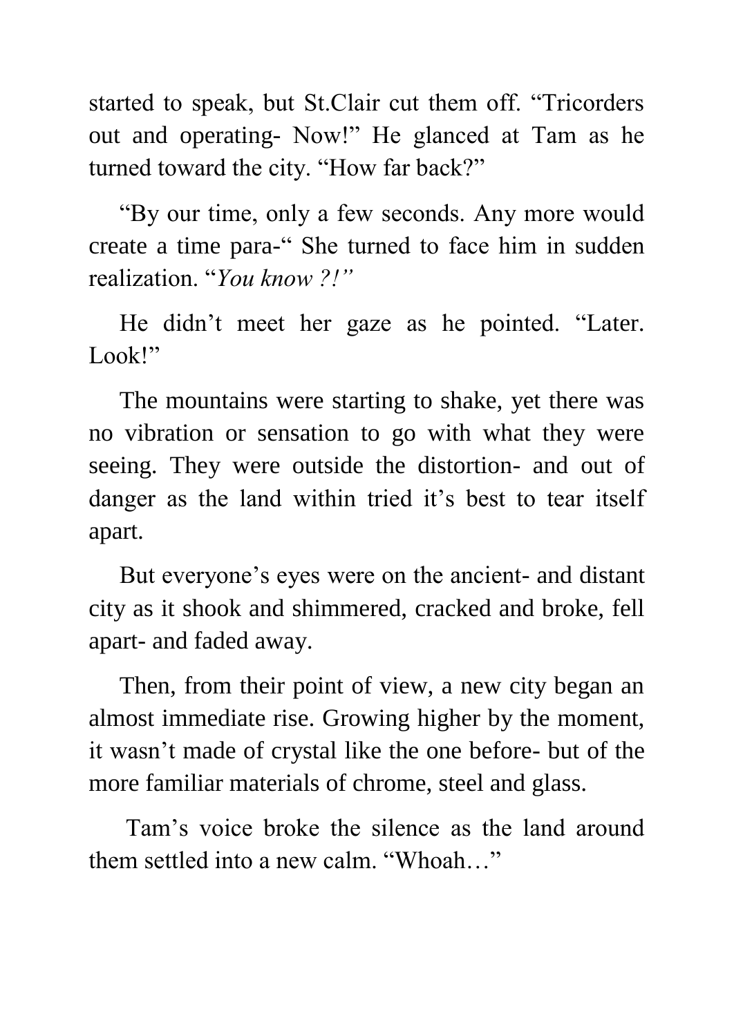started to speak, but St.Clair cut them off. “Tricorders out and operating- Now!” He glanced at Tam as he turned toward the city. “How far back?”

“By our time, only a few seconds. Any more would create a time para-“ She turned to face him in sudden realization. “*You know ?!”*

He didn’t meet her gaze as he pointed. “Later. Look!”

The mountains were starting to shake, yet there was no vibration or sensation to go with what they were seeing. They were outside the distortion- and out of danger as the land within tried it’s best to tear itself apart.

But everyone’s eyes were on the ancient- and distant city as it shook and shimmered, cracked and broke, fell apart- and faded away.

Then, from their point of view, a new city began an almost immediate rise. Growing higher by the moment, it wasn’t made of crystal like the one before- but of the more familiar materials of chrome, steel and glass.

Tam’s voice broke the silence as the land around them settled into a new calm. “Whoah…”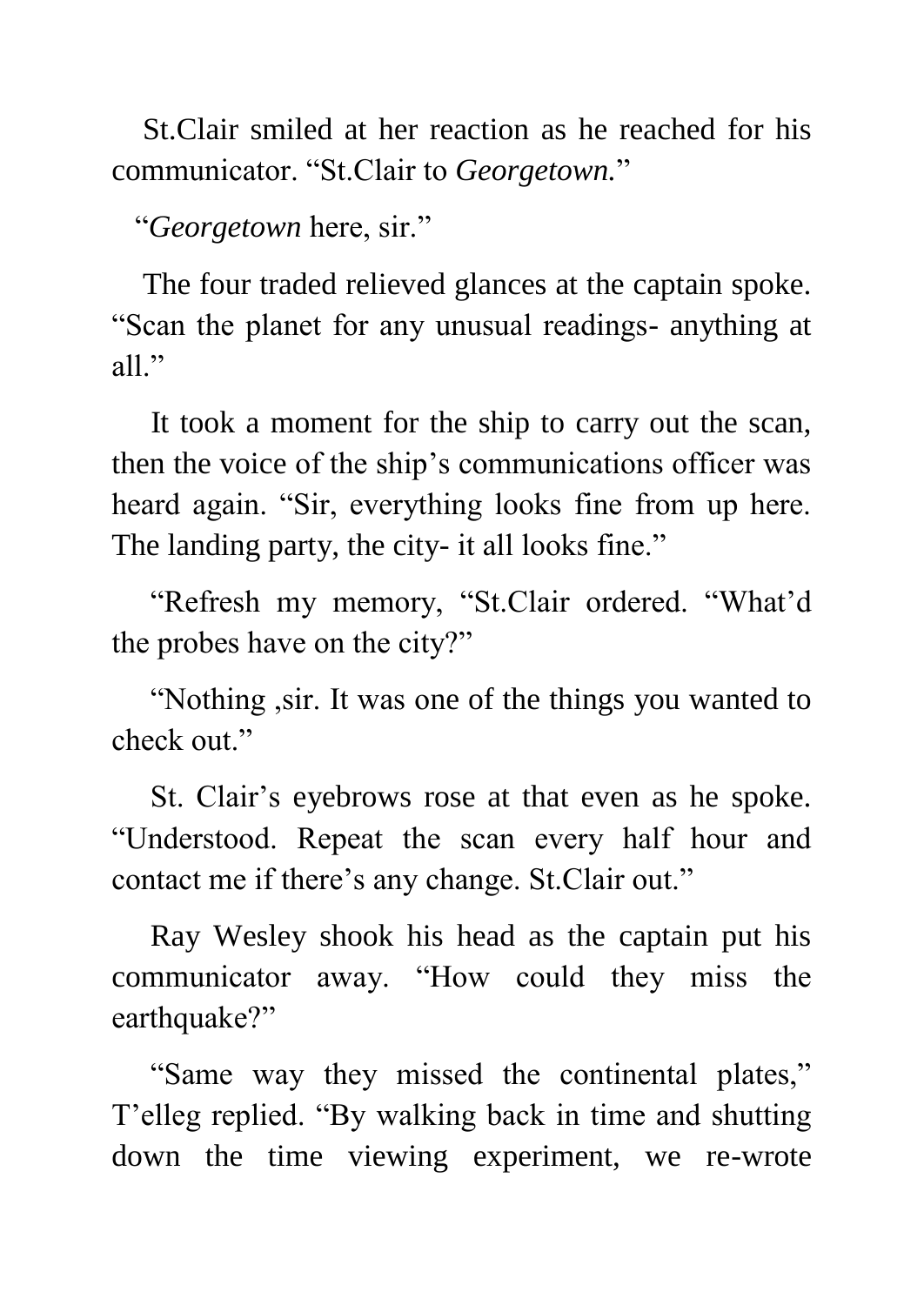St.Clair smiled at her reaction as he reached for his communicator. "St.Clair to *Georgetown.*"

"*Georgetown* here, sir."

The four traded relieved glances at the captain spoke. "Scan the planet for any unusual readings- anything at all."

It took a moment for the ship to carry out the scan, then the voice of the ship's communications officer was heard again. "Sir, everything looks fine from up here. The landing party, the city- it all looks fine."

"Refresh my memory, "St.Clair ordered. "What'd the probes have on the city?"

"Nothing ,sir. It was one of the things you wanted to check out."

St. Clair's eyebrows rose at that even as he spoke. "Understood. Repeat the scan every half hour and contact me if there's any change. St.Clair out."

Ray Wesley shook his head as the captain put his communicator away. "How could they miss the earthquake?"

"Same way they missed the continental plates," T'elleg replied. "By walking back in time and shutting down the time viewing experiment, we re-wrote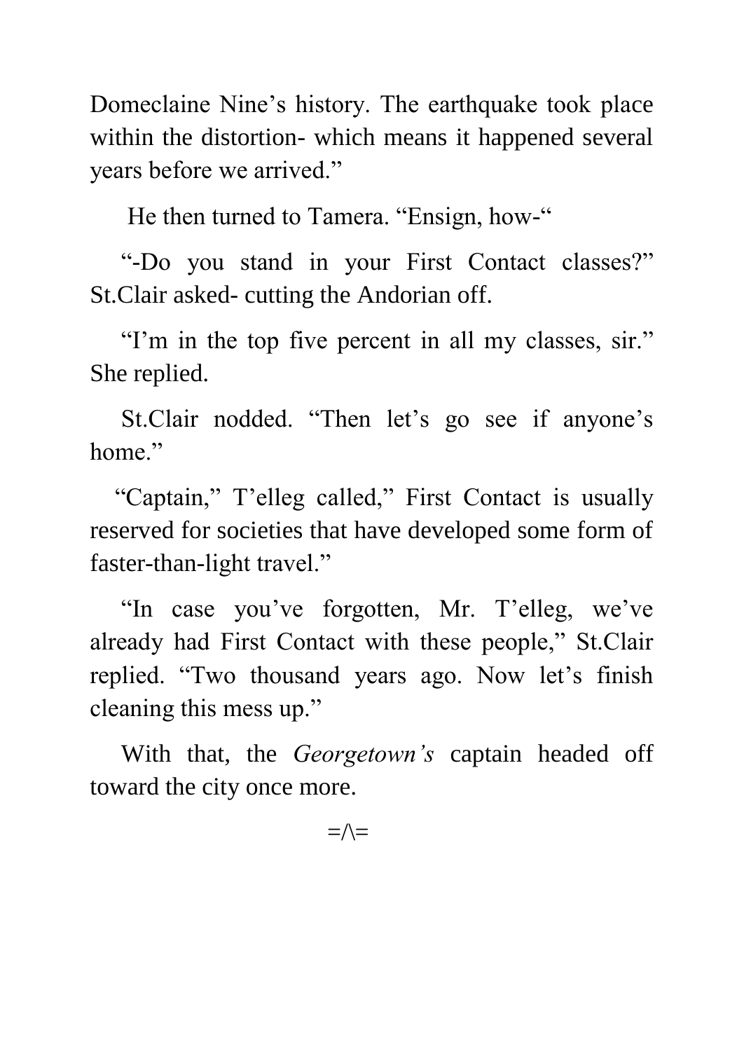Domeclaine Nine's history. The earthquake took place within the distortion- which means it happened several years before we arrived."

He then turned to Tamera. "Ensign, how-"

"-Do you stand in your First Contact classes?" St.Clair asked- cutting the Andorian off.

"I'm in the top five percent in all my classes, sir." She replied.

St.Clair nodded. "Then let's go see if anyone's home."

"Captain," T'elleg called," First Contact is usually reserved for societies that have developed some form of faster-than-light travel."

"In case you've forgotten, Mr. T'elleg, we've already had First Contact with these people," St.Clair replied. "Two thousand years ago. Now let's finish cleaning this mess up."

With that, the *Georgetown's* captain headed off toward the city once more.

=/\=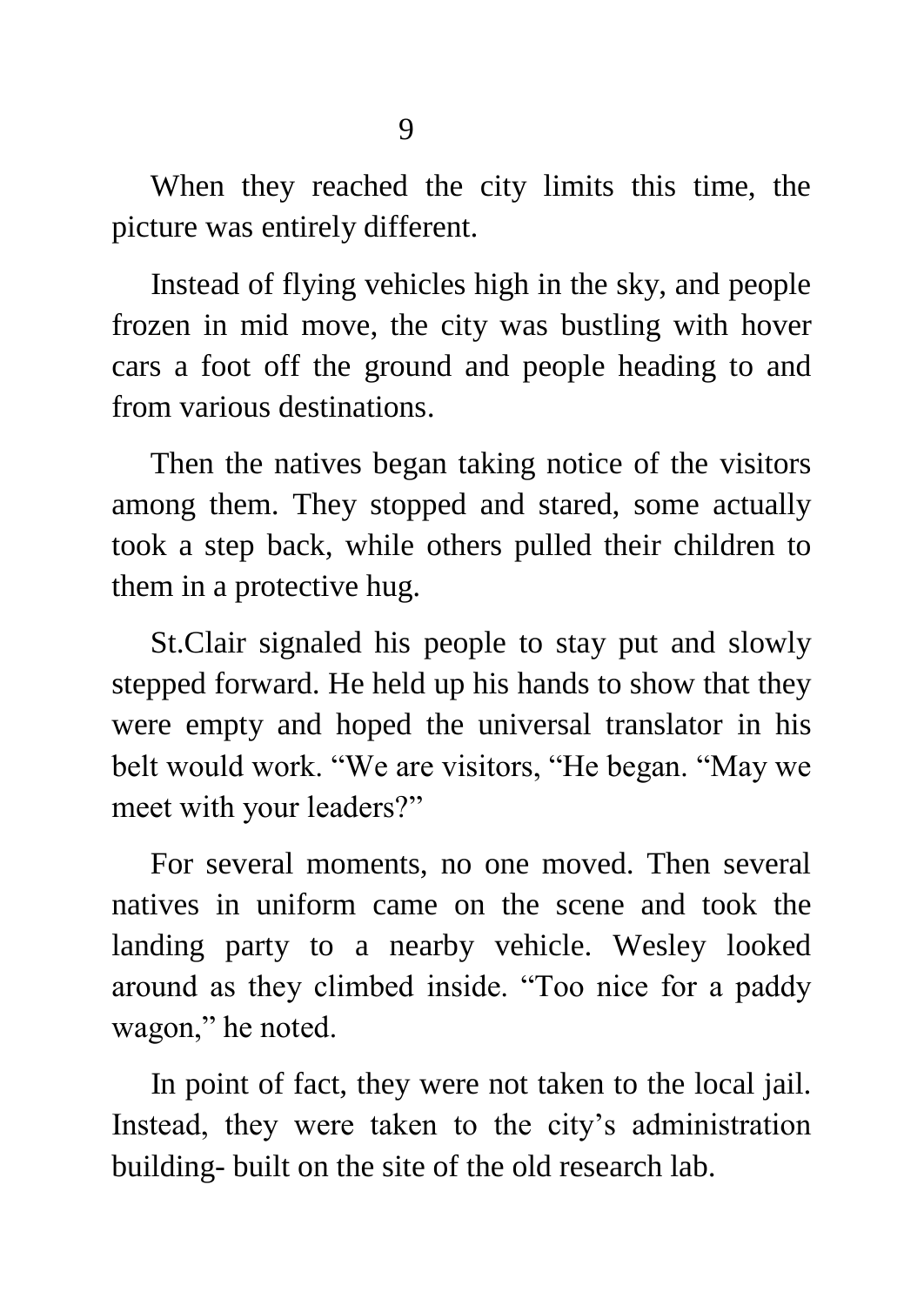# 9

When they reached the city limits this time, the picture was entirely different.

Instead of flying vehicles high in the sky, and people frozen in mid move, the city was bustling with hover cars a foot off the ground and people heading to and from various destinations.

Then the natives began taking notice of the visitors among them. They stopped and stared, some actually took a step back, while others pulled their children to them in a protective hug.

St.Clair signaled his people to stay put and slowly stepped forward. He held up his hands to show that they were empty and hoped the universal translator in his belt would work. “We are visitors, “He began. “May we meet with your leaders?”

For several moments, no one moved. Then several natives in uniform came on the scene and took the landing party to a nearby vehicle. Wesley looked around as they climbed inside. “Too nice for a paddy wagon,” he noted.

In point of fact, they were not taken to the local jail. Instead, they were taken to the city’s administration building- built on the site of the old research lab.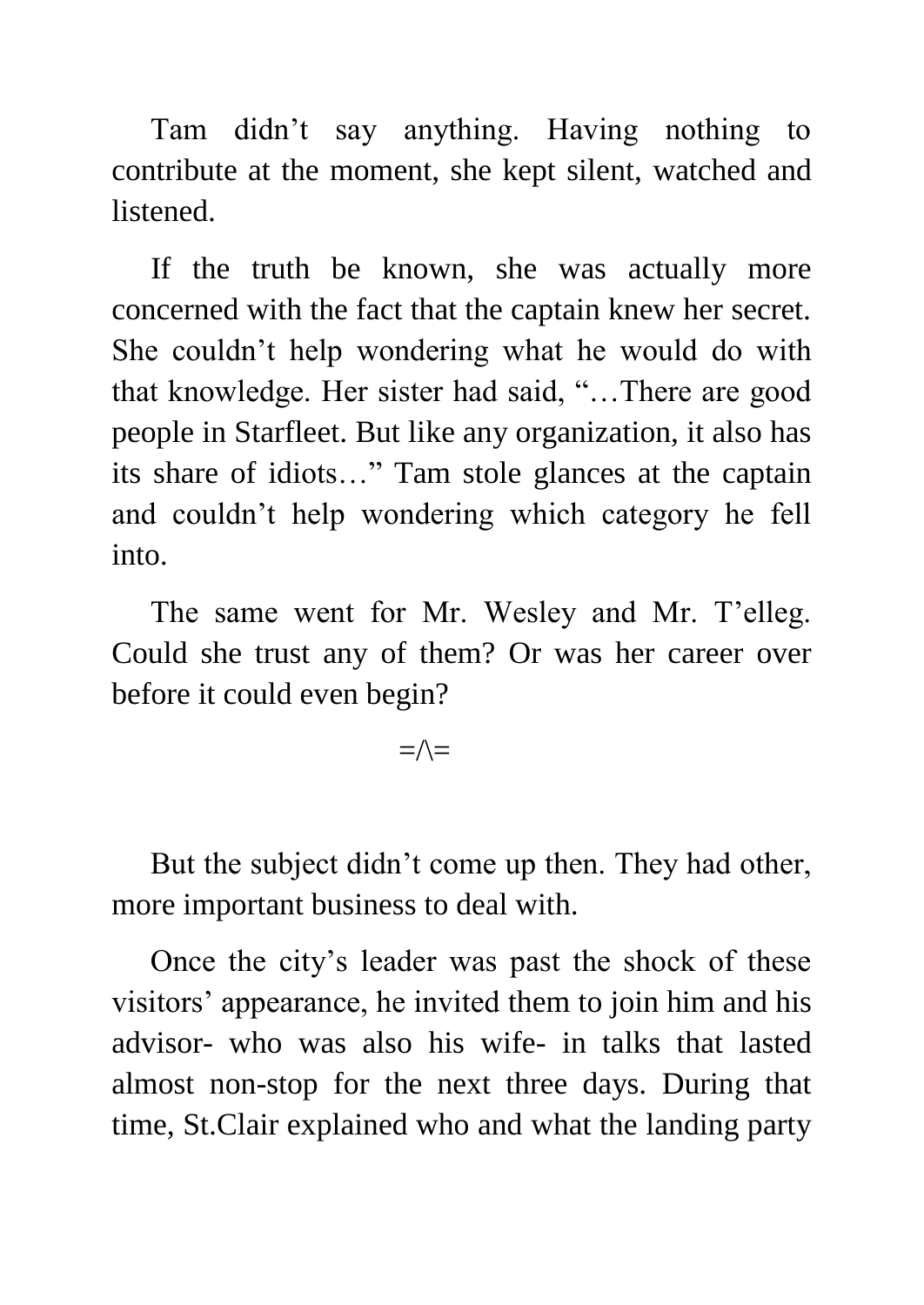Tam didn't say anything. Having nothing to contribute at the moment, she kept silent, watched and listened.

If the truth be known, she was actually more concerned with the fact that the captain knew her secret. She couldn't help wondering what he would do with that knowledge. Her sister had said, "…There are good people in Starfleet. But like any organization, it also has its share of idiots…" Tam stole glances at the captain and couldn't help wondering which category he fell into.

The same went for Mr. Wesley and Mr. T'elleg. Could she trust any of them? Or was her career over before it could even begin?

=/\=

But the subject didn't come up then. They had other, more important business to deal with.

Once the city's leader was past the shock of these visitors' appearance, he invited them to join him and his advisor- who was also his wife- in talks that lasted almost non-stop for the next three days. During that time, St.Clair explained who and what the landing party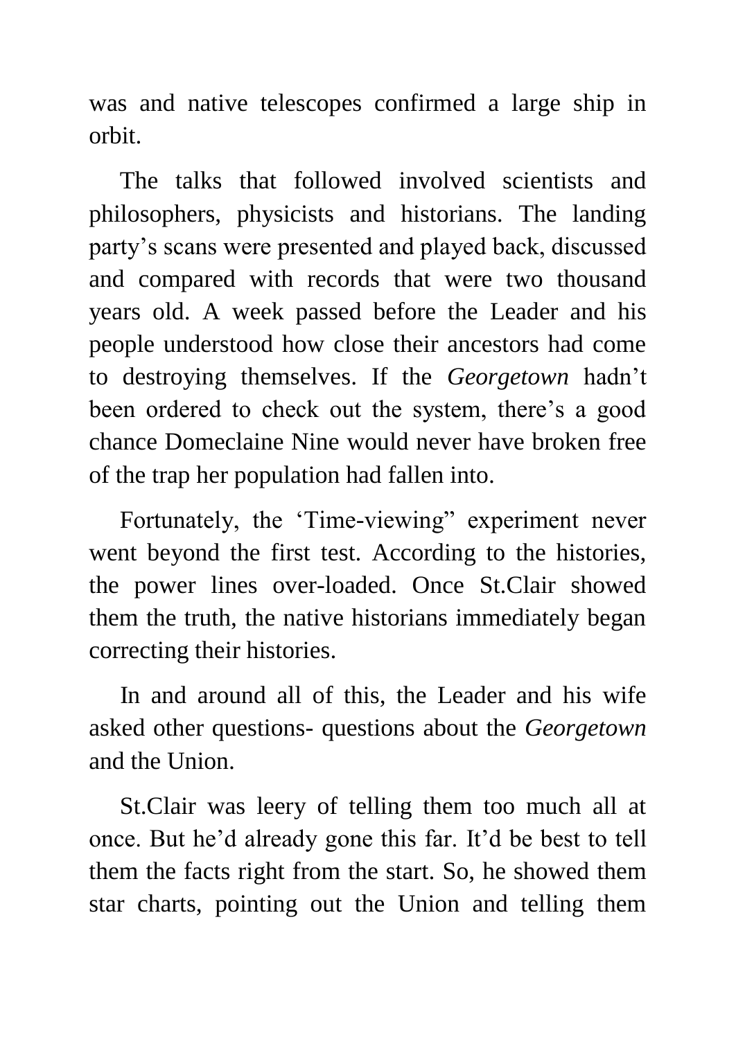was and native telescopes confirmed a large ship in orbit.

The talks that followed involved scientists and philosophers, physicists and historians. The landing party's scans were presented and played back, discussed and compared with records that were two thousand years old. A week passed before the Leader and his people understood how close their ancestors had come to destroying themselves. If the *Georgetown* hadn't been ordered to check out the system, there's a good chance Domeclaine Nine would never have broken free of the trap her population had fallen into.

Fortunately, the 'Time-viewing" experiment never went beyond the first test. According to the histories, the power lines over-loaded. Once St.Clair showed them the truth, the native historians immediately began correcting their histories.

In and around all of this, the Leader and his wife asked other questions- questions about the *Georgetown* and the Union.

St.Clair was leery of telling them too much all at once. But he'd already gone this far. It'd be best to tell them the facts right from the start. So, he showed them star charts, pointing out the Union and telling them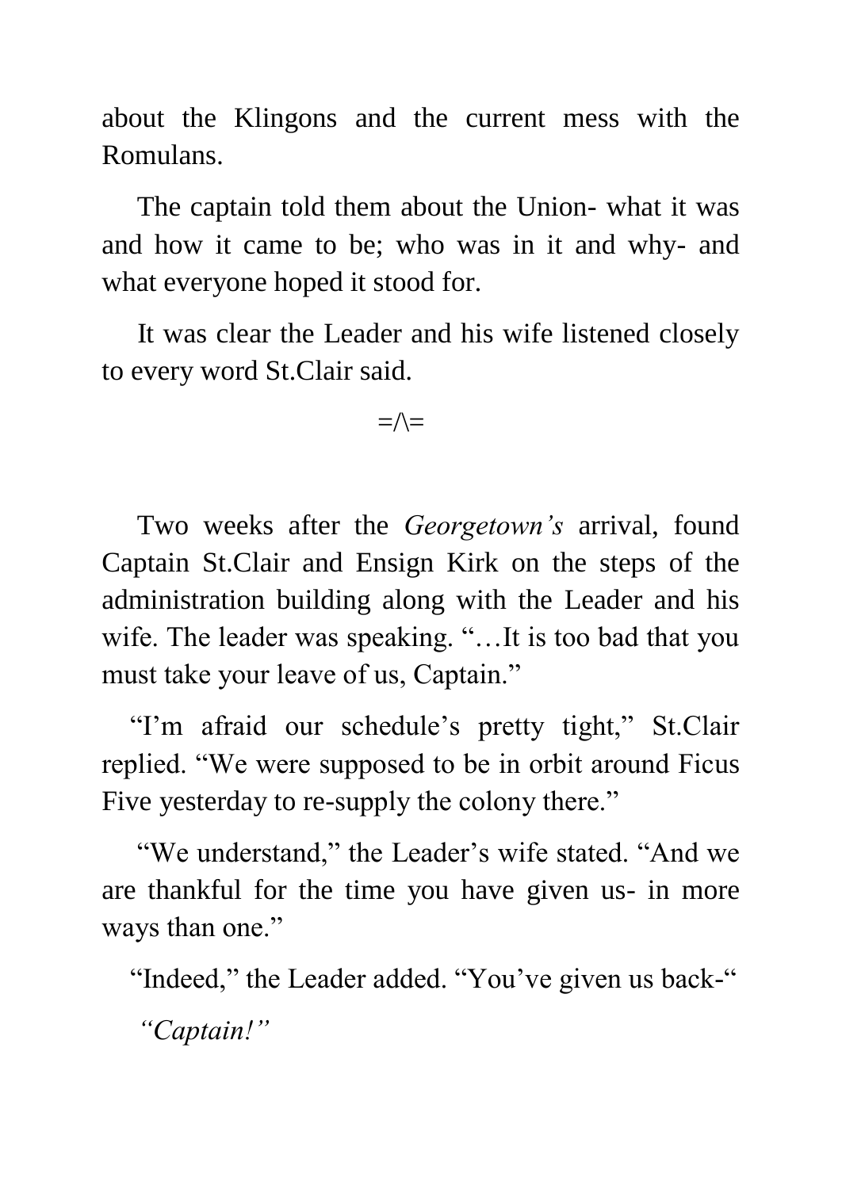about the Klingons and the current mess with the Romulans.

The captain told them about the Union- what it was and how it came to be; who was in it and why- and what everyone hoped it stood for.

It was clear the Leader and his wife listened closely to every word St.Clair said.

=/\=

Two weeks after the *Georgetown's* arrival, found Captain St.Clair and Ensign Kirk on the steps of the administration building along with the Leader and his wife. The leader was speaking. "…It is too bad that you must take your leave of us, Captain."

"I'm afraid our schedule's pretty tight," St.Clair replied. "We were supposed to be in orbit around Ficus Five yesterday to re-supply the colony there."

"We understand," the Leader's wife stated. "And we are thankful for the time you have given us- in more ways than one."

"Indeed," the Leader added. "You've given us back-"

*"Captain!"*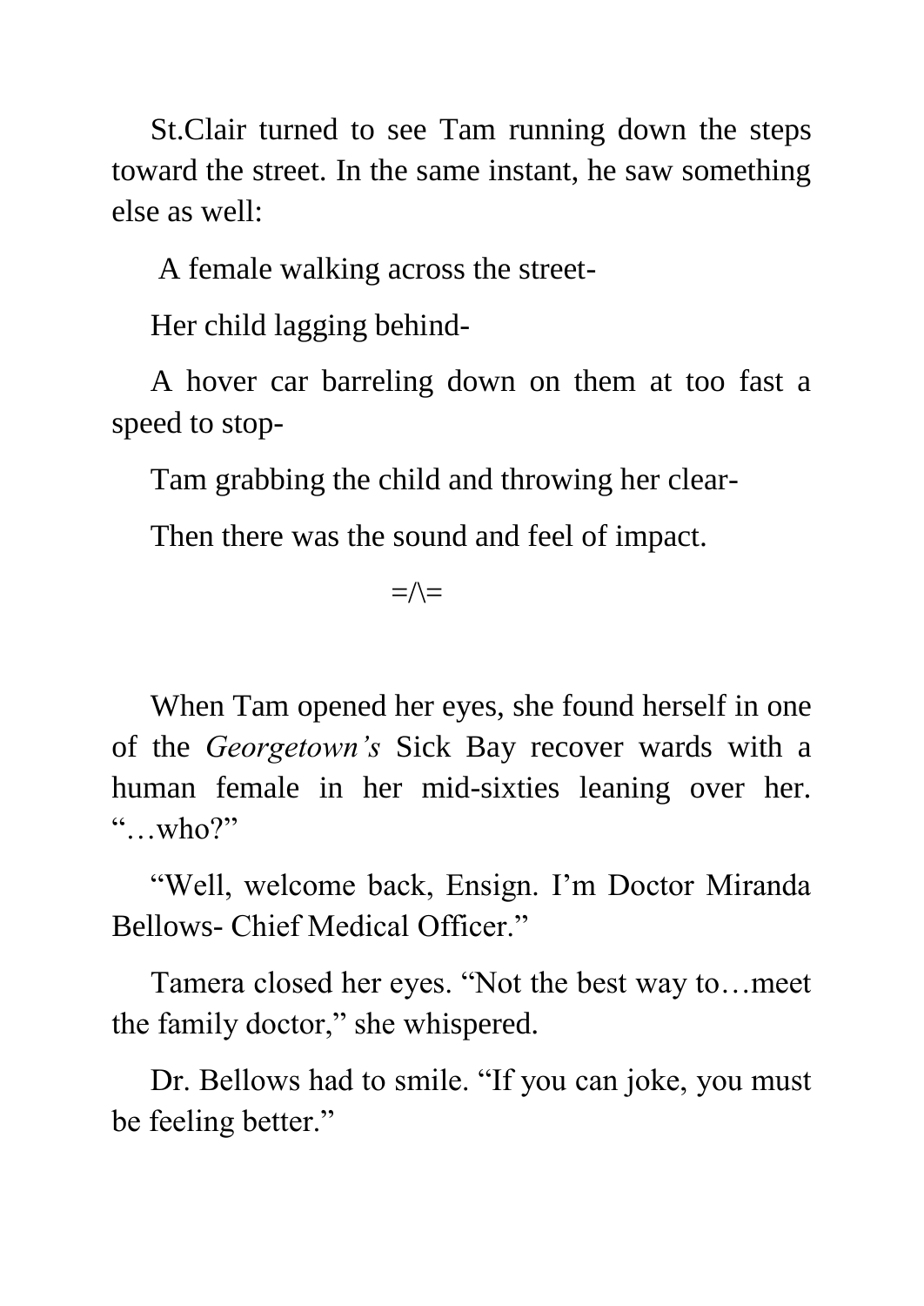St.Clair turned to see Tam running down the steps toward the street. In the same instant, he saw something else as well:

A female walking across the street-

Her child lagging behind-

A hover car barreling down on them at too fast a speed to stop-

Tam grabbing the child and throwing her clear-

Then there was the sound and feel of impact.

=/\=

When Tam opened her eyes, she found herself in one of the *Georgetown's* Sick Bay recover wards with a human female in her mid-sixties leaning over her. "…who?"

"Well, welcome back, Ensign. I'm Doctor Miranda Bellows- Chief Medical Officer."

Tamera closed her eyes. "Not the best way to…meet the family doctor," she whispered.

Dr. Bellows had to smile. "If you can joke, you must be feeling better."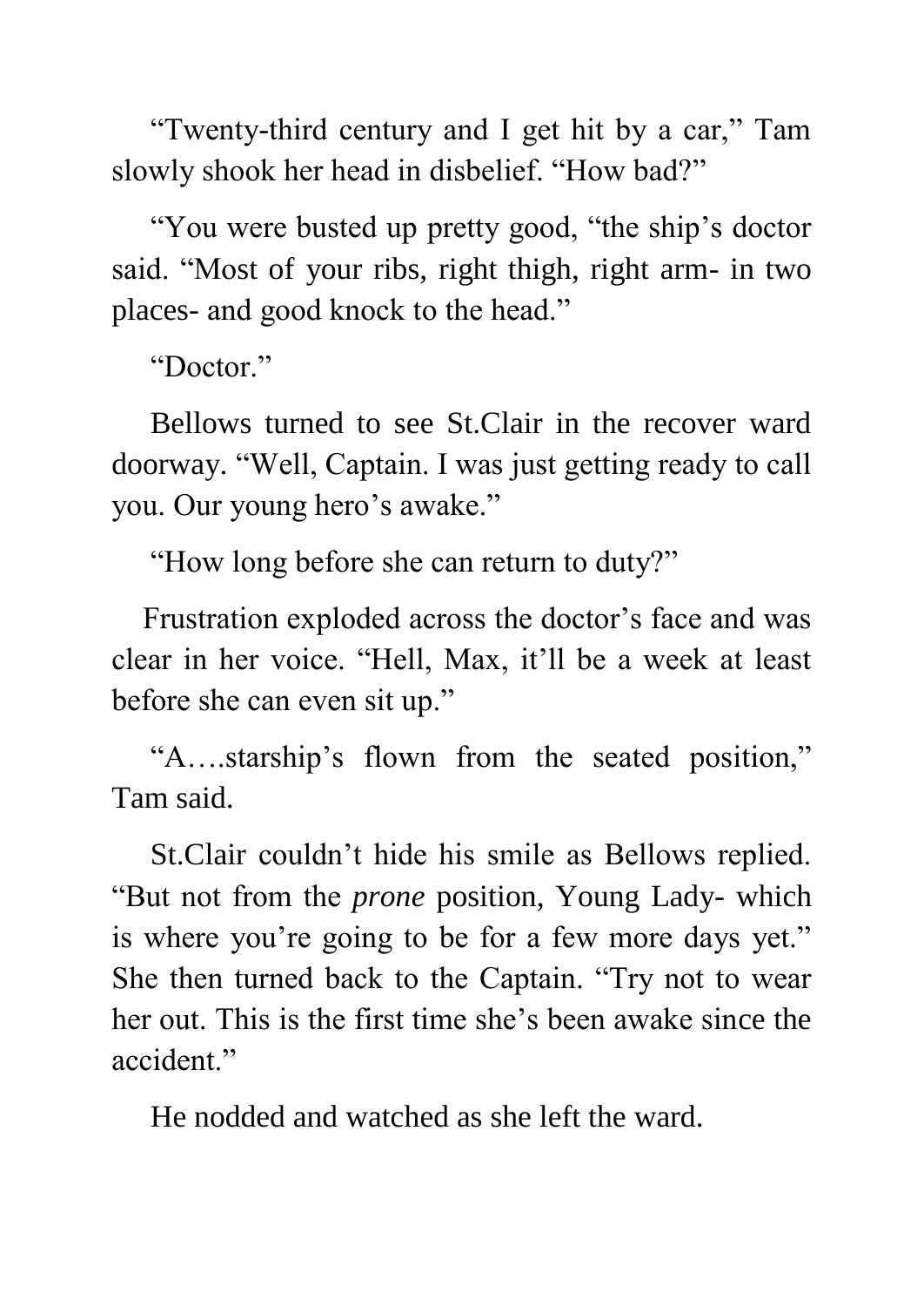“Twenty-third century and I get hit by a car,” Tam slowly shook her head in disbelief. “How bad?”

“You were busted up pretty good, “the ship’s doctor said. “Most of your ribs, right thigh, right arm- in two places- and good knock to the head.”

“Doctor.”

Bellows turned to see St.Clair in the recover ward doorway. “Well, Captain. I was just getting ready to call you. Our young hero’s awake.”

“How long before she can return to duty?”

Frustration exploded across the doctor’s face and was clear in her voice. “Hell, Max, it’ll be a week at least before she can even sit up.”

“A….starship’s flown from the seated position,” Tam said.

St.Clair couldn’t hide his smile as Bellows replied. “But not from the *prone* position, Young Lady- which is where you’re going to be for a few more days yet.” She then turned back to the Captain. “Try not to wear her out. This is the first time she’s been awake since the accident.”

He nodded and watched as she left the ward.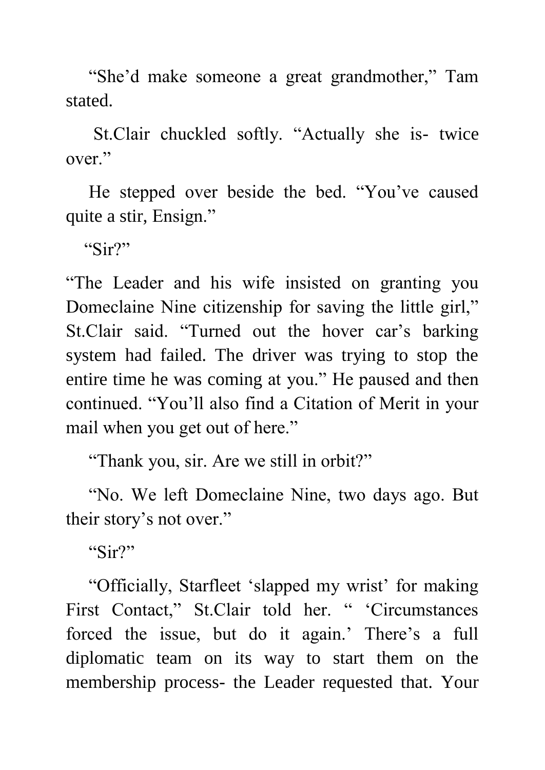“She’d make someone a great grandmother,” Tam stated.

St.Clair chuckled softly. “Actually she is- twice over.”

He stepped over beside the bed. “You’ve caused quite a stir, Ensign.”

“Sir?”

“The Leader and his wife insisted on granting you Domeclaine Nine citizenship for saving the little girl,” St.Clair said. “Turned out the hover car’s barking system had failed. The driver was trying to stop the entire time he was coming at you.” He paused and then continued. “You’ll also find a Citation of Merit in your mail when you get out of here.”

“Thank you, sir. Are we still in orbit?”

“No. We left Domeclaine Nine, two days ago. But their story’s not over.”

“Sir?”

“Officially, Starfleet ‘slapped my wrist’ for making First Contact,” St.Clair told her. “ ‘Circumstances forced the issue, but do it again.’ There’s a full diplomatic team on its way to start them on the membership process- the Leader requested that. Your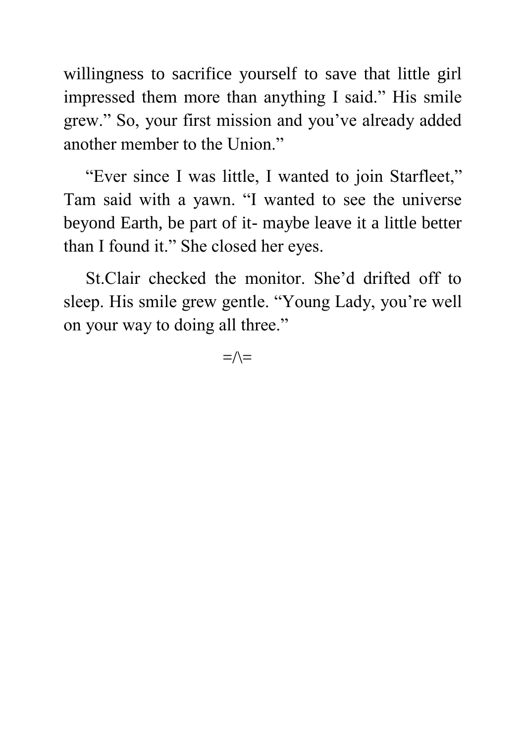willingness to sacrifice yourself to save that little girl impressed them more than anything I said.” His smile grew.” So, your first mission and you’ve already added another member to the Union.”

“Ever since I was little, I wanted to join Starfleet,” Tam said with a yawn. “I wanted to see the universe beyond Earth, be part of it- maybe leave it a little better than I found it.” She closed her eyes.

St.Clair checked the monitor. She’d drifted off to sleep. His smile grew gentle. “Young Lady, you’re well on your way to doing all three.”

=/\=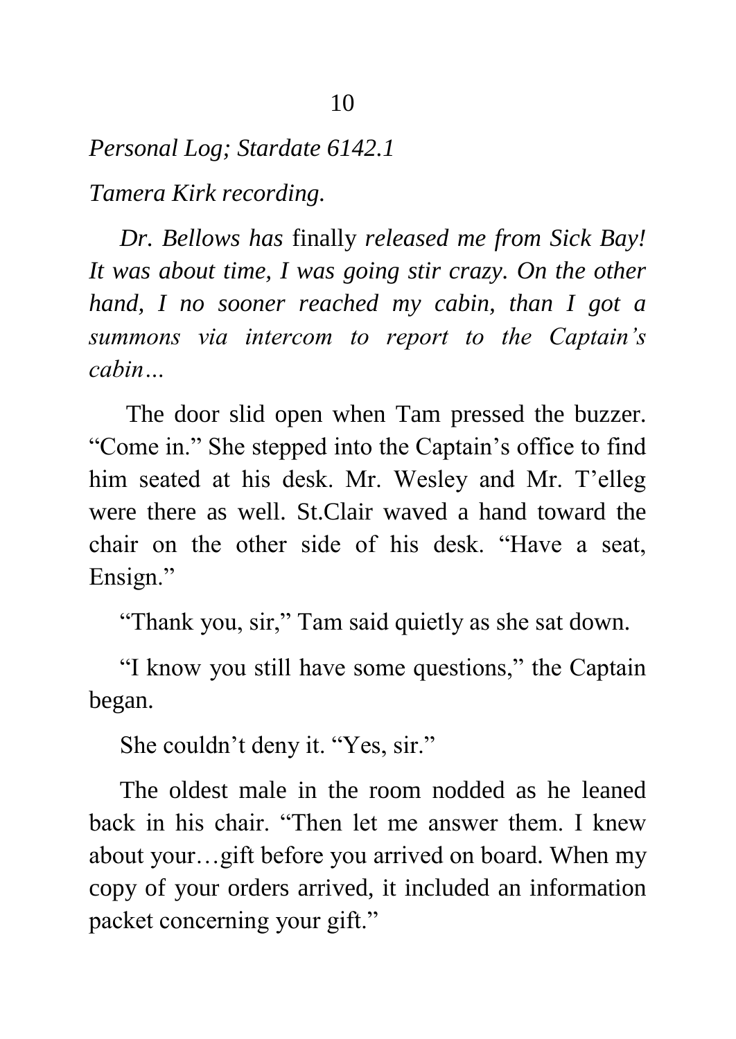*Personal Log; Stardate 6142.1*

*Tamera Kirk recording.*

*Dr. Bellows has* finally *released me from Sick Bay! It was about time, I was going stir crazy. On the other hand, I no sooner reached my cabin, than I got a summons via intercom to report to the Captain's cabin…*

The door slid open when Tam pressed the buzzer. "Come in." She stepped into the Captain's office to find him seated at his desk. Mr. Wesley and Mr. T'elleg were there as well. St.Clair waved a hand toward the chair on the other side of his desk. "Have a seat, Ensign."

"Thank you, sir," Tam said quietly as she sat down.

"I know you still have some questions," the Captain began.

She couldn't deny it. "Yes, sir."

The oldest male in the room nodded as he leaned back in his chair. "Then let me answer them. I knew about your…gift before you arrived on board. When my copy of your orders arrived, it included an information packet concerning your gift."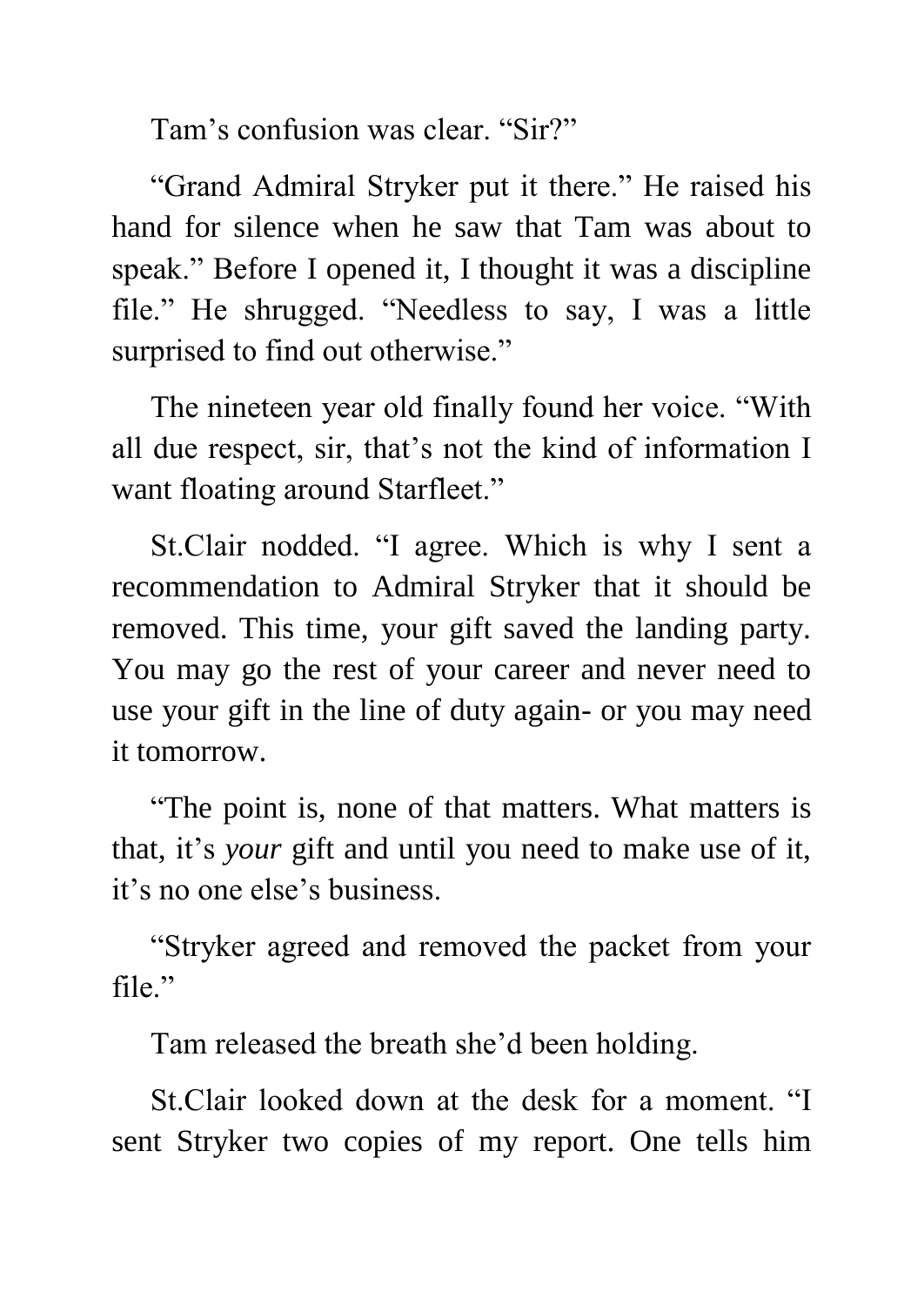Tam’s confusion was clear. “Sir?”

“Grand Admiral Stryker put it there.” He raised his hand for silence when he saw that Tam was about to speak.” Before I opened it, I thought it was a discipline file.” He shrugged. “Needless to say, I was a little surprised to find out otherwise.”

The nineteen year old finally found her voice. “With all due respect, sir, that’s not the kind of information I want floating around Starfleet.”

St.Clair nodded. “I agree. Which is why I sent a recommendation to Admiral Stryker that it should be removed. This time, your gift saved the landing party. You may go the rest of your career and never need to use your gift in the line of duty again- or you may need it tomorrow.

“The point is, none of that matters. What matters is that, it’s *your* gift and until you need to make use of it, it’s no one else’s business.

“Stryker agreed and removed the packet from your file.”

Tam released the breath she’d been holding.

St.Clair looked down at the desk for a moment. “I sent Stryker two copies of my report. One tells him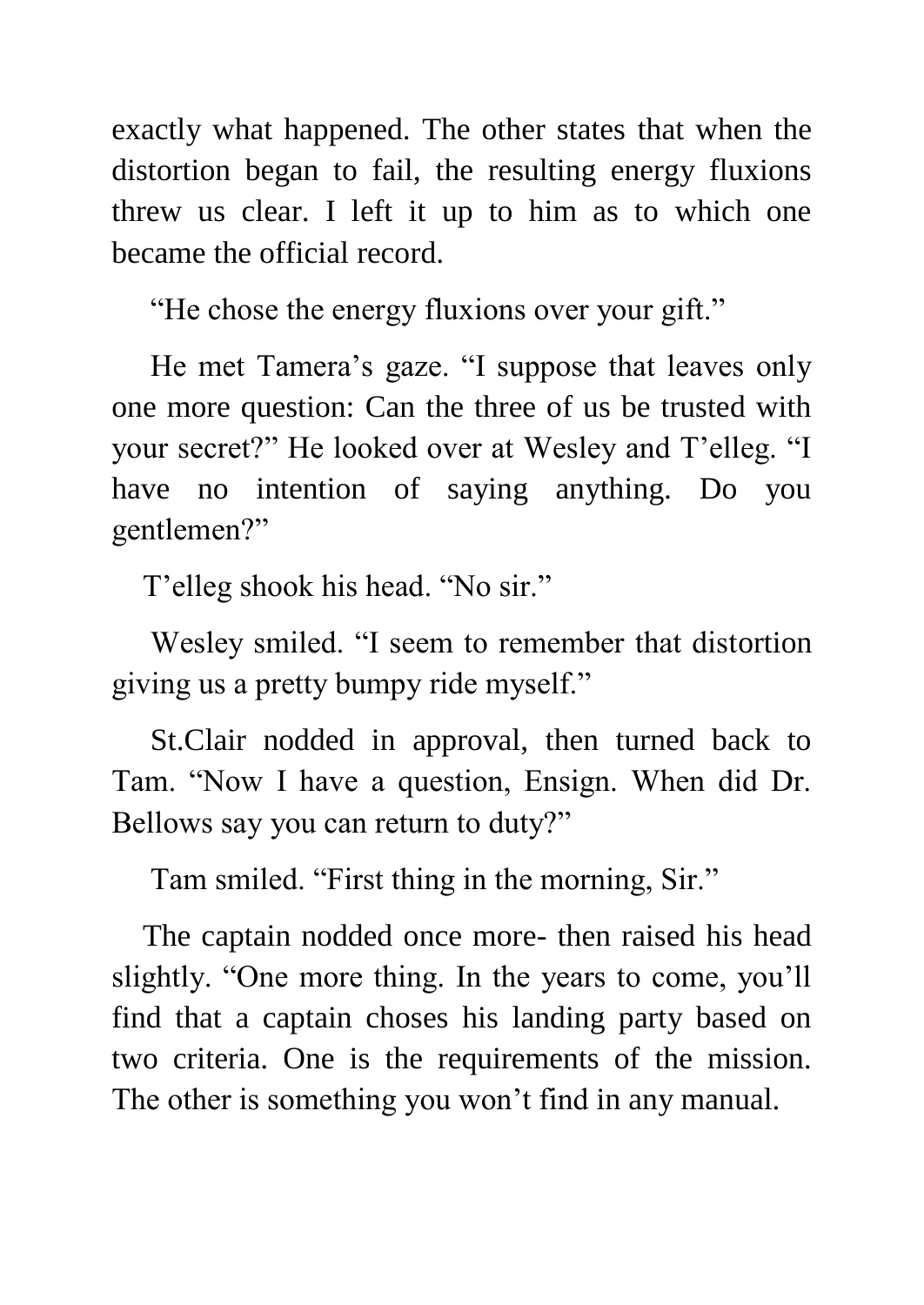exactly what happened. The other states that when the distortion began to fail, the resulting energy fluxions threw us clear. I left it up to him as to which one became the official record.

"He chose the energy fluxions over your gift."

He met Tamera's gaze. "I suppose that leaves only one more question: Can the three of us be trusted with your secret?" He looked over at Wesley and T'elleg. "I have no intention of saying anything. Do you gentlemen?"

T'elleg shook his head. "No sir."

Wesley smiled. "I seem to remember that distortion giving us a pretty bumpy ride myself."

St.Clair nodded in approval, then turned back to Tam. "Now I have a question, Ensign. When did Dr. Bellows say you can return to duty?"

Tam smiled. "First thing in the morning, Sir."

The captain nodded once more- then raised his head slightly. "One more thing. In the years to come, you'll find that a captain choses his landing party based on two criteria. One is the requirements of the mission. The other is something you won't find in any manual.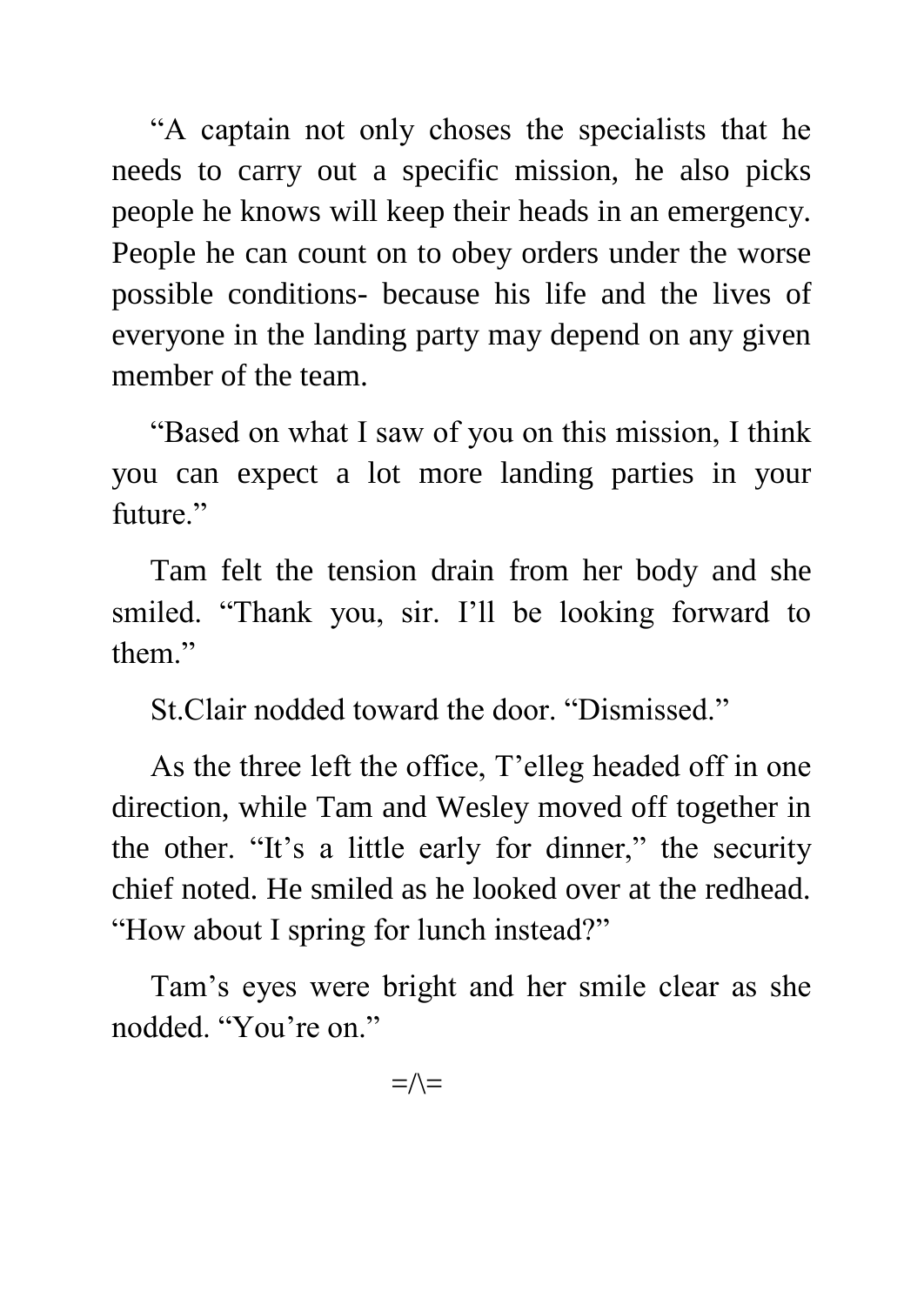"A captain not only choses the specialists that he needs to carry out a specific mission, he also picks people he knows will keep their heads in an emergency. People he can count on to obey orders under the worse possible conditions- because his life and the lives of everyone in the landing party may depend on any given member of the team.

"Based on what I saw of you on this mission, I think you can expect a lot more landing parties in your future."

Tam felt the tension drain from her body and she smiled. "Thank you, sir. I'll be looking forward to them."

St.Clair nodded toward the door. "Dismissed."

As the three left the office, T'elleg headed off in one direction, while Tam and Wesley moved off together in the other. "It's a little early for dinner," the security chief noted. He smiled as he looked over at the redhead. "How about I spring for lunch instead?"

Tam's eyes were bright and her smile clear as she nodded. "You're on."

=/\=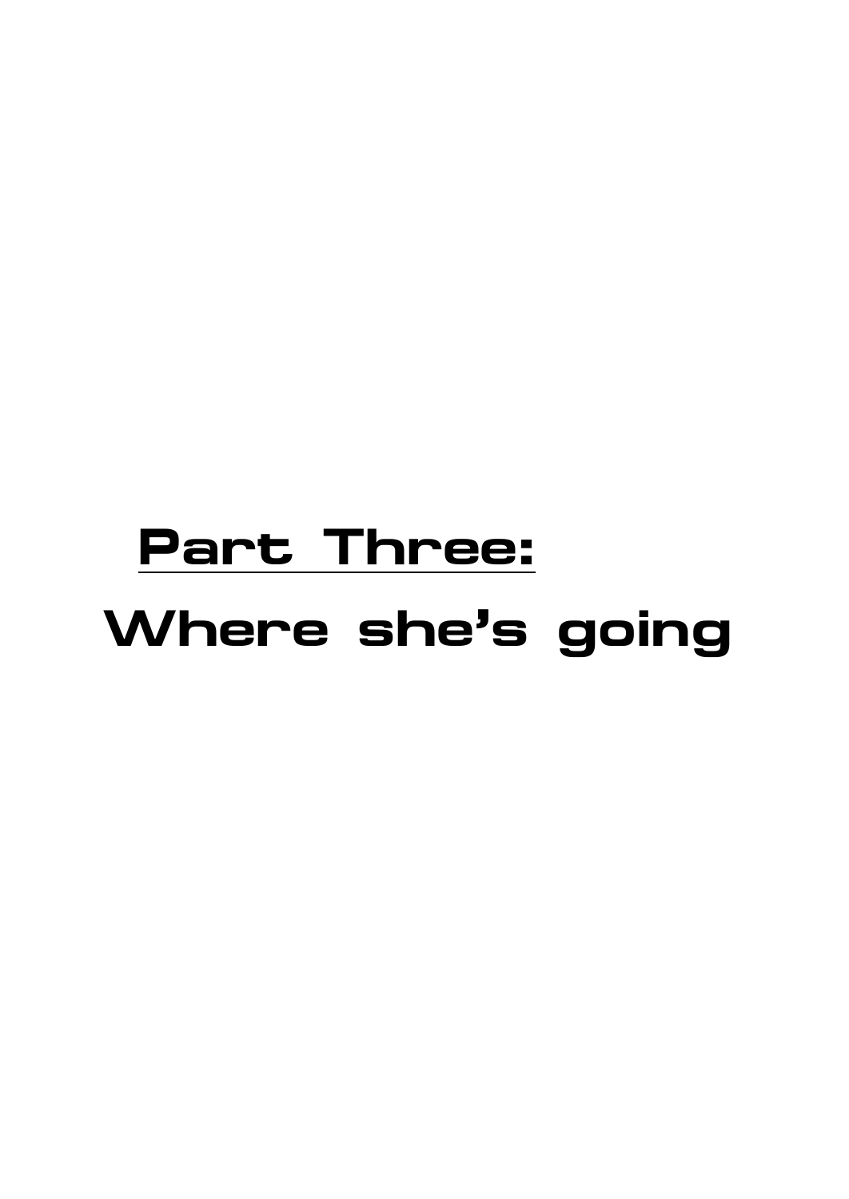# Part Three:

# Where she's going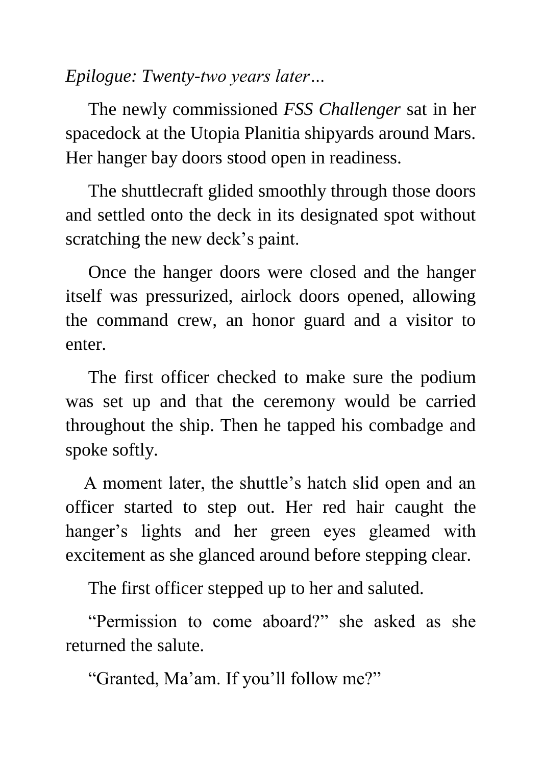*Epilogue: Twenty-two years later…*

The newly commissioned *FSS Challenger* sat in her spacedock at the Utopia Planitia shipyards around Mars. Her hanger bay doors stood open in readiness.

The shuttlecraft glided smoothly through those doors and settled onto the deck in its designated spot without scratching the new deck's paint.

Once the hanger doors were closed and the hanger itself was pressurized, airlock doors opened, allowing the command crew, an honor guard and a visitor to enter.

The first officer checked to make sure the podium was set up and that the ceremony would be carried throughout the ship. Then he tapped his combadge and spoke softly.

A moment later, the shuttle's hatch slid open and an officer started to step out. Her red hair caught the hanger's lights and her green eyes gleamed with excitement as she glanced around before stepping clear.

The first officer stepped up to her and saluted.

"Permission to come aboard?" she asked as she returned the salute.

"Granted, Ma'am. If you'll follow me?"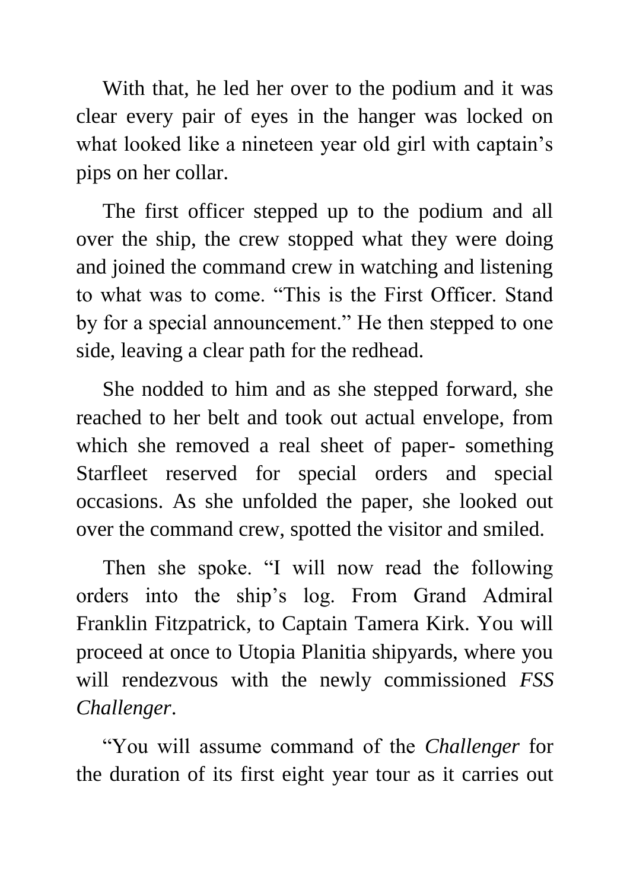With that, he led her over to the podium and it was clear every pair of eyes in the hanger was locked on what looked like a nineteen year old girl with captain's pips on her collar.

The first officer stepped up to the podium and all over the ship, the crew stopped what they were doing and joined the command crew in watching and listening to what was to come. "This is the First Officer. Stand by for a special announcement." He then stepped to one side, leaving a clear path for the redhead.

She nodded to him and as she stepped forward, she reached to her belt and took out actual envelope, from which she removed a real sheet of paper- something Starfleet reserved for special orders and special occasions. As she unfolded the paper, she looked out over the command crew, spotted the visitor and smiled.

Then she spoke. "I will now read the following orders into the ship's log. From Grand Admiral Franklin Fitzpatrick, to Captain Tamera Kirk. You will proceed at once to Utopia Planitia shipyards, where you will rendezvous with the newly commissioned *FSS Challenger*.

"You will assume command of the *Challenger* for the duration of its first eight year tour as it carries out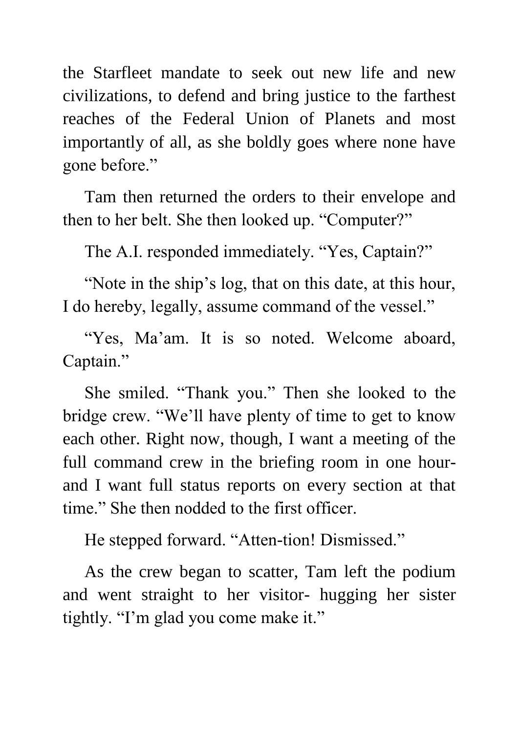the Starfleet mandate to seek out new life and new civilizations, to defend and bring justice to the farthest reaches of the Federal Union of Planets and most importantly of all, as she boldly goes where none have gone before."

Tam then returned the orders to their envelope and then to her belt. She then looked up. "Computer?"

The A.I. responded immediately. "Yes, Captain?"

"Note in the ship's log, that on this date, at this hour, I do hereby, legally, assume command of the vessel."

"Yes, Ma'am. It is so noted. Welcome aboard, Captain."

She smiled. "Thank you." Then she looked to the bridge crew. "We'll have plenty of time to get to know each other. Right now, though, I want a meeting of the full command crew in the briefing room in one hour- and I want full status reports on every section at that time." She then nodded to the first officer.

He stepped forward. "Atten-tion! Dismissed."

As the crew began to scatter, Tam left the podium and went straight to her visitor- hugging her sister tightly. "I'm glad you come make it."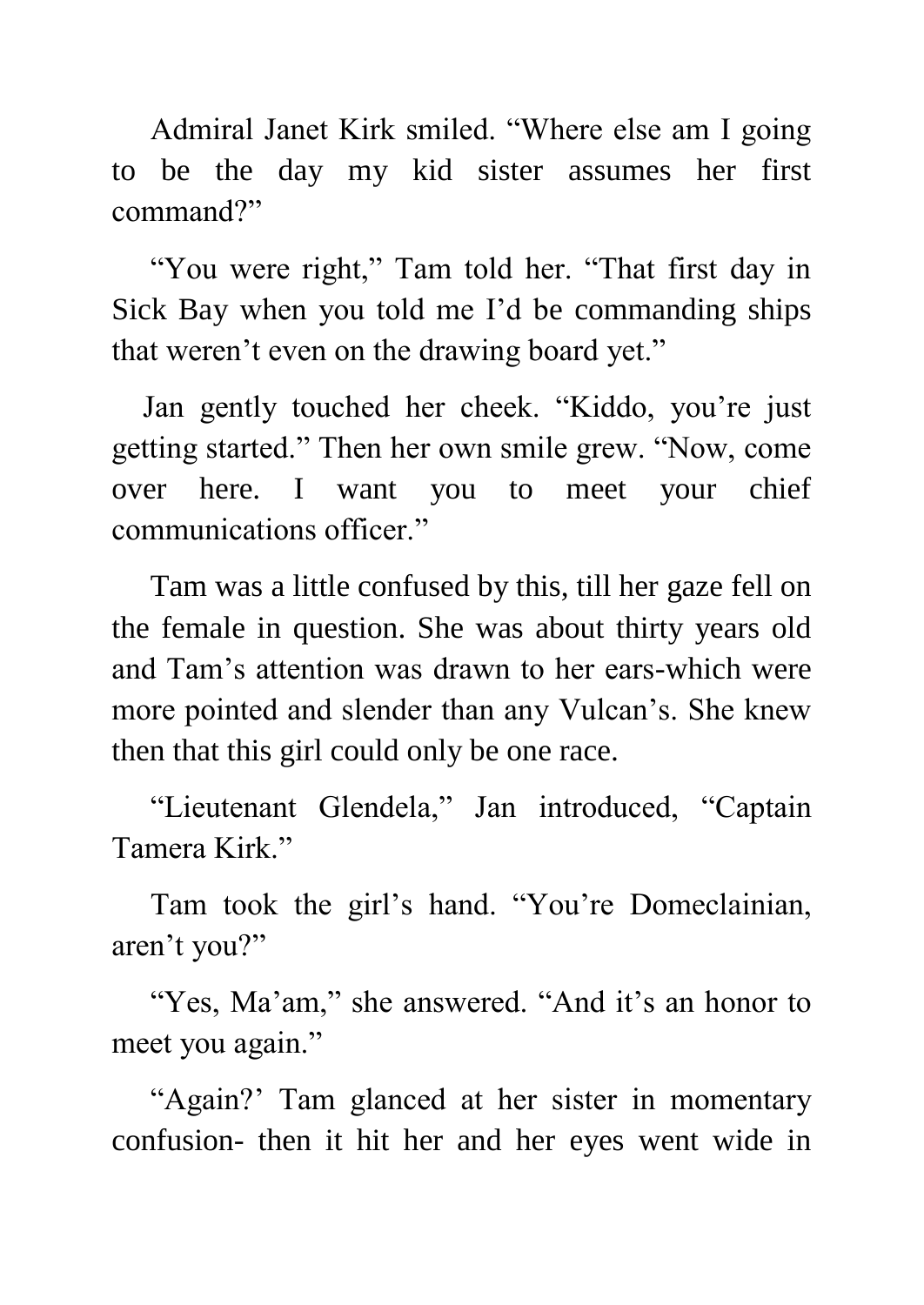Admiral Janet Kirk smiled. "Where else am I going to be the day my kid sister assumes her first command?"

"You were right," Tam told her. "That first day in Sick Bay when you told me I'd be commanding ships that weren't even on the drawing board yet."

Jan gently touched her cheek. "Kiddo, you're just getting started." Then her own smile grew. "Now, come over here. I want you to meet your chief communications officer."

Tam was a little confused by this, till her gaze fell on the female in question. She was about thirty years old and Tam's attention was drawn to her ears-which were more pointed and slender than any Vulcan's. She knew then that this girl could only be one race.

"Lieutenant Glendela," Jan introduced, "Captain Tamera Kirk."

Tam took the girl's hand. "You're Domeclainian, aren't you?"

"Yes, Ma'am," she answered. "And it's an honor to meet you again."

"Again?' Tam glanced at her sister in momentary confusion- then it hit her and her eyes went wide in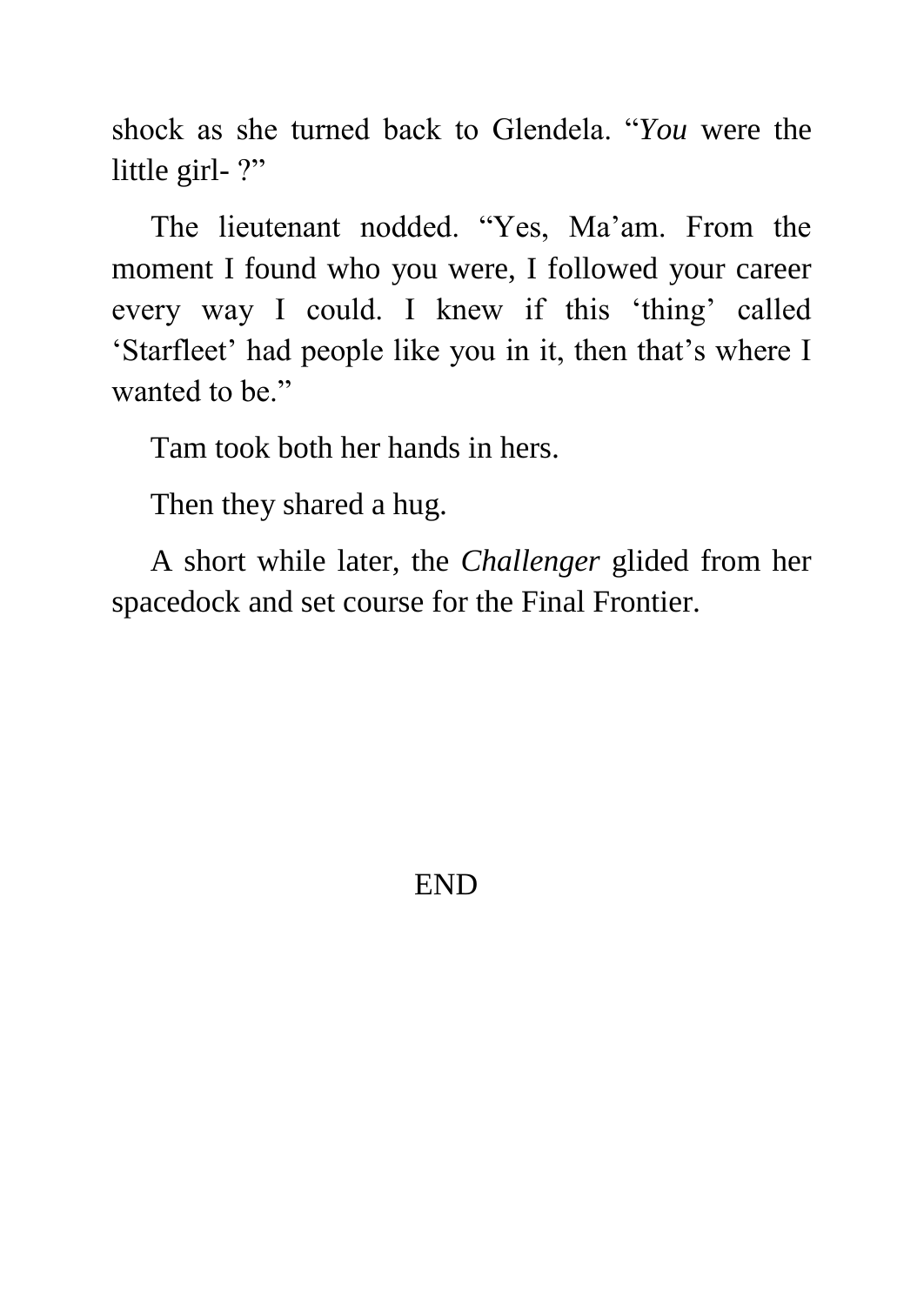shock as she turned back to Glendela. "*You* were the little girl- ?"

The lieutenant nodded. "Yes, Ma'am. From the moment I found who you were, I followed your career every way I could. I knew if this 'thing' called 'Starfleet' had people like you in it, then that's where I wanted to be."

Tam took both her hands in hers.

Then they shared a hug.

A short while later, the *Challenger* glided from her spacedock and set course for the Final Frontier.

END